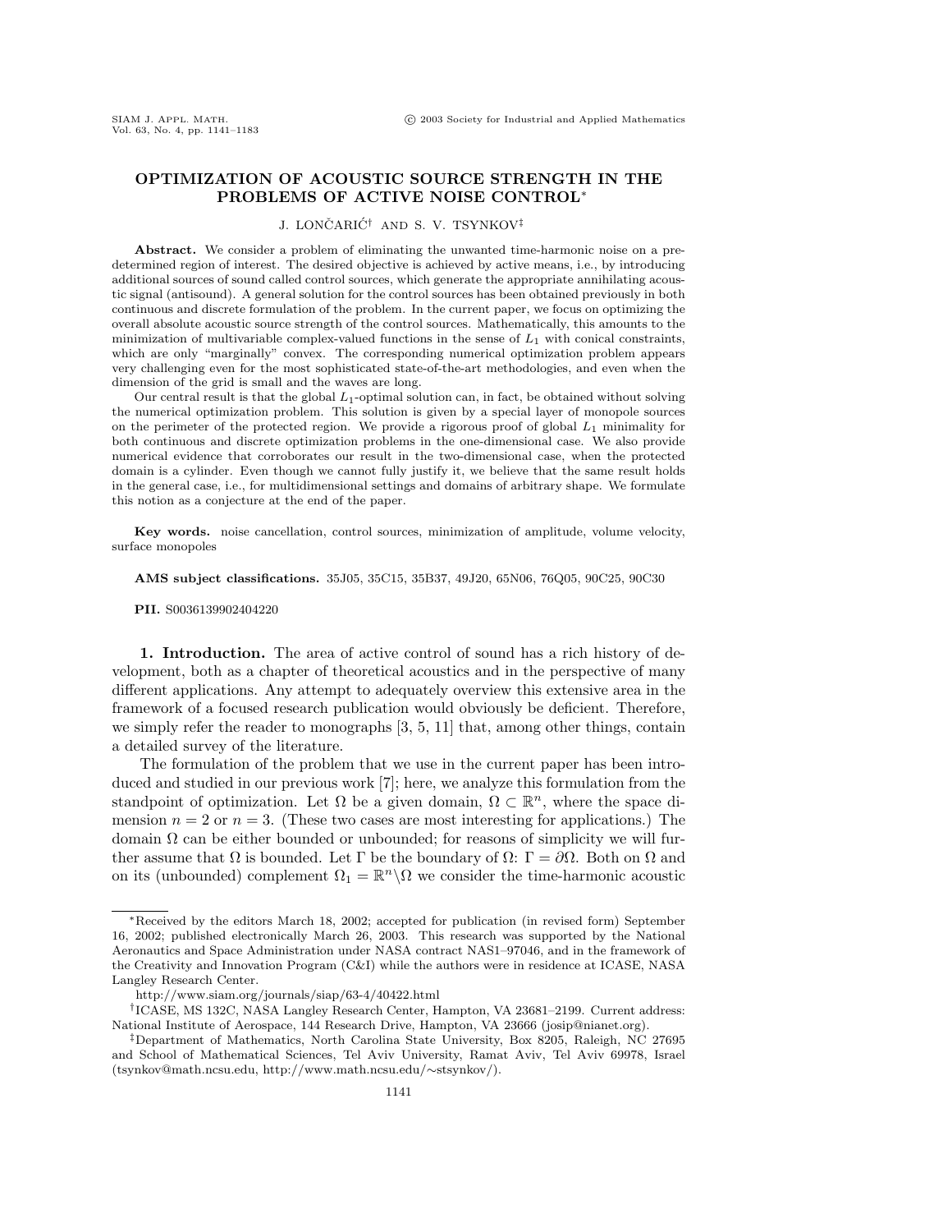# OPTIMIZATION OF ACOUSTIC SOURCE STRENGTH IN THE PROBLEMS OF ACTIVE NOISE CONTROL*

J. LONČARIĆ[†] AND S. V. TSYNKOV[‡]

**Abstract.** We consider a problem of eliminating the unwanted time-harmonic noise on a predetermined region of interest. The desired objective is achieved by active means, i.e., by introducing additional sources of sound called control sources, which generate the appropriate annihilating acoustic signal (antisound). A general solution for the control sources has been obtained previously in both continuous and discrete formulation of the problem. In the current paper, we focus on optimizing the overall absolute acoustic source strength of the control sources. Mathematically, this amounts to the minimization of multivariable complex-valued functions in the sense of $L_1$ with conical constraints, which are only "marginally" convex. The corresponding numerical optimization problem appears very challenging even for the most sophisticated state-of-the-art methodologies, and even when the dimension of the grid is small and the waves are long.

Our central result is that the global $L_1$-optimal solution can, in fact, be obtained without solving the numerical optimization problem. This solution is given by a special layer of monopole sources on the perimeter of the protected region. We provide a rigorous proof of global $L_1$ minimality for both continuous and discrete optimization problems in the one-dimensional case. We also provide numerical evidence that corroborates our result in the two-dimensional case, when the protected domain is a cylinder. Even though we cannot fully justify it, we believe that the same result holds in the general case, i.e., for multidimensional settings and domains of arbitrary shape. We formulate this notion as a conjecture at the end of the paper.

**Key words.** noise cancellation, control sources, minimization of amplitude, volume velocity, surface monopoles

**AMS subject classifications.** 35J05, 35C15, 35B37, 49J20, 65N06, 76Q05, 90C25, 90C30

**PII.** S0036139902404220

## 1. Introduction.

The area of active control of sound has a rich history of development, both as a chapter of theoretical acoustics and in the perspective of many different applications. Any attempt to adequately overview this extensive area in the framework of a focused research publication would obviously be deficient. Therefore, we simply refer the reader to monographs [3, 5, 11] that, among other things, contain a detailed survey of the literature.

The formulation of the problem that we use in the current paper has been introduced and studied in our previous work [7]; here, we analyze this formulation from the standpoint of optimization. Let $\Omega$ be a given domain, $\Omega \subset \mathbb{R}^n$, where the space dimension $n = 2$ or $n = 3$. (These two cases are most interesting for applications.) The domain $\Omega$ can be either bounded or unbounded; for reasons of simplicity we will further assume that $\Omega$ is bounded. Let $\Gamma$ be the boundary of $\Omega$: $\Gamma = \partial\Omega$. Both on $\Omega$ and on its (unbounded) complement $\Omega_1 = \mathbb{R}^n \backslash \Omega$ we consider the time-harmonic acoustic

---

*Received by the editors March 18, 2002; accepted for publication (in revised form) September 16, 2002; published electronically March 26, 2003. This research was supported by the National Aeronautics and Space Administration under NASA contract NAS1–97046, and in the framework of the Creativity and Innovation Program (C&I) while the authors were in residence at ICASE, NASA Langley Research Center.

http://www.siam.org/journals/siap/63-4/40422.html

[†]ICASE, MS 132C, NASA Langley Research Center, Hampton, VA 23681–2199. Current address: National Institute of Aerospace, 144 Research Drive, Hampton, VA 23666 (josip@nianet.org).

[‡]Department of Mathematics, North Carolina State University, Box 8205, Raleigh, NC 27695 and School of Mathematical Sciences, Tel Aviv University, Ramat Aviv, Tel Aviv 69978, Israel (tsynkov@math.ncsu.edu, http://www.math.ncsu.edu/∼stsynkov/).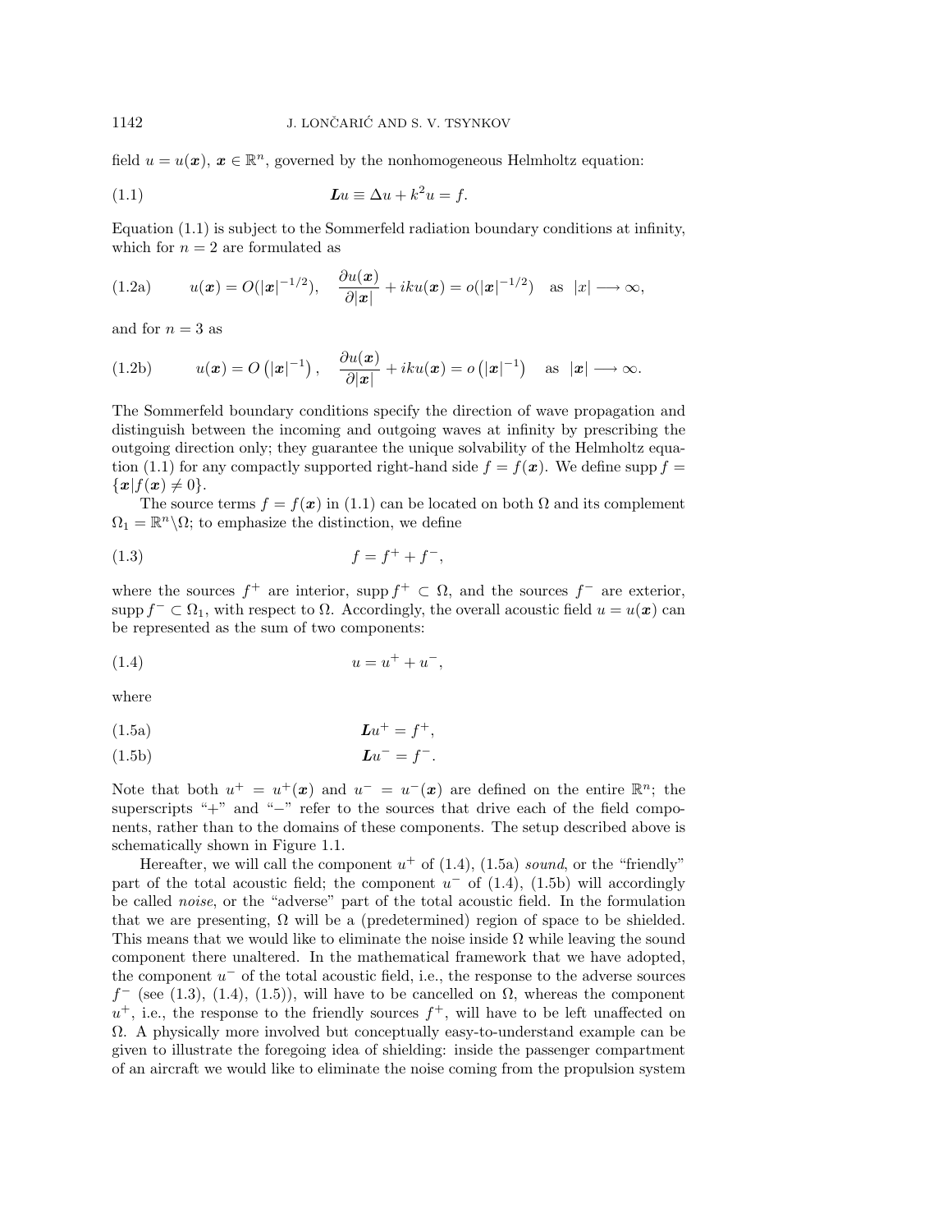field $u = u(\boldsymbol{x})$, $\boldsymbol{x} \in \mathbb{R}^n$, governed by the nonhomogeneous Helmholtz equation:

$$\boldsymbol{L}u \equiv \Delta u + k^2 u = f. \tag{1.1}$$

Equation (1.1) is subject to the Sommerfeld radiation boundary conditions at infinity, which for $n = 2$ are formulated as

$$u(\boldsymbol{x}) = O(|\boldsymbol{x}|^{-1/2}), \quad \frac{\partial u(\boldsymbol{x})}{\partial |\boldsymbol{x}|} + iku(\boldsymbol{x}) = o(|\boldsymbol{x}|^{-1/2}) \quad \text{as} \quad |x| \longrightarrow \infty, \tag{1.2a}$$

and for $n = 3$ as

$$u(\boldsymbol{x}) = O\left(|\boldsymbol{x}|^{-1}\right), \quad \frac{\partial u(\boldsymbol{x})}{\partial |\boldsymbol{x}|} + iku(\boldsymbol{x}) = o\left(|\boldsymbol{x}|^{-1}\right) \quad \text{as} \quad |\boldsymbol{x}| \longrightarrow \infty. \tag{1.2b}$$

The Sommerfeld boundary conditions specify the direction of wave propagation and distinguish between the incoming and outgoing waves at infinity by prescribing the outgoing direction only; they guarantee the unique solvability of the Helmholtz equation (1.1) for any compactly supported right-hand side $f = f(\boldsymbol{x})$. We define $\operatorname{supp} f = \{\boldsymbol{x} | f(\boldsymbol{x}) \neq 0\}$.

The source terms $f = f(\boldsymbol{x})$ in (1.1) can be located on both $\Omega$ and its complement $\Omega_1 = \mathbb{R}^n \backslash \Omega$; to emphasize the distinction, we define

$$f = f^+ + f^-, \tag{1.3}$$

where the sources $f^+$ are interior, $\operatorname{supp} f^+ \subset \Omega$, and the sources $f^-$ are exterior, $\operatorname{supp} f^- \subset \Omega_1$, with respect to $\Omega$. Accordingly, the overall acoustic field $u = u(\boldsymbol{x})$ can be represented as the sum of two components:

$$u = u^+ + u^-, \tag{1.4}$$

where

$$\boldsymbol{L}u^+ = f^+, \tag{1.5a}$$

$$\boldsymbol{L}u^- = f^-. \tag{1.5b}$$

Note that both $u^+ = u^+(\boldsymbol{x})$ and $u^- = u^-(\boldsymbol{x})$ are defined on the entire $\mathbb{R}^n$; the superscripts "+" and "−" refer to the sources that drive each of the field components, rather than to the domains of these components. The setup described above is schematically shown in Figure 1.1.

Hereafter, we will call the component $u^+$ of (1.4), (1.5a) *sound*, or the "friendly" part of the total acoustic field; the component $u^-$ of (1.4), (1.5b) will accordingly be called *noise*, or the "adverse" part of the total acoustic field. In the formulation that we are presenting, $\Omega$ will be a (predetermined) region of space to be shielded. This means that we would like to eliminate the noise inside $\Omega$ while leaving the sound component there unaltered. In the mathematical framework that we have adopted, the component $u^-$ of the total acoustic field, i.e., the response to the adverse sources $f^-$ (see (1.3), (1.4), (1.5)), will have to be cancelled on $\Omega$, whereas the component $u^+$, i.e., the response to the friendly sources $f^+$, will have to be left unaffected on $\Omega$. A physically more involved but conceptually easy-to-understand example can be given to illustrate the foregoing idea of shielding: inside the passenger compartment of an aircraft we would like to eliminate the noise coming from the propulsion system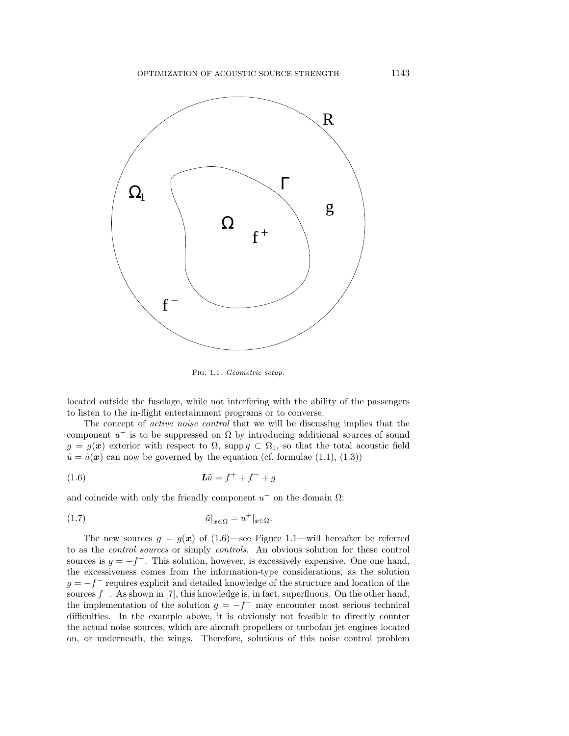Fig. 1.1. *Geometric setup.*

located outside the fuselage, while not interfering with the ability of the passengers to listen to the in-flight entertainment programs or to converse.

The concept of *active noise control* that we will be discussing implies that the component $u^-$ is to be suppressed on $\Omega$ by introducing additional sources of sound $g = g(\boldsymbol{x})$ exterior with respect to $\Omega$, $\operatorname{supp} g \subset \Omega_1$, so that the total acoustic field $\tilde{u} = \tilde{u}(\boldsymbol{x})$ can now be governed by the equation (cf. formulae (1.1), (1.3))

$$\boldsymbol{L}\tilde{u} = f^+ + f^- + g \tag{1.6}$$

and coincide with only the friendly component $u^+$ on the domain $\Omega$:

$$\tilde{u}|_{\boldsymbol{x}\in\Omega} = u^+|_{\boldsymbol{x}\in\Omega}. \tag{1.7}$$

The new sources $g = g(\boldsymbol{x})$ of (1.6)—see Figure 1.1—will hereafter be referred to as the *control sources* or simply *controls*. An obvious solution for these control sources is $g = -f^-$. This solution, however, is excessively expensive. One one hand, the excessiveness comes from the information-type considerations, as the solution $g = -f^-$ requires explicit and detailed knowledge of the structure and location of the sources $f^-$. As shown in [7], this knowledge is, in fact, superfluous. On the other hand, the implementation of the solution $g = -f^-$ may encounter most serious technical difficulties. In the example above, it is obviously not feasible to directly counter the actual noise sources, which are aircraft propellers or turbofan jet engines located on, or underneath, the wings. Therefore, solutions of this noise control problem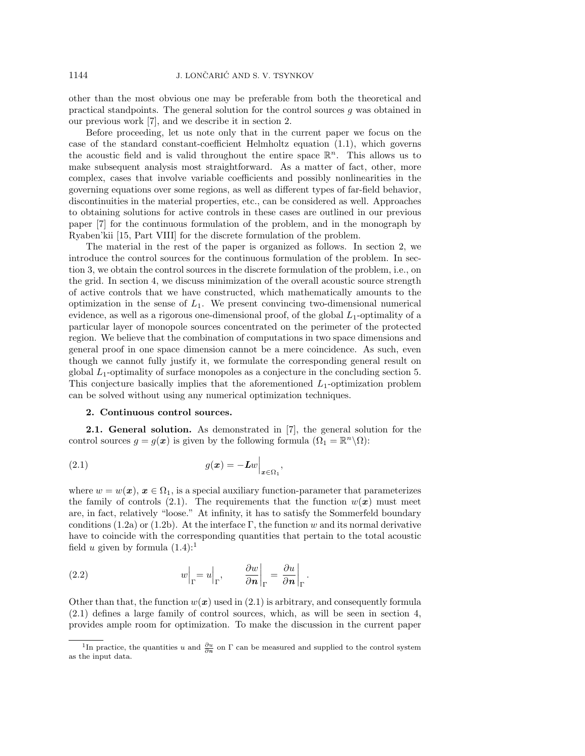other than the most obvious one may be preferable from both the theoretical and practical standpoints. The general solution for the control sources $g$ was obtained in our previous work [7], and we describe it in section 2.

Before proceeding, let us note only that in the current paper we focus on the case of the standard constant-coefficient Helmholtz equation (1.1), which governs the acoustic field and is valid throughout the entire space $\mathbb{R}^n$. This allows us to make subsequent analysis most straightforward. As a matter of fact, other, more complex, cases that involve variable coefficients and possibly nonlinearities in the governing equations over some regions, as well as different types of far-field behavior, discontinuities in the material properties, etc., can be considered as well. Approaches to obtaining solutions for active controls in these cases are outlined in our previous paper [7] for the continuous formulation of the problem, and in the monograph by Ryaben'kii [15, Part VIII] for the discrete formulation of the problem.

The material in the rest of the paper is organized as follows. In section 2, we introduce the control sources for the continuous formulation of the problem. In section 3, we obtain the control sources in the discrete formulation of the problem, i.e., on the grid. In section 4, we discuss minimization of the overall acoustic source strength of active controls that we have constructed, which mathematically amounts to the optimization in the sense of $L_1$. We present convincing two-dimensional numerical evidence, as well as a rigorous one-dimensional proof, of the global $L_1$-optimality of a particular layer of monopole sources concentrated on the perimeter of the protected region. We believe that the combination of computations in two space dimensions and general proof in one space dimension cannot be a mere coincidence. As such, even though we cannot fully justify it, we formulate the corresponding general result on global $L_1$-optimality of surface monopoles as a conjecture in the concluding section 5. This conjecture basically implies that the aforementioned $L_1$-optimization problem can be solved without using any numerical optimization techniques.

## 2. Continuous control sources.

**2.1. General solution.** As demonstrated in [7], the general solution for the control sources $g = g(\boldsymbol{x})$ is given by the following formula ($\Omega_1 = \mathbb{R}^n \backslash \Omega$):

$$g(\boldsymbol{x}) = -\boldsymbol{L}w\Big|_{\boldsymbol{x}\in\Omega_1}, \tag{2.1}$$

where $w = w(\boldsymbol{x})$, $\boldsymbol{x} \in \Omega_1$, is a special auxiliary function-parameter that parameterizes the family of controls (2.1). The requirements that the function $w(\boldsymbol{x})$ must meet are, in fact, relatively "loose." At infinity, it has to satisfy the Sommerfeld boundary conditions (1.2a) or (1.2b). At the interface $\Gamma$, the function $w$ and its normal derivative have to coincide with the corresponding quantities that pertain to the total acoustic field $u$ given by formula (1.4):[1]

$$w\Big|_{\Gamma} = u\Big|_{\Gamma}, \qquad \frac{\partial w}{\partial \boldsymbol{n}}\Big|_{\Gamma} = \frac{\partial u}{\partial \boldsymbol{n}}\Big|_{\Gamma}. \tag{2.2}$$

Other than that, the function $w(\boldsymbol{x})$ used in (2.1) is arbitrary, and consequently formula (2.1) defines a large family of control sources, which, as will be seen in section 4, provides ample room for optimization. To make the discussion in the current paper

[1] In practice, the quantities $u$ and $\frac{\partial u}{\partial \boldsymbol{n}}$ on $\Gamma$ can be measured and supplied to the control system as the input data.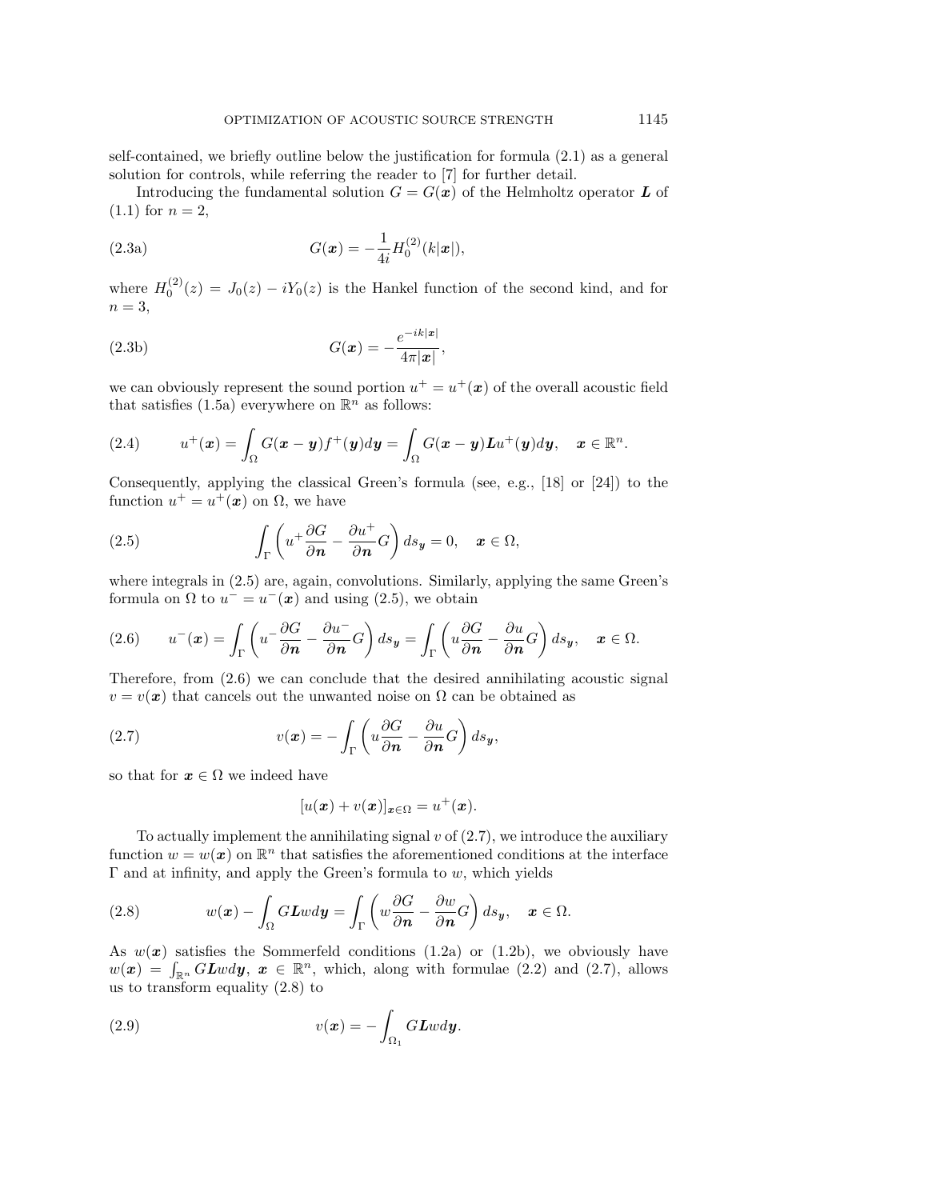self-contained, we briefly outline below the justification for formula (2.1) as a general solution for controls, while referring the reader to [7] for further detail.

Introducing the fundamental solution $G = G(\boldsymbol{x})$ of the Helmholtz operator $\boldsymbol{L}$ of (1.1) for $n = 2$,

$$G(\boldsymbol{x}) = -\frac{1}{4i} H_0^{(2)}(k|\boldsymbol{x}|), \tag{2.3a}$$

where $H_0^{(2)}(z) = J_0(z) - iY_0(z)$ is the Hankel function of the second kind, and for $n = 3$,

$$G(\boldsymbol{x}) = -\frac{e^{-ik|\boldsymbol{x}|}}{4\pi|\boldsymbol{x}|}, \tag{2.3b}$$

we can obviously represent the sound portion $u^+ = u^+(\boldsymbol{x})$ of the overall acoustic field that satisfies (1.5a) everywhere on $\mathbb{R}^n$ as follows:

$$u^+(\boldsymbol{x}) = \int_\Omega G(\boldsymbol{x} - \boldsymbol{y}) f^+(\boldsymbol{y}) d\boldsymbol{y} = \int_\Omega G(\boldsymbol{x} - \boldsymbol{y}) \boldsymbol{L} u^+(\boldsymbol{y}) d\boldsymbol{y}, \quad \boldsymbol{x} \in \mathbb{R}^n. \tag{2.4}$$

Consequently, applying the classical Green's formula (see, e.g., [18] or [24]) to the function $u^+ = u^+(\boldsymbol{x})$ on $\Omega$, we have

$$\int_\Gamma \left( u^+ \frac{\partial G}{\partial \boldsymbol{n}} - \frac{\partial u^+}{\partial \boldsymbol{n}} G \right) ds_{\boldsymbol{y}} = 0, \quad \boldsymbol{x} \in \Omega, \tag{2.5}$$

where integrals in (2.5) are, again, convolutions. Similarly, applying the same Green's formula on $\Omega$ to $u^- = u^-(\boldsymbol{x})$ and using (2.5), we obtain

$$u^-(\boldsymbol{x}) = \int_\Gamma \left( u^- \frac{\partial G}{\partial \boldsymbol{n}} - \frac{\partial u^-}{\partial \boldsymbol{n}} G \right) ds_{\boldsymbol{y}} = \int_\Gamma \left( u \frac{\partial G}{\partial \boldsymbol{n}} - \frac{\partial u}{\partial \boldsymbol{n}} G \right) ds_{\boldsymbol{y}}, \quad \boldsymbol{x} \in \Omega. \tag{2.6}$$

Therefore, from (2.6) we can conclude that the desired annihilating acoustic signal $v = v(\boldsymbol{x})$ that cancels out the unwanted noise on $\Omega$ can be obtained as

$$v(\boldsymbol{x}) = -\int_\Gamma \left( u \frac{\partial G}{\partial \boldsymbol{n}} - \frac{\partial u}{\partial \boldsymbol{n}} G \right) ds_{\boldsymbol{y}}, \tag{2.7}$$

so that for $\boldsymbol{x} \in \Omega$ we indeed have

$$[u(\boldsymbol{x}) + v(\boldsymbol{x})]_{\boldsymbol{x} \in \Omega} = u^+(\boldsymbol{x}).$$

To actually implement the annihilating signal $v$ of (2.7), we introduce the auxiliary function $w = w(\boldsymbol{x})$ on $\mathbb{R}^n$ that satisfies the aforementioned conditions at the interface $\Gamma$ and at infinity, and apply the Green's formula to $w$, which yields

$$w(\boldsymbol{x}) - \int_\Omega G \boldsymbol{L} w d\boldsymbol{y} = \int_\Gamma \left( w \frac{\partial G}{\partial \boldsymbol{n}} - \frac{\partial w}{\partial \boldsymbol{n}} G \right) ds_{\boldsymbol{y}}, \quad \boldsymbol{x} \in \Omega. \tag{2.8}$$

As $w(\boldsymbol{x})$ satisfies the Sommerfeld conditions (1.2a) or (1.2b), we obviously have $w(\boldsymbol{x}) = \int_{\mathbb{R}^n} G \boldsymbol{L} w d\boldsymbol{y}$, $\boldsymbol{x} \in \mathbb{R}^n$, which, along with formulae (2.2) and (2.7), allows us to transform equality (2.8) to

$$v(\boldsymbol{x}) = -\int_{\Omega_1} G \boldsymbol{L} w d\boldsymbol{y}. \tag{2.9}$$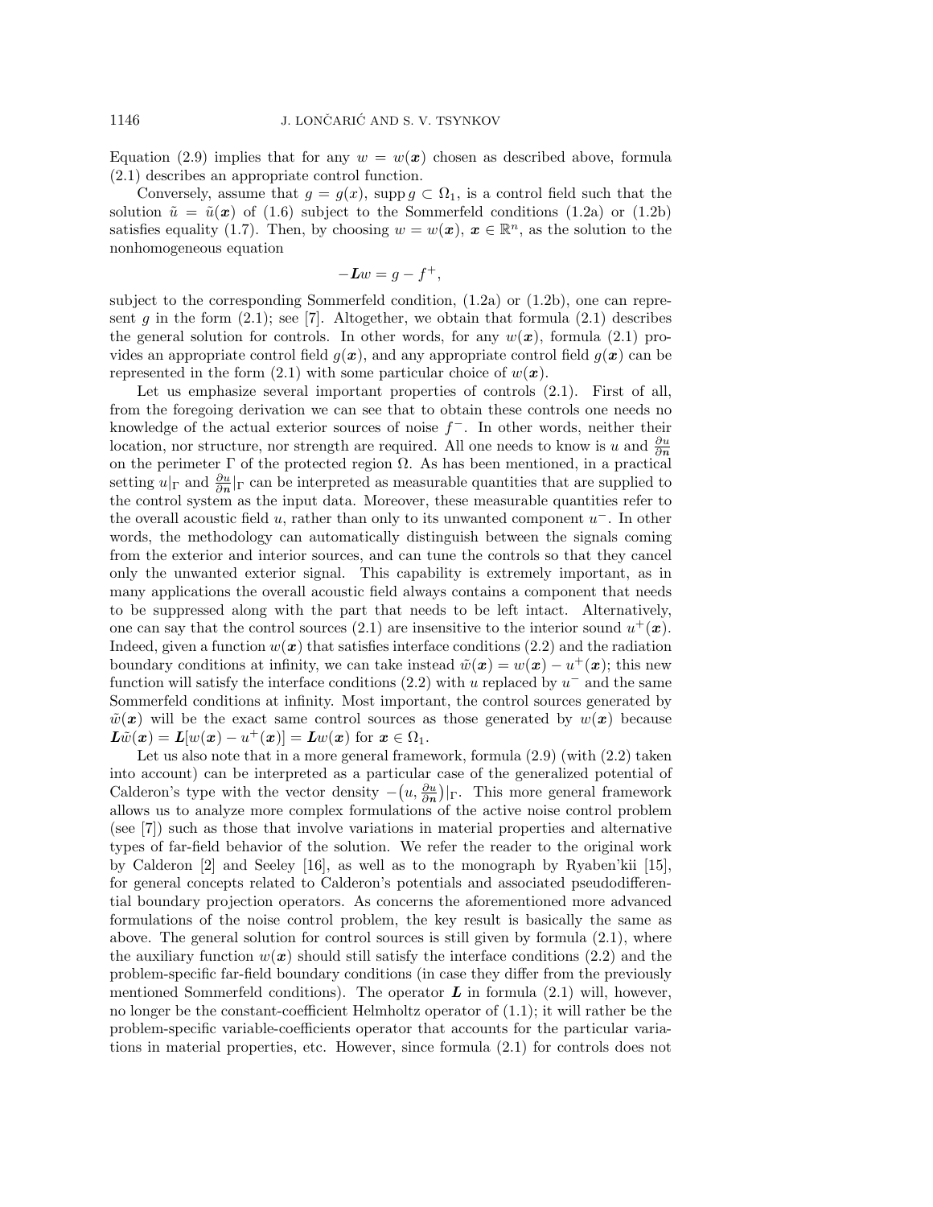Equation (2.9) implies that for any $w = w(\boldsymbol{x})$ chosen as described above, formula (2.1) describes an appropriate control function.

Conversely, assume that $g = g(x)$, $\operatorname{supp} g \subset \Omega_1$, is a control field such that the solution $\tilde{u} = \tilde{u}(\boldsymbol{x})$ of (1.6) subject to the Sommerfeld conditions (1.2a) or (1.2b) satisfies equality (1.7). Then, by choosing $w = w(\boldsymbol{x})$, $\boldsymbol{x} \in \mathbb{R}^n$, as the solution to the nonhomogeneous equation

$$-\boldsymbol{L}w = g - f^+,$$

subject to the corresponding Sommerfeld condition, (1.2a) or (1.2b), one can represent $g$ in the form (2.1); see [7]. Altogether, we obtain that formula (2.1) describes the general solution for controls. In other words, for any $w(\boldsymbol{x})$, formula (2.1) provides an appropriate control field $g(\boldsymbol{x})$, and any appropriate control field $g(\boldsymbol{x})$ can be represented in the form (2.1) with some particular choice of $w(\boldsymbol{x})$.

Let us emphasize several important properties of controls (2.1). First of all, from the foregoing derivation we can see that to obtain these controls one needs no knowledge of the actual exterior sources of noise $f^-$. In other words, neither their location, nor structure, nor strength are required. All one needs to know is $u$ and $\frac{\partial u}{\partial \boldsymbol{n}}$ on the perimeter $\Gamma$ of the protected region $\Omega$. As has been mentioned, in a practical setting $u|_\Gamma$ and $\frac{\partial u}{\partial \boldsymbol{n}}|_\Gamma$ can be interpreted as measurable quantities that are supplied to the control system as the input data. Moreover, these measurable quantities refer to the overall acoustic field $u$, rather than only to its unwanted component $u^-$. In other words, the methodology can automatically distinguish between the signals coming from the exterior and interior sources, and can tune the controls so that they cancel only the unwanted exterior signal. This capability is extremely important, as in many applications the overall acoustic field always contains a component that needs to be suppressed along with the part that needs to be left intact. Alternatively, one can say that the control sources (2.1) are insensitive to the interior sound $u^+(\boldsymbol{x})$. Indeed, given a function $w(\boldsymbol{x})$ that satisfies interface conditions (2.2) and the radiation boundary conditions at infinity, we can take instead $\tilde{w}(\boldsymbol{x}) = w(\boldsymbol{x}) - u^+(\boldsymbol{x})$; this new function will satisfy the interface conditions (2.2) with $u$ replaced by $u^-$ and the same Sommerfeld conditions at infinity. Most important, the control sources generated by $\tilde{w}(\boldsymbol{x})$ will be the exact same control sources as those generated by $w(\boldsymbol{x})$ because $\boldsymbol{L}\tilde{w}(\boldsymbol{x}) = \boldsymbol{L}[w(\boldsymbol{x}) - u^+(\boldsymbol{x})] = \boldsymbol{L}w(\boldsymbol{x})$ for $\boldsymbol{x} \in \Omega_1$.

Let us also note that in a more general framework, formula (2.9) (with (2.2) taken into account) can be interpreted as a particular case of the generalized potential of Calderon's type with the vector density $-\left(u, \frac{\partial u}{\partial \boldsymbol{n}}\right)|_\Gamma$. This more general framework allows us to analyze more complex formulations of the active noise control problem (see [7]) such as those that involve variations in material properties and alternative types of far-field behavior of the solution. We refer the reader to the original work by Calderon [2] and Seeley [16], as well as to the monograph by Ryaben'kii [15], for general concepts related to Calderon's potentials and associated pseudodifferential boundary projection operators. As concerns the aforementioned more advanced formulations of the noise control problem, the key result is basically the same as above. The general solution for control sources is still given by formula (2.1), where the auxiliary function $w(\boldsymbol{x})$ should still satisfy the interface conditions (2.2) and the problem-specific far-field boundary conditions (in case they differ from the previously mentioned Sommerfeld conditions). The operator $\boldsymbol{L}$ in formula (2.1) will, however, no longer be the constant-coefficient Helmholtz operator of (1.1); it will rather be the problem-specific variable-coefficients operator that accounts for the particular variations in material properties, etc. However, since formula (2.1) for controls does not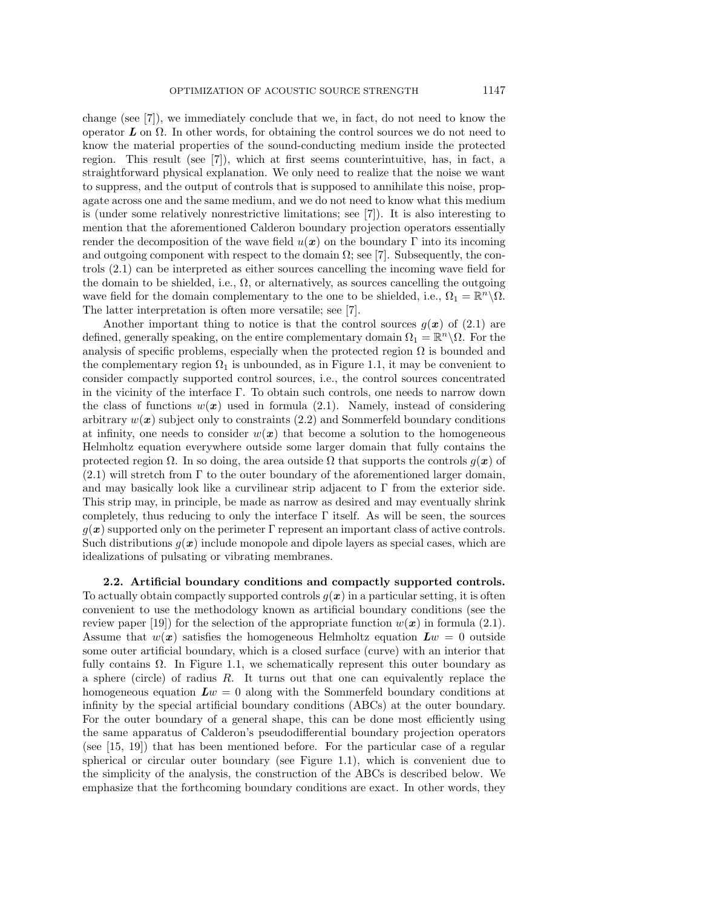change (see [7]), we immediately conclude that we, in fact, do not need to know the operator $\boldsymbol{L}$ on $\Omega$. In other words, for obtaining the control sources we do not need to know the material properties of the sound-conducting medium inside the protected region. This result (see [7]), which at first seems counterintuitive, has, in fact, a straightforward physical explanation. We only need to realize that the noise we want to suppress, and the output of controls that is supposed to annihilate this noise, propagate across one and the same medium, and we do not need to know what this medium is (under some relatively nonrestrictive limitations; see [7]). It is also interesting to mention that the aforementioned Calderon boundary projection operators essentially render the decomposition of the wave field $u(\boldsymbol{x})$ on the boundary $\Gamma$ into its incoming and outgoing component with respect to the domain $\Omega$; see [7]. Subsequently, the controls (2.1) can be interpreted as either sources cancelling the incoming wave field for the domain to be shielded, i.e., $\Omega$, or alternatively, as sources cancelling the outgoing wave field for the domain complementary to the one to be shielded, i.e., $\Omega_1 = \mathbb{R}^n \backslash \Omega$. The latter interpretation is often more versatile; see [7].

Another important thing to notice is that the control sources $g(\boldsymbol{x})$ of (2.1) are defined, generally speaking, on the entire complementary domain $\Omega_1 = \mathbb{R}^n \backslash \Omega$. For the analysis of specific problems, especially when the protected region $\Omega$ is bounded and the complementary region $\Omega_1$ is unbounded, as in Figure 1.1, it may be convenient to consider compactly supported control sources, i.e., the control sources concentrated in the vicinity of the interface $\Gamma$. To obtain such controls, one needs to narrow down the class of functions $w(\boldsymbol{x})$ used in formula (2.1). Namely, instead of considering arbitrary $w(\boldsymbol{x})$ subject only to constraints (2.2) and Sommerfeld boundary conditions at infinity, one needs to consider $w(\boldsymbol{x})$ that become a solution to the homogeneous Helmholtz equation everywhere outside some larger domain that fully contains the protected region $\Omega$. In so doing, the area outside $\Omega$ that supports the controls $g(\boldsymbol{x})$ of (2.1) will stretch from $\Gamma$ to the outer boundary of the aforementioned larger domain, and may basically look like a curvilinear strip adjacent to $\Gamma$ from the exterior side. This strip may, in principle, be made as narrow as desired and may eventually shrink completely, thus reducing to only the interface $\Gamma$ itself. As will be seen, the sources $g(\boldsymbol{x})$ supported only on the perimeter $\Gamma$ represent an important class of active controls. Such distributions $g(\boldsymbol{x})$ include monopole and dipole layers as special cases, which are idealizations of pulsating or vibrating membranes.

**2.2. Artificial boundary conditions and compactly supported controls.** To actually obtain compactly supported controls $g(\boldsymbol{x})$ in a particular setting, it is often convenient to use the methodology known as artificial boundary conditions (see the review paper [19]) for the selection of the appropriate function $w(\boldsymbol{x})$ in formula (2.1). Assume that $w(\boldsymbol{x})$ satisfies the homogeneous Helmholtz equation $\boldsymbol{L}w = 0$ outside some outer artificial boundary, which is a closed surface (curve) with an interior that fully contains $\Omega$. In Figure 1.1, we schematically represent this outer boundary as a sphere (circle) of radius $R$. It turns out that one can equivalently replace the homogeneous equation $\boldsymbol{L}w = 0$ along with the Sommerfeld boundary conditions at infinity by the special artificial boundary conditions (ABCs) at the outer boundary. For the outer boundary of a general shape, this can be done most efficiently using the same apparatus of Calderon's pseudodifferential boundary projection operators (see [15, 19]) that has been mentioned before. For the particular case of a regular spherical or circular outer boundary (see Figure 1.1), which is convenient due to the simplicity of the analysis, the construction of the ABCs is described below. We emphasize that the forthcoming boundary conditions are exact. In other words, they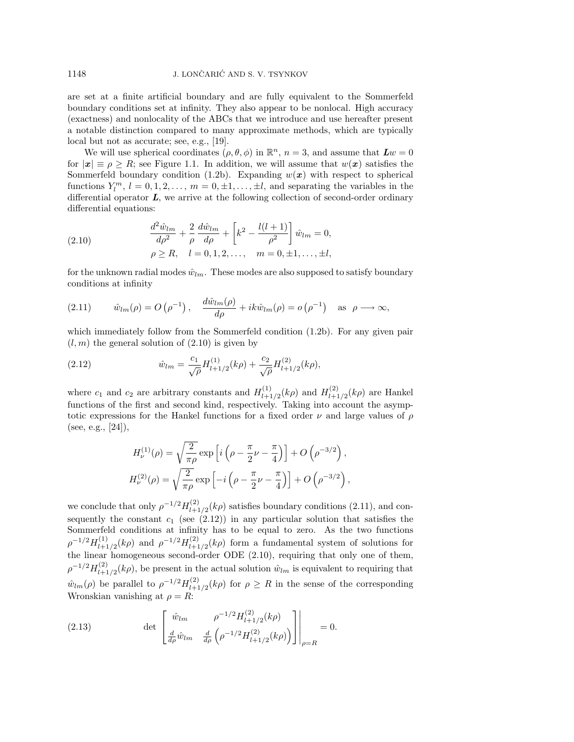are set at a finite artificial boundary and are fully equivalent to the Sommerfeld boundary conditions set at infinity. They also appear to be nonlocal. High accuracy (exactness) and nonlocality of the ABCs that we introduce and use hereafter present a notable distinction compared to many approximate methods, which are typically local but not as accurate; see, e.g., [19].

We will use spherical coordinates $(\rho, \theta, \phi)$ in $\mathbb{R}^n$, $n = 3$, and assume that $\boldsymbol{L}w = 0$ for $|\boldsymbol{x}| \equiv \rho \geq R$; see Figure 1.1. In addition, we will assume that $w(\boldsymbol{x})$ satisfies the Sommerfeld boundary condition (1.2b). Expanding $w(\boldsymbol{x})$ with respect to spherical functions $Y_l^m$, $l = 0, 1, 2, \dots$, $m = 0, \pm 1, \dots, \pm l$, and separating the variables in the differential operator $\boldsymbol{L}$, we arrive at the following collection of second-order ordinary differential equations:

$$
\begin{gathered}
\frac{d^2 \hat{w}_{lm}}{d\rho^2} + \frac{2}{\rho}\frac{d\hat{w}_{lm}}{d\rho} + \left[k^2 - \frac{l(l+1)}{\rho^2}\right]\hat{w}_{lm} = 0, \\
\rho \geq R, \quad l = 0, 1, 2, \dots, \quad m = 0, \pm 1, \dots, \pm l,
\end{gathered} \tag{2.10}
$$

for the unknown radial modes $\hat{w}_{lm}$. These modes are also supposed to satisfy boundary conditions at infinity

$$
\hat{w}_{lm}(\rho) = O\left(\rho^{-1}\right), \quad \frac{d\hat{w}_{lm}(\rho)}{d\rho} + ik\hat{w}_{lm}(\rho) = o\left(\rho^{-1}\right) \quad \text{as} \ \ \rho \longrightarrow \infty, \tag{2.11}
$$

which immediately follow from the Sommerfeld condition (1.2b). For any given pair $(l, m)$ the general solution of (2.10) is given by

$$
\hat{w}_{lm} = \frac{c_1}{\sqrt{\rho}} H_{l+1/2}^{(1)}(k\rho) + \frac{c_2}{\sqrt{\rho}} H_{l+1/2}^{(2)}(k\rho), \tag{2.12}
$$

where $c_1$ and $c_2$ are arbitrary constants and $H_{l+1/2}^{(1)}(k\rho)$ and $H_{l+1/2}^{(2)}(k\rho)$ are Hankel functions of the first and second kind, respectively. Taking into account the asymptotic expressions for the Hankel functions for a fixed order $\nu$ and large values of $\rho$ (see, e.g., [24]),

$$
\begin{aligned}
H_\nu^{(1)}(\rho) &= \sqrt{\frac{2}{\pi\rho}} \exp\left[i\left(\rho - \frac{\pi}{2}\nu - \frac{\pi}{4}\right)\right] + O\left(\rho^{-3/2}\right), \\
H_\nu^{(2)}(\rho) &= \sqrt{\frac{2}{\pi\rho}} \exp\left[-i\left(\rho - \frac{\pi}{2}\nu - \frac{\pi}{4}\right)\right] + O\left(\rho^{-3/2}\right),
\end{aligned}
$$

we conclude that only $\rho^{-1/2} H_{l+1/2}^{(2)}(k\rho)$ satisfies boundary conditions (2.11), and consequently the constant $c_1$ (see (2.12)) in any particular solution that satisfies the Sommerfeld conditions at infinity has to be equal to zero. As the two functions $\rho^{-1/2} H_{l+1/2}^{(1)}(k\rho)$ and $\rho^{-1/2} H_{l+1/2}^{(2)}(k\rho)$ form a fundamental system of solutions for the linear homogeneous second-order ODE (2.10), requiring that only one of them, $\rho^{-1/2} H_{l+1/2}^{(2)}(k\rho)$, be present in the actual solution $\hat{w}_{lm}$ is equivalent to requiring that $\hat{w}_{lm}(\rho)$ be parallel to $\rho^{-1/2} H_{l+1/2}^{(2)}(k\rho)$ for $\rho \geq R$ in the sense of the corresponding Wronskian vanishing at $\rho = R$:

$$
\det \begin{bmatrix} \hat{w}_{lm} & \rho^{-1/2} H_{l+1/2}^{(2)}(k\rho) \\ \frac{d}{d\rho}\hat{w}_{lm} & \frac{d}{d\rho}\left(\rho^{-1/2} H_{l+1/2}^{(2)}(k\rho)\right) \end{bmatrix}\Bigg|_{\rho = R} = 0. \tag{2.13}
$$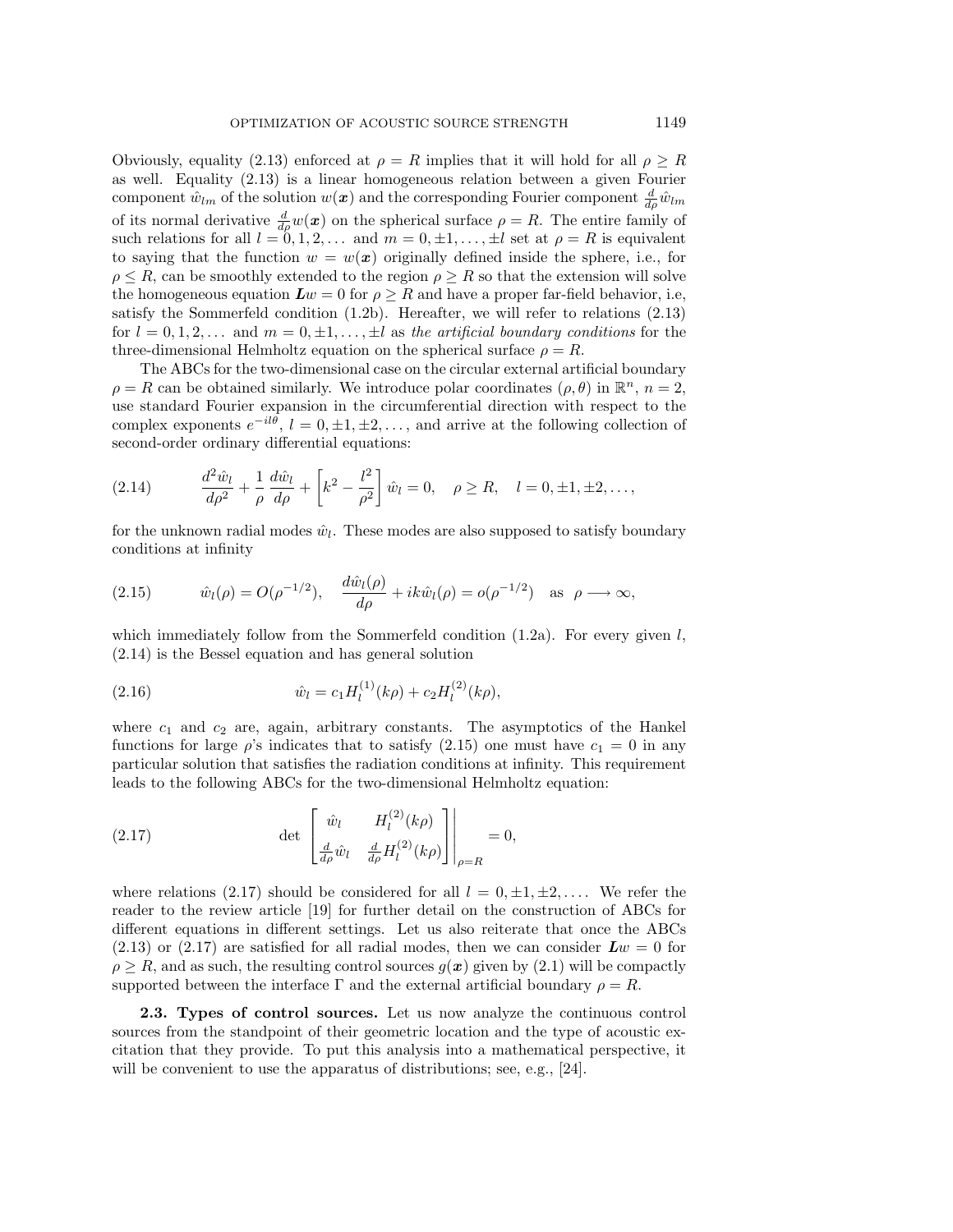Obviously, equality (2.13) enforced at $\rho = R$ implies that it will hold for all $\rho \geq R$ as well. Equality (2.13) is a linear homogeneous relation between a given Fourier component $\hat{w}_{lm}$ of the solution $w(\boldsymbol{x})$ and the corresponding Fourier component $\frac{d}{d\rho}\hat{w}_{lm}$ of its normal derivative $\frac{d}{d\rho}w(\boldsymbol{x})$ on the spherical surface $\rho = R$. The entire family of such relations for all $l = 0, 1, 2, \dots$ and $m = 0, \pm 1, \dots, \pm l$ set at $\rho = R$ is equivalent to saying that the function $w = w(\boldsymbol{x})$ originally defined inside the sphere, i.e., for $\rho \leq R$, can be smoothly extended to the region $\rho \geq R$ so that the extension will solve the homogeneous equation $\boldsymbol{L}w = 0$ for $\rho \geq R$ and have a proper far-field behavior, i.e, satisfy the Sommerfeld condition (1.2b). Hereafter, we will refer to relations (2.13) for $l = 0, 1, 2, \dots$ and $m = 0, \pm 1, \dots, \pm l$ as *the artificial boundary conditions* for the three-dimensional Helmholtz equation on the spherical surface $\rho = R$.

The ABCs for the two-dimensional case on the circular external artificial boundary $\rho = R$ can be obtained similarly. We introduce polar coordinates $(\rho, \theta)$ in $\mathbb{R}^n$, $n = 2$, use standard Fourier expansion in the circumferential direction with respect to the complex exponents $e^{-il\theta}$, $l = 0, \pm 1, \pm 2, \dots$, and arrive at the following collection of second-order ordinary differential equations:

$$\frac{d^2\hat{w}_l}{d\rho^2} + \frac{1}{\rho}\frac{d\hat{w}_l}{d\rho} + \left[k^2 - \frac{l^2}{\rho^2}\right]\hat{w}_l = 0, \quad \rho \geq R, \quad l = 0, \pm 1, \pm 2, \dots, \tag{2.14}$$

for the unknown radial modes $\hat{w}_l$. These modes are also supposed to satisfy boundary conditions at infinity

$$\hat{w}_l(\rho) = O(\rho^{-1/2}), \quad \frac{d\hat{w}_l(\rho)}{d\rho} + ik\hat{w}_l(\rho) = o(\rho^{-1/2}) \quad \text{as} \quad \rho \longrightarrow \infty, \tag{2.15}$$

which immediately follow from the Sommerfeld condition (1.2a). For every given $l$, (2.14) is the Bessel equation and has general solution

$$\hat{w}_l = c_1 H_l^{(1)}(k\rho) + c_2 H_l^{(2)}(k\rho), \tag{2.16}$$

where $c_1$ and $c_2$ are, again, arbitrary constants. The asymptotics of the Hankel functions for large $\rho$'s indicates that to satisfy (2.15) one must have $c_1 = 0$ in any particular solution that satisfies the radiation conditions at infinity. This requirement leads to the following ABCs for the two-dimensional Helmholtz equation:

$$\det \begin{bmatrix} \hat{w}_l & H_l^{(2)}(k\rho) \\ \frac{d}{d\rho}\hat{w}_l & \frac{d}{d\rho}H_l^{(2)}(k\rho) \end{bmatrix}\Bigg|_{\rho=R} = 0, \tag{2.17}$$

where relations (2.17) should be considered for all $l = 0, \pm 1, \pm 2, \dots$. We refer the reader to the review article [19] for further detail on the construction of ABCs for different equations in different settings. Let us also reiterate that once the ABCs (2.13) or (2.17) are satisfied for all radial modes, then we can consider $\boldsymbol{L}w = 0$ for $\rho \geq R$, and as such, the resulting control sources $g(\boldsymbol{x})$ given by (2.1) will be compactly supported between the interface $\Gamma$ and the external artificial boundary $\rho = R$.

### 2.3. Types of control sources.

Let us now analyze the continuous control sources from the standpoint of their geometric location and the type of acoustic excitation that they provide. To put this analysis into a mathematical perspective, it will be convenient to use the apparatus of distributions; see, e.g., [24].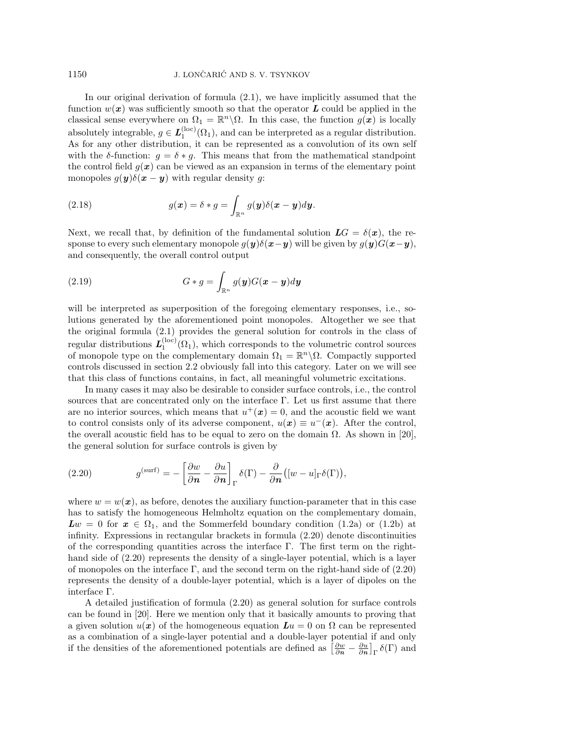In our original derivation of formula (2.1), we have implicitly assumed that the function $w(\boldsymbol{x})$ was sufficiently smooth so that the operator $\boldsymbol{L}$ could be applied in the classical sense everywhere on $\Omega_1 = \mathbb{R}^n \backslash \Omega$. In this case, the function $g(\boldsymbol{x})$ is locally absolutely integrable, $g \in \boldsymbol{L}_1^{(\text{loc})}(\Omega_1)$, and can be interpreted as a regular distribution. As for any other distribution, it can be represented as a convolution of its own self with the $\delta$-function: $g = \delta * g$. This means that from the mathematical standpoint the control field $g(\boldsymbol{x})$ can be viewed as an expansion in terms of the elementary point monopoles $g(\boldsymbol{y})\delta(\boldsymbol{x} - \boldsymbol{y})$ with regular density $g$:

$$g(\boldsymbol{x}) = \delta * g = \int_{\mathbb{R}^n} g(\boldsymbol{y})\delta(\boldsymbol{x} - \boldsymbol{y})d\boldsymbol{y}. \tag{2.18}$$

Next, we recall that, by definition of the fundamental solution $\boldsymbol{L}G = \delta(\boldsymbol{x})$, the response to every such elementary monopole $g(\boldsymbol{y})\delta(\boldsymbol{x}-\boldsymbol{y})$ will be given by $g(\boldsymbol{y})G(\boldsymbol{x}-\boldsymbol{y})$, and consequently, the overall control output

$$G * g = \int_{\mathbb{R}^n} g(\boldsymbol{y})G(\boldsymbol{x} - \boldsymbol{y})d\boldsymbol{y} \tag{2.19}$$

will be interpreted as superposition of the foregoing elementary responses, i.e., solutions generated by the aforementioned point monopoles. Altogether we see that the original formula (2.1) provides the general solution for controls in the class of regular distributions $\boldsymbol{L}_1^{(\text{loc})}(\Omega_1)$, which corresponds to the volumetric control sources of monopole type on the complementary domain $\Omega_1 = \mathbb{R}^n \backslash \Omega$. Compactly supported controls discussed in section 2.2 obviously fall into this category. Later on we will see that this class of functions contains, in fact, all meaningful volumetric excitations.

In many cases it may also be desirable to consider surface controls, i.e., the control sources that are concentrated only on the interface $\Gamma$. Let us first assume that there are no interior sources, which means that $u^+(\boldsymbol{x}) = 0$, and the acoustic field we want to control consists only of its adverse component, $u(\boldsymbol{x}) \equiv u^-(\boldsymbol{x})$. After the control, the overall acoustic field has to be equal to zero on the domain $\Omega$. As shown in [20], the general solution for surface controls is given by

$$g^{(\text{surf})} = -\left[\frac{\partial w}{\partial \boldsymbol{n}} - \frac{\partial u}{\partial \boldsymbol{n}}\right]_\Gamma \delta(\Gamma) - \frac{\partial}{\partial \boldsymbol{n}}\big([w-u]_\Gamma \delta(\Gamma)\big), \tag{2.20}$$

where $w = w(\boldsymbol{x})$, as before, denotes the auxiliary function-parameter that in this case has to satisfy the homogeneous Helmholtz equation on the complementary domain, $\boldsymbol{L}w = 0$ for $\boldsymbol{x} \in \Omega_1$, and the Sommerfeld boundary condition (1.2a) or (1.2b) at infinity. Expressions in rectangular brackets in formula (2.20) denote discontinuities of the corresponding quantities across the interface $\Gamma$. The first term on the right-hand side of (2.20) represents the density of a single-layer potential, which is a layer of monopoles on the interface $\Gamma$, and the second term on the right-hand side of (2.20) represents the density of a double-layer potential, which is a layer of dipoles on the interface $\Gamma$.

A detailed justification of formula (2.20) as general solution for surface controls can be found in [20]. Here we mention only that it basically amounts to proving that a given solution $u(\boldsymbol{x})$ of the homogeneous equation $\boldsymbol{L}u = 0$ on $\Omega$ can be represented as a combination of a single-layer potential and a double-layer potential if and only if the densities of the aforementioned potentials are defined as $\left[\frac{\partial w}{\partial \boldsymbol{n}} - \frac{\partial u}{\partial \boldsymbol{n}}\right]_\Gamma \delta(\Gamma)$ and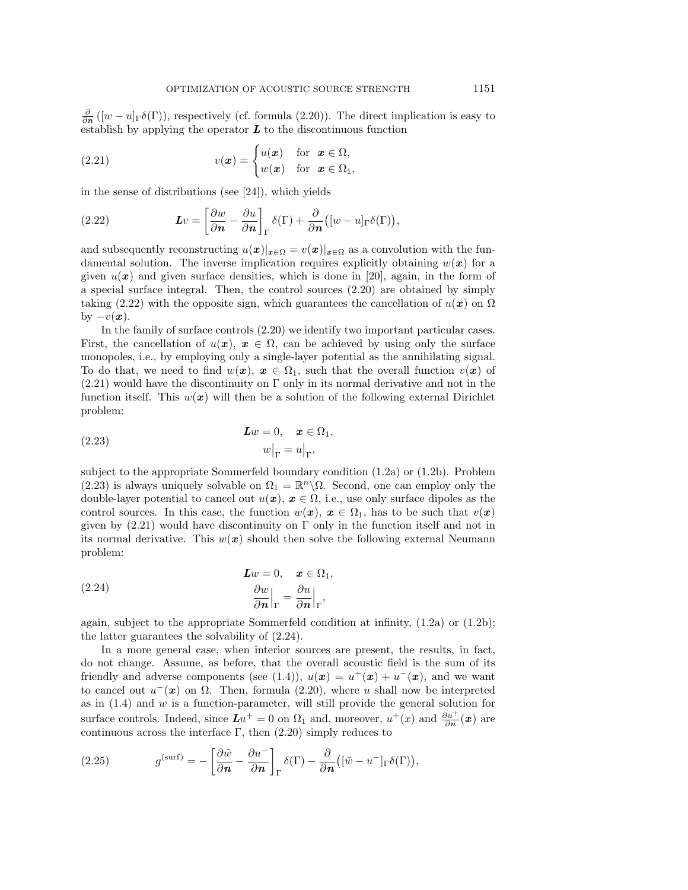$\frac{\partial}{\partial \boldsymbol{n}}\left([w-u]_\Gamma \delta(\Gamma)\right)$, respectively (cf. formula (2.20)). The direct implication is easy to establish by applying the operator $\boldsymbol{L}$ to the discontinuous function

$$
v(\boldsymbol{x}) = \begin{cases} u(\boldsymbol{x}) & \text{for } \ \boldsymbol{x} \in \Omega, \\ w(\boldsymbol{x}) & \text{for } \ \boldsymbol{x} \in \Omega_1, \end{cases} \tag{2.21}
$$

in the sense of distributions (see [24]), which yields

$$
\boldsymbol{L}v = \left[\frac{\partial w}{\partial \boldsymbol{n}} - \frac{\partial u}{\partial \boldsymbol{n}}\right]_\Gamma \delta(\Gamma) + \frac{\partial}{\partial \boldsymbol{n}}\big([w-u]_\Gamma \delta(\Gamma)\big), \tag{2.22}
$$

and subsequently reconstructing $u(\boldsymbol{x})|_{\boldsymbol{x}\in\Omega} = v(\boldsymbol{x})|_{\boldsymbol{x}\in\Omega}$ as a convolution with the fundamental solution. The inverse implication requires explicitly obtaining $w(\boldsymbol{x})$ for a given $u(\boldsymbol{x})$ and given surface densities, which is done in [20], again, in the form of a special surface integral. Then, the control sources (2.20) are obtained by simply taking (2.22) with the opposite sign, which guarantees the cancellation of $u(\boldsymbol{x})$ on $\Omega$ by $-v(\boldsymbol{x})$.

In the family of surface controls (2.20) we identify two important particular cases. First, the cancellation of $u(\boldsymbol{x})$, $\boldsymbol{x} \in \Omega$, can be achieved by using only the surface monopoles, i.e., by employing only a single-layer potential as the annihilating signal. To do that, we need to find $w(\boldsymbol{x})$, $\boldsymbol{x} \in \Omega_1$, such that the overall function $v(\boldsymbol{x})$ of (2.21) would have the discontinuity on $\Gamma$ only in its normal derivative and not in the function itself. This $w(\boldsymbol{x})$ will then be a solution of the following external Dirichlet problem:

$$
\begin{aligned}
\boldsymbol{L}w &= 0, \quad \boldsymbol{x} \in \Omega_1, \\
w\big|_\Gamma &= u\big|_\Gamma,
\end{aligned} \tag{2.23}
$$

subject to the appropriate Sommerfeld boundary condition (1.2a) or (1.2b). Problem (2.23) is always uniquely solvable on $\Omega_1 = \mathbb{R}^n \backslash \Omega$. Second, one can employ only the double-layer potential to cancel out $u(\boldsymbol{x})$, $\boldsymbol{x} \in \Omega$, i.e., use only surface dipoles as the control sources. In this case, the function $w(\boldsymbol{x})$, $\boldsymbol{x} \in \Omega_1$, has to be such that $v(\boldsymbol{x})$ given by (2.21) would have discontinuity on $\Gamma$ only in the function itself and not in its normal derivative. This $w(\boldsymbol{x})$ should then solve the following external Neumann problem:

$$
\begin{aligned}
\boldsymbol{L}w &= 0, \quad \boldsymbol{x} \in \Omega_1, \\
\frac{\partial w}{\partial \boldsymbol{n}}\Big|_\Gamma &= \frac{\partial u}{\partial \boldsymbol{n}}\Big|_\Gamma,
\end{aligned} \tag{2.24}
$$

again, subject to the appropriate Sommerfeld condition at infinity, (1.2a) or (1.2b); the latter guarantees the solvability of (2.24).

In a more general case, when interior sources are present, the results, in fact, do not change. Assume, as before, that the overall acoustic field is the sum of its friendly and adverse components (see (1.4)), $u(\boldsymbol{x}) = u^+(\boldsymbol{x}) + u^-(\boldsymbol{x})$, and we want to cancel out $u^-(\boldsymbol{x})$ on $\Omega$. Then, formula (2.20), where $u$ shall now be interpreted as in (1.4) and $w$ is a function-parameter, will still provide the general solution for surface controls. Indeed, since $\boldsymbol{L}u^+ = 0$ on $\Omega_1$ and, moreover, $u^+(x)$ and $\frac{\partial u^+}{\partial \boldsymbol{n}}(\boldsymbol{x})$ are continuous across the interface $\Gamma$, then (2.20) simply reduces to

$$
g^{(\text{surf})} = -\left[\frac{\partial \tilde{w}}{\partial \boldsymbol{n}} - \frac{\partial u^-}{\partial \boldsymbol{n}}\right]_\Gamma \delta(\Gamma) - \frac{\partial}{\partial \boldsymbol{n}}\big([\tilde{w} - u^-]_\Gamma \delta(\Gamma)\big), \tag{2.25}
$$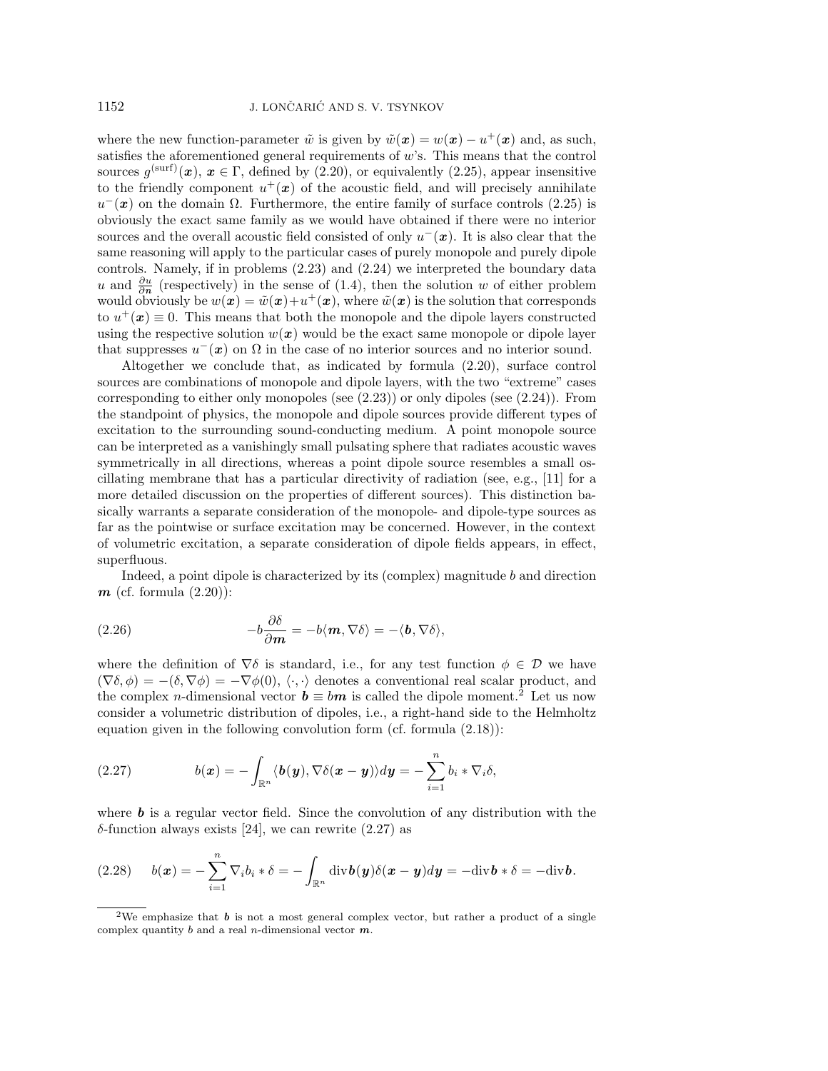where the new function-parameter $\tilde{w}$ is given by $\tilde{w}(\boldsymbol{x}) = w(\boldsymbol{x}) - u^+(\boldsymbol{x})$ and, as such, satisfies the aforementioned general requirements of $w$'s. This means that the control sources $g^{(\text{surf})}(\boldsymbol{x})$, $\boldsymbol{x} \in \Gamma$, defined by (2.20), or equivalently (2.25), appear insensitive to the friendly component $u^+(\boldsymbol{x})$ of the acoustic field, and will precisely annihilate $u^-(\boldsymbol{x})$ on the domain $\Omega$. Furthermore, the entire family of surface controls (2.25) is obviously the exact same family as we would have obtained if there were no interior sources and the overall acoustic field consisted of only $u^-(\boldsymbol{x})$. It is also clear that the same reasoning will apply to the particular cases of purely monopole and purely dipole controls. Namely, if in problems (2.23) and (2.24) we interpreted the boundary data $u$ and $\frac{\partial u}{\partial \boldsymbol{n}}$ (respectively) in the sense of (1.4), then the solution $w$ of either problem would obviously be $w(\boldsymbol{x}) = \tilde{w}(\boldsymbol{x}) + u^+(\boldsymbol{x})$, where $\tilde{w}(\boldsymbol{x})$ is the solution that corresponds to $u^+(\boldsymbol{x}) \equiv 0$. This means that both the monopole and the dipole layers constructed using the respective solution $w(\boldsymbol{x})$ would be the exact same monopole or dipole layer that suppresses $u^-(\boldsymbol{x})$ on $\Omega$ in the case of no interior sources and no interior sound.

Altogether we conclude that, as indicated by formula (2.20), surface control sources are combinations of monopole and dipole layers, with the two "extreme" cases corresponding to either only monopoles (see (2.23)) or only dipoles (see (2.24)). From the standpoint of physics, the monopole and dipole sources provide different types of excitation to the surrounding sound-conducting medium. A point monopole source can be interpreted as a vanishingly small pulsating sphere that radiates acoustic waves symmetrically in all directions, whereas a point dipole source resembles a small oscillating membrane that has a particular directivity of radiation (see, e.g., [11] for a more detailed discussion on the properties of different sources). This distinction basically warrants a separate consideration of the monopole- and dipole-type sources as far as the pointwise or surface excitation may be concerned. However, in the context of volumetric excitation, a separate consideration of dipole fields appears, in effect, superfluous.

Indeed, a point dipole is characterized by its (complex) magnitude $b$ and direction $\boldsymbol{m}$ (cf. formula (2.20)):

$$-b\frac{\partial \delta}{\partial \boldsymbol{m}} = -b\langle \boldsymbol{m}, \nabla\delta\rangle = -\langle \boldsymbol{b}, \nabla\delta\rangle, \tag{2.26}$$

where the definition of $\nabla\delta$ is standard, i.e., for any test function $\phi \in \mathcal{D}$ we have $(\nabla\delta, \phi) = -(\delta, \nabla\phi) = -\nabla\phi(0)$, $\langle\cdot,\cdot\rangle$ denotes a conventional real scalar product, and the complex $n$-dimensional vector $\boldsymbol{b} \equiv b\boldsymbol{m}$ is called the dipole moment.[2] Let us now consider a volumetric distribution of dipoles, i.e., a right-hand side to the Helmholtz equation given in the following convolution form (cf. formula (2.18)):

$$b(\boldsymbol{x}) = -\int_{\mathbb{R}^n} \langle \boldsymbol{b}(\boldsymbol{y}), \nabla\delta(\boldsymbol{x}-\boldsymbol{y})\rangle d\boldsymbol{y} = -\sum_{i=1}^{n} b_i * \nabla_i\delta, \tag{2.27}$$

where $\boldsymbol{b}$ is a regular vector field. Since the convolution of any distribution with the $\delta$-function always exists [24], we can rewrite (2.27) as

$$b(\boldsymbol{x}) = -\sum_{i=1}^{n} \nabla_i b_i * \delta = -\int_{\mathbb{R}^n} \operatorname{div}\boldsymbol{b}(\boldsymbol{y})\delta(\boldsymbol{x}-\boldsymbol{y})d\boldsymbol{y} = -\operatorname{div}\boldsymbol{b} * \delta = -\operatorname{div}\boldsymbol{b}. \tag{2.28}$$

[2]We emphasize that $\boldsymbol{b}$ is not a most general complex vector, but rather a product of a single complex quantity $b$ and a real $n$-dimensional vector $\boldsymbol{m}$.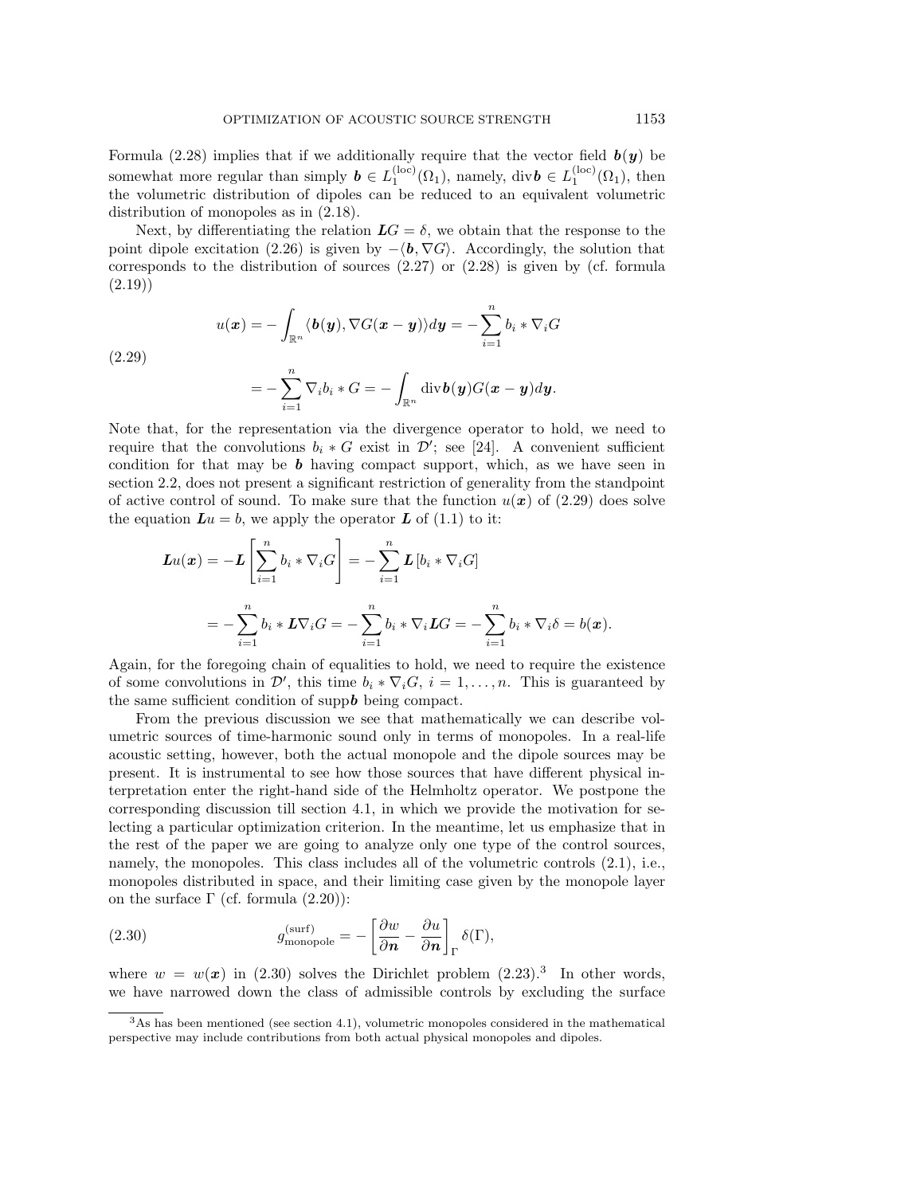Formula (2.28) implies that if we additionally require that the vector field $\boldsymbol{b}(\boldsymbol{y})$ be somewhat more regular than simply $\boldsymbol{b} \in L_1^{(\text{loc})}(\Omega_1)$, namely, $\text{div}\boldsymbol{b} \in L_1^{(\text{loc})}(\Omega_1)$, then the volumetric distribution of dipoles can be reduced to an equivalent volumetric distribution of monopoles as in (2.18).

Next, by differentiating the relation $\boldsymbol{L}G = \delta$, we obtain that the response to the point dipole excitation (2.26) is given by $-\langle \boldsymbol{b}, \nabla G\rangle$. Accordingly, the solution that corresponds to the distribution of sources (2.27) or (2.28) is given by (cf. formula (2.19))

$$
\begin{aligned}
u(\boldsymbol{x}) &= -\int_{\mathbb{R}^n} \langle \boldsymbol{b}(\boldsymbol{y}), \nabla G(\boldsymbol{x}-\boldsymbol{y})\rangle d\boldsymbol{y} = -\sum_{i=1}^{n} b_i * \nabla_i G \\
&= -\sum_{i=1}^{n} \nabla_i b_i * G = -\int_{\mathbb{R}^n} \text{div}\boldsymbol{b}(\boldsymbol{y}) G(\boldsymbol{x}-\boldsymbol{y}) d\boldsymbol{y}.
\end{aligned}
\tag{2.29}
$$

Note that, for the representation via the divergence operator to hold, we need to require that the convolutions $b_i * G$ exist in $\mathcal{D}'$; see [24]. A convenient sufficient condition for that may be $\boldsymbol{b}$ having compact support, which, as we have seen in section 2.2, does not present a significant restriction of generality from the standpoint of active control of sound. To make sure that the function $u(\boldsymbol{x})$ of (2.29) does solve the equation $\boldsymbol{L}u = b$, we apply the operator $\boldsymbol{L}$ of (1.1) to it:

$$
\begin{aligned}
\boldsymbol{L}u(\boldsymbol{x}) &= -\boldsymbol{L}\left[\sum_{i=1}^{n} b_i * \nabla_i G\right] = -\sum_{i=1}^{n} \boldsymbol{L}\left[b_i * \nabla_i G\right] \\
&= -\sum_{i=1}^{n} b_i * \boldsymbol{L}\nabla_i G = -\sum_{i=1}^{n} b_i * \nabla_i \boldsymbol{L}G = -\sum_{i=1}^{n} b_i * \nabla_i \delta = b(\boldsymbol{x}).
\end{aligned}
$$

Again, for the foregoing chain of equalities to hold, we need to require the existence of some convolutions in $\mathcal{D}'$, this time $b_i * \nabla_i G$, $i = 1, \ldots, n$. This is guaranteed by the same sufficient condition of $\text{supp}\boldsymbol{b}$ being compact.

From the previous discussion we see that mathematically we can describe volumetric sources of time-harmonic sound only in terms of monopoles. In a real-life acoustic setting, however, both the actual monopole and the dipole sources may be present. It is instrumental to see how those sources that have different physical interpretation enter the right-hand side of the Helmholtz operator. We postpone the corresponding discussion till section 4.1, in which we provide the motivation for selecting a particular optimization criterion. In the meantime, let us emphasize that in the rest of the paper we are going to analyze only one type of the control sources, namely, the monopoles. This class includes all of the volumetric controls (2.1), i.e., monopoles distributed in space, and their limiting case given by the monopole layer on the surface $\Gamma$ (cf. formula (2.20)):

$$
g_{\text{monopole}}^{(\text{surf})} = -\left[\frac{\partial w}{\partial \boldsymbol{n}} - \frac{\partial u}{\partial \boldsymbol{n}}\right]_{\Gamma} \delta(\Gamma),
\tag{2.30}
$$

where $w = w(\boldsymbol{x})$ in (2.30) solves the Dirichlet problem (2.23).[3] In other words, we have narrowed down the class of admissible controls by excluding the surface

[3] As has been mentioned (see section 4.1), volumetric monopoles considered in the mathematical perspective may include contributions from both actual physical monopoles and dipoles.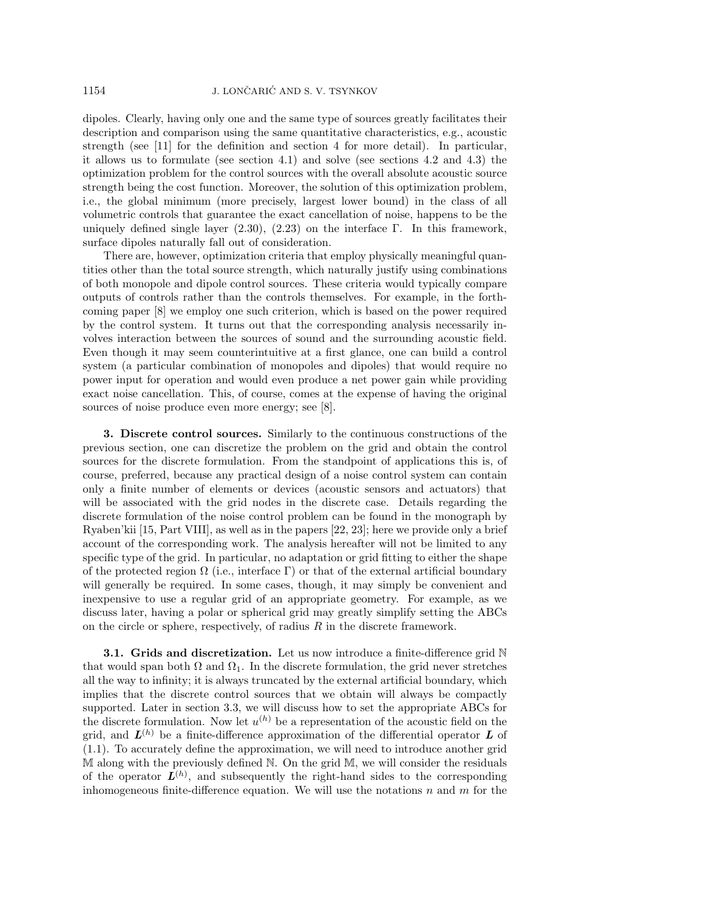dipoles. Clearly, having only one and the same type of sources greatly facilitates their description and comparison using the same quantitative characteristics, e.g., acoustic strength (see [11] for the definition and section 4 for more detail). In particular, it allows us to formulate (see section 4.1) and solve (see sections 4.2 and 4.3) the optimization problem for the control sources with the overall absolute acoustic source strength being the cost function. Moreover, the solution of this optimization problem, i.e., the global minimum (more precisely, largest lower bound) in the class of all volumetric controls that guarantee the exact cancellation of noise, happens to be the uniquely defined single layer (2.30), (2.23) on the interface $\Gamma$. In this framework, surface dipoles naturally fall out of consideration.

There are, however, optimization criteria that employ physically meaningful quantities other than the total source strength, which naturally justify using combinations of both monopole and dipole control sources. These criteria would typically compare outputs of controls rather than the controls themselves. For example, in the forthcoming paper [8] we employ one such criterion, which is based on the power required by the control system. It turns out that the corresponding analysis necessarily involves interaction between the sources of sound and the surrounding acoustic field. Even though it may seem counterintuitive at a first glance, one can build a control system (a particular combination of monopoles and dipoles) that would require no power input for operation and would even produce a net power gain while providing exact noise cancellation. This, of course, comes at the expense of having the original sources of noise produce even more energy; see [8].

## 3. Discrete control sources.

Similarly to the continuous constructions of the previous section, one can discretize the problem on the grid and obtain the control sources for the discrete formulation. From the standpoint of applications this is, of course, preferred, because any practical design of a noise control system can contain only a finite number of elements or devices (acoustic sensors and actuators) that will be associated with the grid nodes in the discrete case. Details regarding the discrete formulation of the noise control problem can be found in the monograph by Ryaben'kii [15, Part VIII], as well as in the papers [22, 23]; here we provide only a brief account of the corresponding work. The analysis hereafter will not be limited to any specific type of the grid. In particular, no adaptation or grid fitting to either the shape of the protected region $\Omega$ (i.e., interface $\Gamma$) or that of the external artificial boundary will generally be required. In some cases, though, it may simply be convenient and inexpensive to use a regular grid of an appropriate geometry. For example, as we discuss later, having a polar or spherical grid may greatly simplify setting the ABCs on the circle or sphere, respectively, of radius $R$ in the discrete framework.

### 3.1. Grids and discretization.

Let us now introduce a finite-difference grid $\mathbb{N}$ that would span both $\Omega$ and $\Omega_1$. In the discrete formulation, the grid never stretches all the way to infinity; it is always truncated by the external artificial boundary, which implies that the discrete control sources that we obtain will always be compactly supported. Later in section 3.3, we will discuss how to set the appropriate ABCs for the discrete formulation. Now let $u^{(h)}$ be a representation of the acoustic field on the grid, and $\boldsymbol{L}^{(h)}$ be a finite-difference approximation of the differential operator $\boldsymbol{L}$ of (1.1). To accurately define the approximation, we will need to introduce another grid $\mathbb{M}$ along with the previously defined $\mathbb{N}$. On the grid $\mathbb{M}$, we will consider the residuals of the operator $\boldsymbol{L}^{(h)}$, and subsequently the right-hand sides to the corresponding inhomogeneous finite-difference equation. We will use the notations $n$ and $m$ for the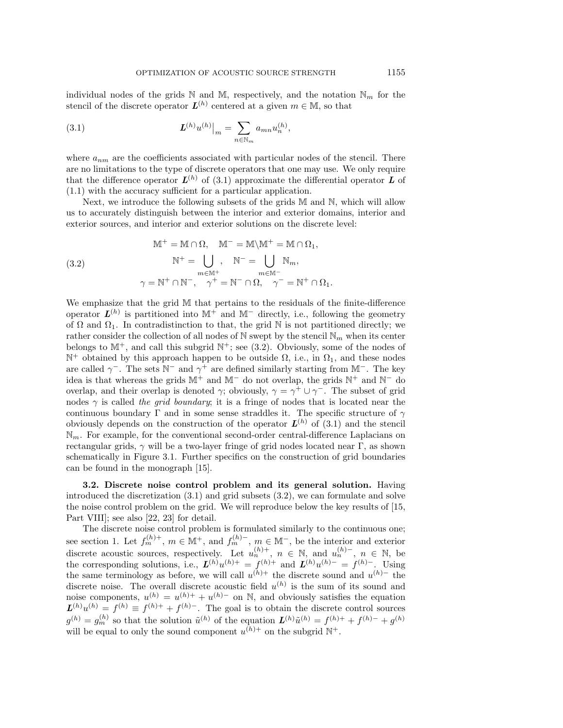individual nodes of the grids $\mathbb{N}$ and $\mathbb{M}$, respectively, and the notation $\mathbb{N}_m$ for the stencil of the discrete operator $\boldsymbol{L}^{(h)}$ centered at a given $m \in \mathbb{M}$, so that

$$\boldsymbol{L}^{(h)} u^{(h)}\big|_m = \sum_{n \in \mathbb{N}_m} a_{mn} u_n^{(h)}, \tag{3.1}$$

where $a_{nm}$ are the coefficients associated with particular nodes of the stencil. There are no limitations to the type of discrete operators that one may use. We only require that the difference operator $\boldsymbol{L}^{(h)}$ of (3.1) approximate the differential operator $\boldsymbol{L}$ of (1.1) with the accuracy sufficient for a particular application.

Next, we introduce the following subsets of the grids $\mathbb{M}$ and $\mathbb{N}$, which will allow us to accurately distinguish between the interior and exterior domains, interior and exterior sources, and interior and exterior solutions on the discrete level:

$$\begin{gathered} \mathbb{M}^+ = \mathbb{M} \cap \Omega, \quad \mathbb{M}^- = \mathbb{M} \setminus \mathbb{M}^+ = \mathbb{M} \cap \Omega_1, \\ \mathbb{N}^+ = \bigcup_{m \in \mathbb{M}^+}, \quad \mathbb{N}^- = \bigcup_{m \in \mathbb{M}^-} \mathbb{N}_m, \\ \gamma = \mathbb{N}^+ \cap \mathbb{N}^-, \quad \gamma^+ = \mathbb{N}^- \cap \Omega, \quad \gamma^- = \mathbb{N}^+ \cap \Omega_1. \end{gathered} \tag{3.2}$$

We emphasize that the grid $\mathbb{M}$ that pertains to the residuals of the finite-difference operator $\boldsymbol{L}^{(h)}$ is partitioned into $\mathbb{M}^+$ and $\mathbb{M}^-$ directly, i.e., following the geometry of $\Omega$ and $\Omega_1$. In contradistinction to that, the grid $\mathbb{N}$ is not partitioned directly; we rather consider the collection of all nodes of $\mathbb{N}$ swept by the stencil $\mathbb{N}_m$ when its center belongs to $\mathbb{M}^+$, and call this subgrid $\mathbb{N}^+$; see (3.2). Obviously, some of the nodes of $\mathbb{N}^+$ obtained by this approach happen to be outside $\Omega$, i.e., in $\Omega_1$, and these nodes are called $\gamma^-$. The sets $\mathbb{N}^-$ and $\gamma^+$ are defined similarly starting from $\mathbb{M}^-$. The key idea is that whereas the grids $\mathbb{M}^+$ and $\mathbb{M}^-$ do not overlap, the grids $\mathbb{N}^+$ and $\mathbb{N}^-$ do overlap, and their overlap is denoted $\gamma$; obviously, $\gamma = \gamma^+ \cup \gamma^-$. The subset of grid nodes $\gamma$ is called *the grid boundary*; it is a fringe of nodes that is located near the continuous boundary $\Gamma$ and in some sense straddles it. The specific structure of $\gamma$ obviously depends on the construction of the operator $\boldsymbol{L}^{(h)}$ of (3.1) and the stencil $\mathbb{N}_m$. For example, for the conventional second-order central-difference Laplacians on rectangular grids, $\gamma$ will be a two-layer fringe of grid nodes located near $\Gamma$, as shown schematically in Figure 3.1. Further specifics on the construction of grid boundaries can be found in the monograph [15].

**3.2. Discrete noise control problem and its general solution.** Having introduced the discretization (3.1) and grid subsets (3.2), we can formulate and solve the noise control problem on the grid. We will reproduce below the key results of [15, Part VIII]; see also [22, 23] for detail.

The discrete noise control problem is formulated similarly to the continuous one; see section 1. Let $f_m^{(h)+}$, $m \in \mathbb{M}^+$, and $f_m^{(h)-}$, $m \in \mathbb{M}^-$, be the interior and exterior discrete acoustic sources, respectively. Let $u_n^{(h)+}$, $n \in \mathbb{N}$, and $u_n^{(h)-}$, $n \in \mathbb{N}$, be the corresponding solutions, i.e., $\boldsymbol{L}^{(h)} u^{(h)+} = f^{(h)+}$ and $\boldsymbol{L}^{(h)} u^{(h)-} = f^{(h)-}$. Using the same terminology as before, we will call $u^{(h)+}$ the discrete sound and $u^{(h)-}$ the discrete noise. The overall discrete acoustic field $u^{(h)}$ is the sum of its sound and noise components, $u^{(h)} = u^{(h)+} + u^{(h)-}$ on $\mathbb{N}$, and obviously satisfies the equation $\boldsymbol{L}^{(h)} u^{(h)} = f^{(h)} \equiv f^{(h)+} + f^{(h)-}$. The goal is to obtain the discrete control sources $g^{(h)} = g_m^{(h)}$ so that the solution $\tilde{u}^{(h)}$ of the equation $\boldsymbol{L}^{(h)} \tilde{u}^{(h)} = f^{(h)+} + f^{(h)-} + g^{(h)}$ will be equal to only the sound component $u^{(h)+}$ on the subgrid $\mathbb{N}^+$.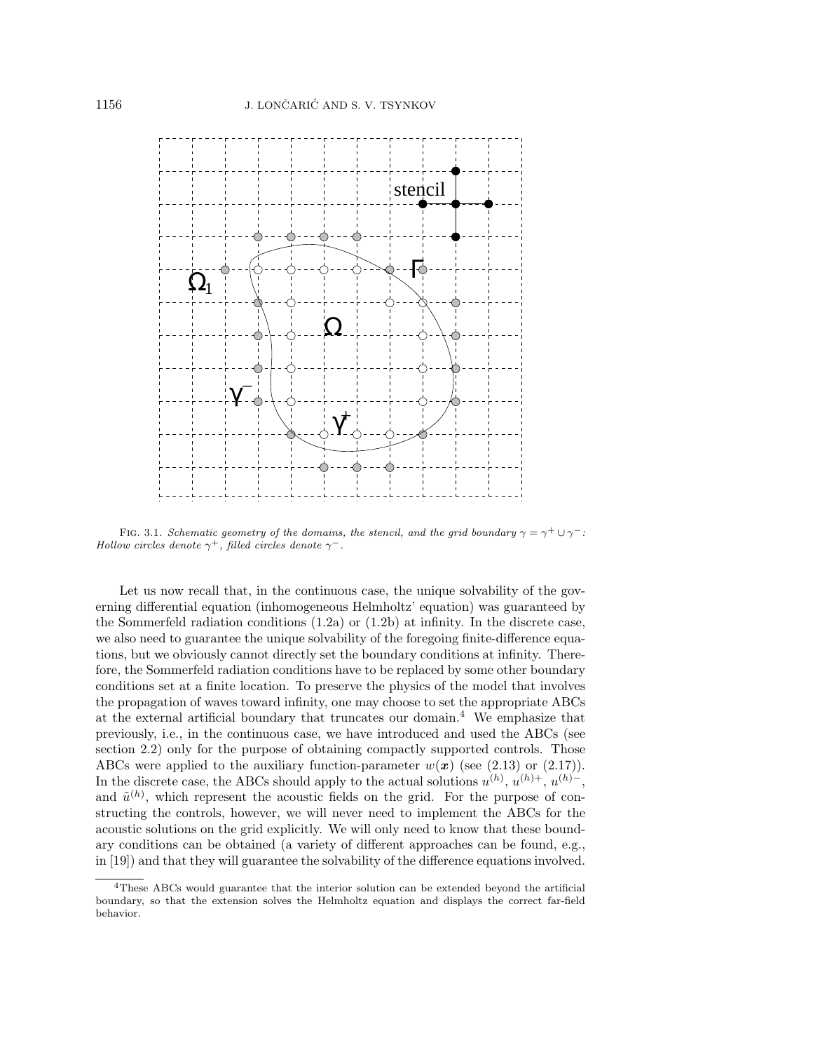FIG. 3.1. *Schematic geometry of the domains, the stencil, and the grid boundary $\gamma = \gamma^+ \cup \gamma^-$: Hollow circles denote $\gamma^+$, filled circles denote $\gamma^-$.*

Let us now recall that, in the continuous case, the unique solvability of the governing differential equation (inhomogeneous Helmholtz' equation) was guaranteed by the Sommerfeld radiation conditions (1.2a) or (1.2b) at infinity. In the discrete case, we also need to guarantee the unique solvability of the foregoing finite-difference equations, but we obviously cannot directly set the boundary conditions at infinity. Therefore, the Sommerfeld radiation conditions have to be replaced by some other boundary conditions set at a finite location. To preserve the physics of the model that involves the propagation of waves toward infinity, one may choose to set the appropriate ABCs at the external artificial boundary that truncates our domain.[4] We emphasize that previously, i.e., in the continuous case, we have introduced and used the ABCs (see section 2.2) only for the purpose of obtaining compactly supported controls. Those ABCs were applied to the auxiliary function-parameter $w(\boldsymbol{x})$ (see (2.13) or (2.17)). In the discrete case, the ABCs should apply to the actual solutions $u^{(h)}$, $u^{(h)+}$, $u^{(h)-}$, and $\tilde{u}^{(h)}$, which represent the acoustic fields on the grid. For the purpose of constructing the controls, however, we will never need to implement the ABCs for the acoustic solutions on the grid explicitly. We will only need to know that these boundary conditions can be obtained (a variety of different approaches can be found, e.g., in [19]) and that they will guarantee the solvability of the difference equations involved.

[4]These ABCs would guarantee that the interior solution can be extended beyond the artificial boundary, so that the extension solves the Helmholtz equation and displays the correct far-field behavior.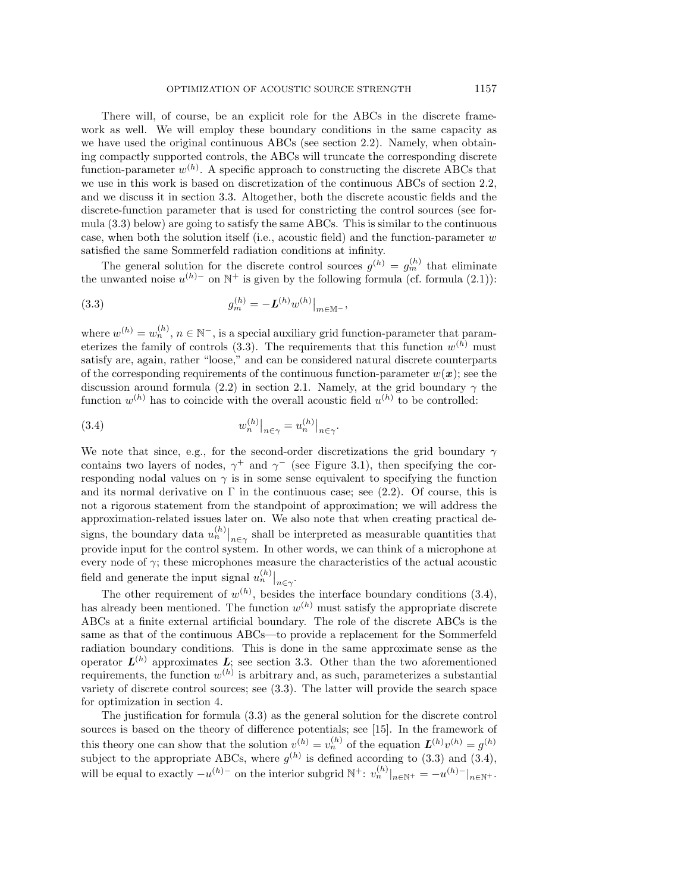There will, of course, be an explicit role for the ABCs in the discrete framework as well. We will employ these boundary conditions in the same capacity as we have used the original continuous ABCs (see section 2.2). Namely, when obtaining compactly supported controls, the ABCs will truncate the corresponding discrete function-parameter $w^{(h)}$. A specific approach to constructing the discrete ABCs that we use in this work is based on discretization of the continuous ABCs of section 2.2, and we discuss it in section 3.3. Altogether, both the discrete acoustic fields and the discrete-function parameter that is used for constricting the control sources (see formula (3.3) below) are going to satisfy the same ABCs. This is similar to the continuous case, when both the solution itself (i.e., acoustic field) and the function-parameter $w$ satisfied the same Sommerfeld radiation conditions at infinity.

The general solution for the discrete control sources $g^{(h)} = g^{(h)}_m$ that eliminate the unwanted noise $u^{(h)-}$ on $\mathbb{N}^+$ is given by the following formula (cf. formula (2.1)):

$$g^{(h)}_m = -\boldsymbol{L}^{(h)} w^{(h)}\big|_{m \in \mathbb{M}^-}, \tag{3.3}$$

where $w^{(h)} = w^{(h)}_n$, $n \in \mathbb{N}^-$, is a special auxiliary grid function-parameter that parameterizes the family of controls (3.3). The requirements that this function $w^{(h)}$ must satisfy are, again, rather "loose," and can be considered natural discrete counterparts of the corresponding requirements of the continuous function-parameter $w(\boldsymbol{x})$; see the discussion around formula (2.2) in section 2.1. Namely, at the grid boundary $\gamma$ the function $w^{(h)}$ has to coincide with the overall acoustic field $u^{(h)}$ to be controlled:

$$w^{(h)}_n\big|_{n \in \gamma} = u^{(h)}_n\big|_{n \in \gamma}. \tag{3.4}$$

We note that since, e.g., for the second-order discretizations the grid boundary $\gamma$ contains two layers of nodes, $\gamma^+$ and $\gamma^-$ (see Figure 3.1), then specifying the corresponding nodal values on $\gamma$ is in some sense equivalent to specifying the function and its normal derivative on $\Gamma$ in the continuous case; see (2.2). Of course, this is not a rigorous statement from the standpoint of approximation; we will address the approximation-related issues later on. We also note that when creating practical designs, the boundary data $u^{(h)}_n\big|_{n \in \gamma}$ shall be interpreted as measurable quantities that provide input for the control system. In other words, we can think of a microphone at every node of $\gamma$; these microphones measure the characteristics of the actual acoustic field and generate the input signal $u^{(h)}_n\big|_{n \in \gamma}$.

The other requirement of $w^{(h)}$, besides the interface boundary conditions (3.4), has already been mentioned. The function $w^{(h)}$ must satisfy the appropriate discrete ABCs at a finite external artificial boundary. The role of the discrete ABCs is the same as that of the continuous ABCs—to provide a replacement for the Sommerfeld radiation boundary conditions. This is done in the same approximate sense as the operator $\boldsymbol{L}^{(h)}$ approximates $\boldsymbol{L}$; see section 3.3. Other than the two aforementioned requirements, the function $w^{(h)}$ is arbitrary and, as such, parameterizes a substantial variety of discrete control sources; see (3.3). The latter will provide the search space for optimization in section 4.

The justification for formula (3.3) as the general solution for the discrete control sources is based on the theory of difference potentials; see [15]. In the framework of this theory one can show that the solution $v^{(h)} = v^{(h)}_n$ of the equation $\boldsymbol{L}^{(h)} v^{(h)} = g^{(h)}$ subject to the appropriate ABCs, where $g^{(h)}$ is defined according to (3.3) and (3.4), will be equal to exactly $-u^{(h)-}$ on the interior subgrid $\mathbb{N}^+$: $v^{(h)}_n|_{n \in \mathbb{N}^+} = -u^{(h)-}|_{n \in \mathbb{N}^+}$.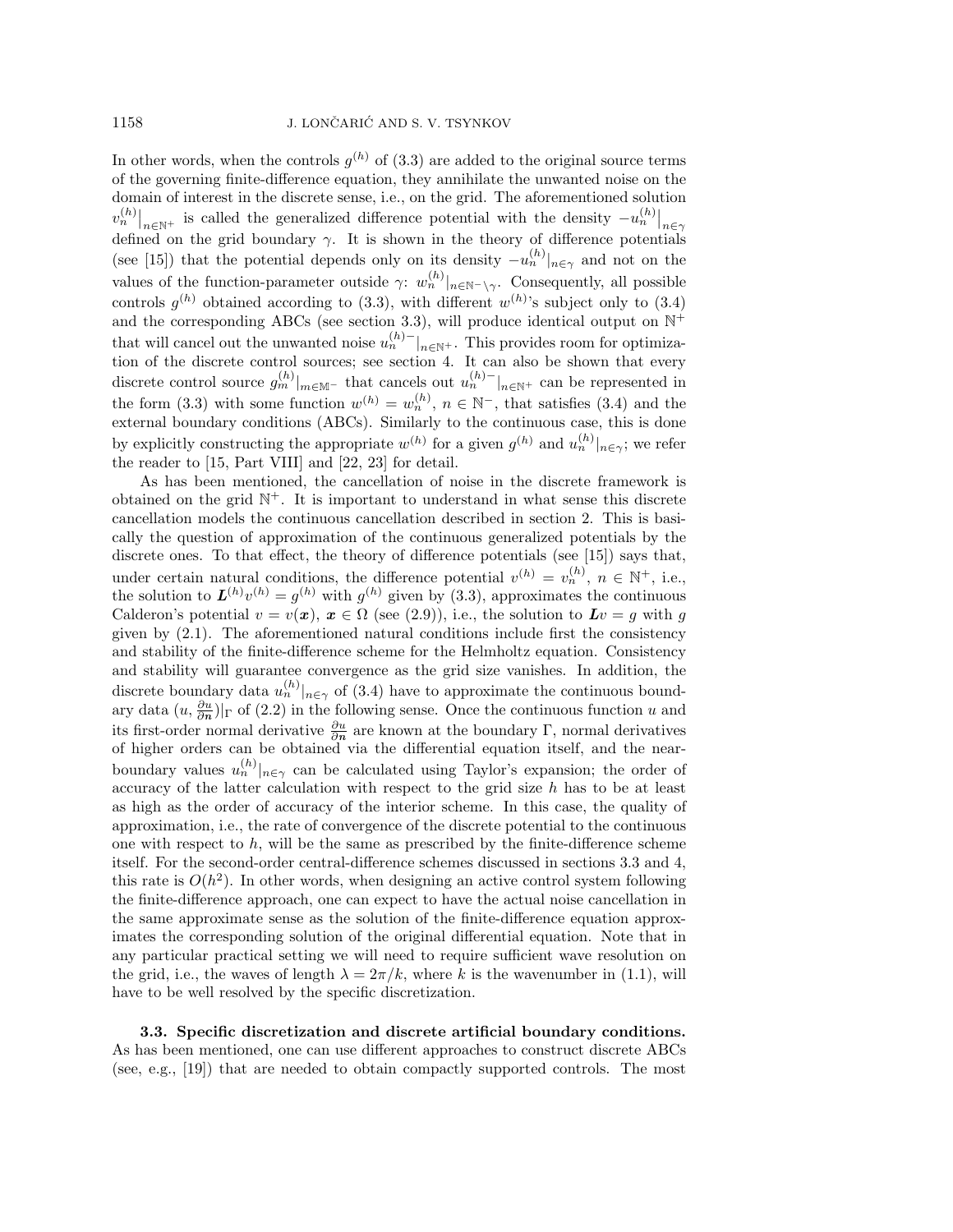In other words, when the controls $g^{(h)}$ of (3.3) are added to the original source terms of the governing finite-difference equation, they annihilate the unwanted noise on the domain of interest in the discrete sense, i.e., on the grid. The aforementioned solution $v_n^{(h)}\big|_{n\in\mathbb{N}^+}$ is called the generalized difference potential with the density $-u_n^{(h)}\big|_{n\in\gamma}$ defined on the grid boundary $\gamma$. It is shown in the theory of difference potentials (see [15]) that the potential depends only on its density $-u_n^{(h)}|_{n\in\gamma}$ and not on the values of the function-parameter outside $\gamma$: $w_n^{(h)}|_{n\in\mathbb{N}^-\setminus\gamma}$. Consequently, all possible controls $g^{(h)}$ obtained according to (3.3), with different $w^{(h)}$'s subject only to (3.4) and the corresponding ABCs (see section 3.3), will produce identical output on $\mathbb{N}^+$ that will cancel out the unwanted noise $u_n^{(h)-}|_{n\in\mathbb{N}^+}$. This provides room for optimization of the discrete control sources; see section 4. It can also be shown that every discrete control source $g_m^{(h)}|_{m\in\mathbb{M}^-}$ that cancels out $u_n^{(h)-}|_{n\in\mathbb{N}^+}$ can be represented in the form (3.3) with some function $w^{(h)} = w_n^{(h)}$, $n \in \mathbb{N}^-$, that satisfies (3.4) and the external boundary conditions (ABCs). Similarly to the continuous case, this is done by explicitly constructing the appropriate $w^{(h)}$ for a given $g^{(h)}$ and $u_n^{(h)}|_{n\in\gamma}$; we refer the reader to [15, Part VIII] and [22, 23] for detail.

As has been mentioned, the cancellation of noise in the discrete framework is obtained on the grid $\mathbb{N}^+$. It is important to understand in what sense this discrete cancellation models the continuous cancellation described in section 2. This is basically the question of approximation of the continuous generalized potentials by the discrete ones. To that effect, the theory of difference potentials (see [15]) says that, under certain natural conditions, the difference potential $v^{(h)} = v_n^{(h)}$, $n \in \mathbb{N}^+$, i.e., the solution to $\boldsymbol{L}^{(h)}v^{(h)} = g^{(h)}$ with $g^{(h)}$ given by (3.3), approximates the continuous Calderon's potential $v = v(\boldsymbol{x})$, $\boldsymbol{x} \in \Omega$ (see (2.9)), i.e., the solution to $\boldsymbol{L}v = g$ with $g$ given by (2.1). The aforementioned natural conditions include first the consistency and stability of the finite-difference scheme for the Helmholtz equation. Consistency and stability will guarantee convergence as the grid size vanishes. In addition, the discrete boundary data $u_n^{(h)}|_{n\in\gamma}$ of (3.4) have to approximate the continuous boundary data $(u, \frac{\partial u}{\partial \boldsymbol{n}})|_\Gamma$ of (2.2) in the following sense. Once the continuous function $u$ and its first-order normal derivative $\frac{\partial u}{\partial \boldsymbol{n}}$ are known at the boundary $\Gamma$, normal derivatives of higher orders can be obtained via the differential equation itself, and the near-boundary values $u_n^{(h)}|_{n\in\gamma}$ can be calculated using Taylor's expansion; the order of accuracy of the latter calculation with respect to the grid size $h$ has to be at least as high as the order of accuracy of the interior scheme. In this case, the quality of approximation, i.e., the rate of convergence of the discrete potential to the continuous one with respect to $h$, will be the same as prescribed by the finite-difference scheme itself. For the second-order central-difference schemes discussed in sections 3.3 and 4, this rate is $O(h^2)$. In other words, when designing an active control system following the finite-difference approach, one can expect to have the actual noise cancellation in the same approximate sense as the solution of the finite-difference equation approximates the corresponding solution of the original differential equation. Note that in any particular practical setting we will need to require sufficient wave resolution on the grid, i.e., the waves of length $\lambda = 2\pi/k$, where $k$ is the wavenumber in (1.1), will have to be well resolved by the specific discretization.

**3.3. Specific discretization and discrete artificial boundary conditions.** As has been mentioned, one can use different approaches to construct discrete ABCs (see, e.g., [19]) that are needed to obtain compactly supported controls. The most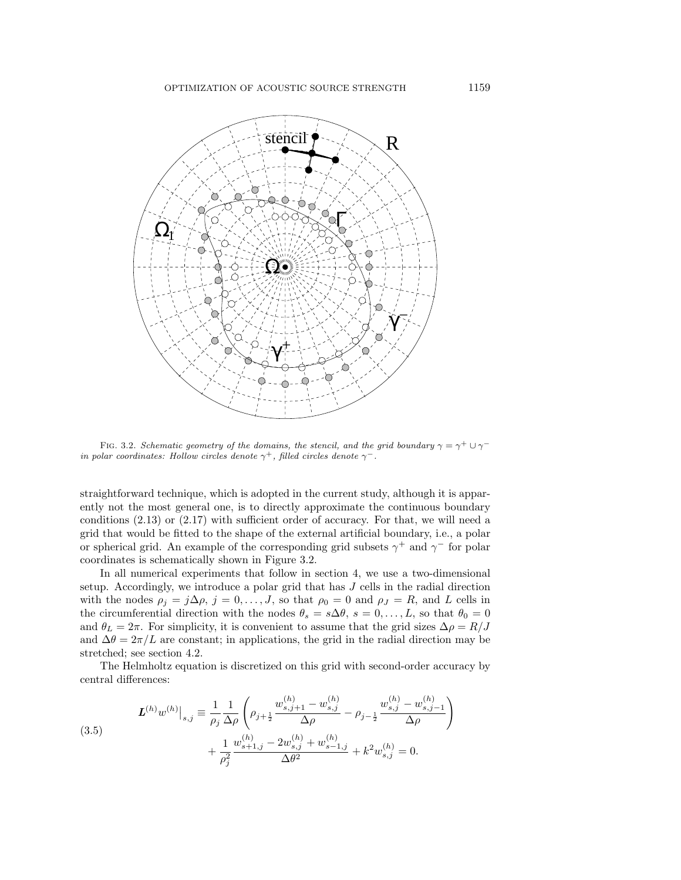FIG. 3.2. *Schematic geometry of the domains, the stencil, and the grid boundary $\gamma = \gamma^+ \cup \gamma^-$ in polar coordinates: Hollow circles denote $\gamma^+$, filled circles denote $\gamma^-$.*

straightforward technique, which is adopted in the current study, although it is apparently not the most general one, is to directly approximate the continuous boundary conditions (2.13) or (2.17) with sufficient order of accuracy. For that, we will need a grid that would be fitted to the shape of the external artificial boundary, i.e., a polar or spherical grid. An example of the corresponding grid subsets $\gamma^+$ and $\gamma^-$ for polar coordinates is schematically shown in Figure 3.2.

In all numerical experiments that follow in section 4, we use a two-dimensional setup. Accordingly, we introduce a polar grid that has $J$ cells in the radial direction with the nodes $\rho_j = j\Delta\rho$, $j = 0, \ldots, J$, so that $\rho_0 = 0$ and $\rho_J = R$, and $L$ cells in the circumferential direction with the nodes $\theta_s = s\Delta\theta$, $s = 0, \ldots, L$, so that $\theta_0 = 0$ and $\theta_L = 2\pi$. For simplicity, it is convenient to assume that the grid sizes $\Delta\rho = R/J$ and $\Delta\theta = 2\pi/L$ are constant; in applications, the grid in the radial direction may be stretched; see section 4.2.

The Helmholtz equation is discretized on this grid with second-order accuracy by central differences:

$$
\begin{aligned}
\boldsymbol{L}^{(h)} w^{(h)}\big|_{s,j} \equiv \frac{1}{\rho_j} \frac{1}{\Delta\rho} \left( \rho_{j+\frac{1}{2}} \frac{w^{(h)}_{s,j+1} - w^{(h)}_{s,j}}{\Delta\rho} - \rho_{j-\frac{1}{2}} \frac{w^{(h)}_{s,j} - w^{(h)}_{s,j-1}}{\Delta\rho} \right) \\
+ \frac{1}{\rho_j^2} \frac{w^{(h)}_{s+1,j} - 2w^{(h)}_{s,j} + w^{(h)}_{s-1,j}}{\Delta\theta^2} + k^2 w^{(h)}_{s,j} = 0.
\end{aligned}
\tag{3.5}
$$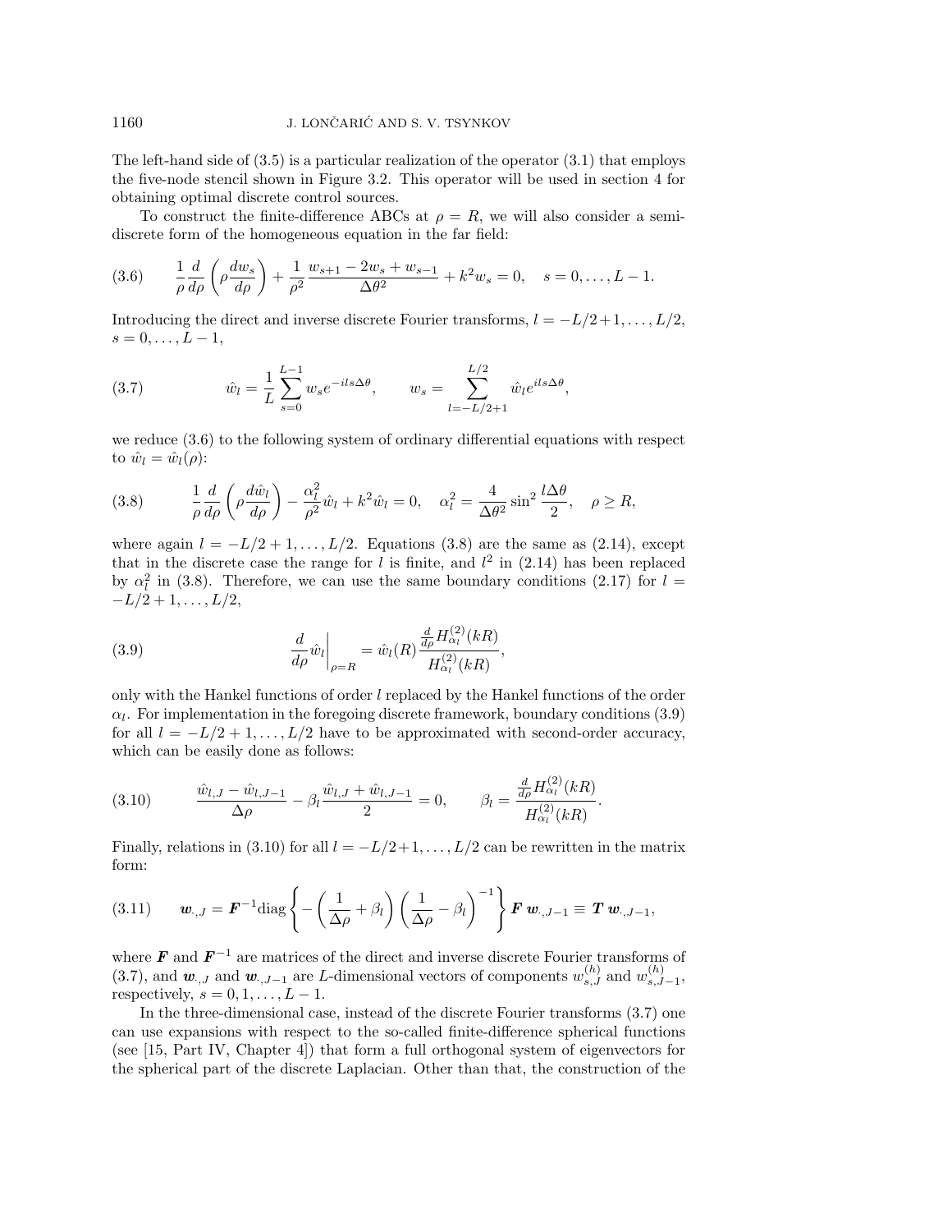The left-hand side of (3.5) is a particular realization of the operator (3.1) that employs the five-node stencil shown in Figure 3.2. This operator will be used in section 4 for obtaining optimal discrete control sources.

To construct the finite-difference ABCs at $\rho = R$, we will also consider a semi-discrete form of the homogeneous equation in the far field:

$$
\frac{1}{\rho}\frac{d}{d\rho}\left(\rho\frac{dw_s}{d\rho}\right) + \frac{1}{\rho^2}\frac{w_{s+1} - 2w_s + w_{s-1}}{\Delta\theta^2} + k^2 w_s = 0, \quad s = 0, \ldots, L-1. \tag{3.6}
$$

Introducing the direct and inverse discrete Fourier transforms, $l = -L/2+1, \ldots, L/2$, $s = 0, \ldots, L-1$,

$$
\hat{w}_l = \frac{1}{L}\sum_{s=0}^{L-1} w_s e^{-ils\Delta\theta}, \qquad w_s = \sum_{l=-L/2+1}^{L/2} \hat{w}_l e^{ils\Delta\theta}, \tag{3.7}
$$

we reduce (3.6) to the following system of ordinary differential equations with respect to $\hat{w}_l = \hat{w}_l(\rho)$:

$$
\frac{1}{\rho}\frac{d}{d\rho}\left(\rho\frac{d\hat{w}_l}{d\rho}\right) - \frac{\alpha_l^2}{\rho^2}\hat{w}_l + k^2\hat{w}_l = 0, \quad \alpha_l^2 = \frac{4}{\Delta\theta^2}\sin^2\frac{l\Delta\theta}{2}, \quad \rho \geq R, \tag{3.8}
$$

where again $l = -L/2+1, \ldots, L/2$. Equations (3.8) are the same as (2.14), except that in the discrete case the range for $l$ is finite, and $l^2$ in (2.14) has been replaced by $\alpha_l^2$ in (3.8). Therefore, we can use the same boundary conditions (2.17) for $l = -L/2+1, \ldots, L/2$,

$$
\left.\frac{d}{d\rho}\hat{w}_l\right|_{\rho=R} = \hat{w}_l(R)\frac{\frac{d}{d\rho}H_{\alpha_l}^{(2)}(kR)}{H_{\alpha_l}^{(2)}(kR)}, \tag{3.9}
$$

only with the Hankel functions of order $l$ replaced by the Hankel functions of the order $\alpha_l$. For implementation in the foregoing discrete framework, boundary conditions (3.9) for all $l = -L/2+1, \ldots, L/2$ have to be approximated with second-order accuracy, which can be easily done as follows:

$$
\frac{\hat{w}_{l,J} - \hat{w}_{l,J-1}}{\Delta\rho} - \beta_l\frac{\hat{w}_{l,J} + \hat{w}_{l,J-1}}{2} = 0, \qquad \beta_l = \frac{\frac{d}{d\rho}H_{\alpha_l}^{(2)}(kR)}{H_{\alpha_l}^{(2)}(kR)}. \tag{3.10}
$$

Finally, relations in (3.10) for all $l = -L/2+1, \ldots, L/2$ can be rewritten in the matrix form:

$$
\boldsymbol{w}_{\cdot,J} = \boldsymbol{F}^{-1}\mathrm{diag}\left\{-\left(\frac{1}{\Delta\rho} + \beta_l\right)\left(\frac{1}{\Delta\rho} - \beta_l\right)^{-1}\right\}\boldsymbol{F}\,\boldsymbol{w}_{\cdot,J-1} \equiv \boldsymbol{T}\,\boldsymbol{w}_{\cdot,J-1}, \tag{3.11}
$$

where $\boldsymbol{F}$ and $\boldsymbol{F}^{-1}$ are matrices of the direct and inverse discrete Fourier transforms of (3.7), and $\boldsymbol{w}_{\cdot,J}$ and $\boldsymbol{w}_{\cdot,J-1}$ are $L$-dimensional vectors of components $w_{s,J}^{(h)}$ and $w_{s,J-1}^{(h)}$, respectively, $s = 0, 1, \ldots, L-1$.

In the three-dimensional case, instead of the discrete Fourier transforms (3.7) one can use expansions with respect to the so-called finite-difference spherical functions (see [15, Part IV, Chapter 4]) that form a full orthogonal system of eigenvectors for the spherical part of the discrete Laplacian. Other than that, the construction of the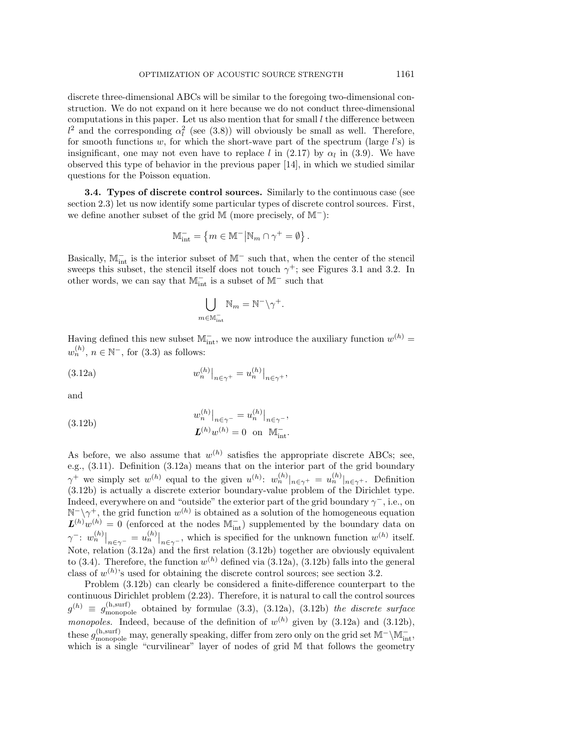discrete three-dimensional ABCs will be similar to the foregoing two-dimensional construction. We do not expand on it here because we do not conduct three-dimensional computations in this paper. Let us also mention that for small $l$ the difference between $l^2$ and the corresponding $\alpha_l^2$ (see (3.8)) will obviously be small as well. Therefore, for smooth functions $w$, for which the short-wave part of the spectrum (large $l$'s) is insignificant, one may not even have to replace $l$ in (2.17) by $\alpha_l$ in (3.9). We have observed this type of behavior in the previous paper [14], in which we studied similar questions for the Poisson equation.

**3.4. Types of discrete control sources.** Similarly to the continuous case (see section 2.3) let us now identify some particular types of discrete control sources. First, we define another subset of the grid $\mathbb{M}$ (more precisely, of $\mathbb{M}^-$):

$$\mathbb{M}^-_{\text{int}} = \left\{ m \in \mathbb{M}^- \middle| \mathbb{N}_m \cap \gamma^+ = \emptyset \right\}.$$

Basically, $\mathbb{M}^-_{\text{int}}$ is the interior subset of $\mathbb{M}^-$ such that, when the center of the stencil sweeps this subset, the stencil itself does not touch $\gamma^+$; see Figures 3.1 and 3.2. In other words, we can say that $\mathbb{M}^-_{\text{int}}$ is a subset of $\mathbb{M}^-$ such that

$$\bigcup_{m \in \mathbb{M}^-_{\text{int}}} \mathbb{N}_m = \mathbb{N}^- \backslash \gamma^+.$$

Having defined this new subset $\mathbb{M}^-_{\text{int}}$, we now introduce the auxiliary function $w^{(h)} = w_n^{(h)}$, $n \in \mathbb{N}^-$, for (3.3) as follows:

$$w_n^{(h)}\big|_{n \in \gamma^+} = u_n^{(h)}\big|_{n \in \gamma^+}, \tag{3.12a}$$

and

$$\begin{aligned} w_n^{(h)}\big|_{n \in \gamma^-} &= u_n^{(h)}\big|_{n \in \gamma^-}, \\ \boldsymbol{L}^{(h)} w^{(h)} &= 0 \quad \text{on} \quad \mathbb{M}^-_{\text{int}}. \end{aligned} \tag{3.12b}$$

As before, we also assume that $w^{(h)}$ satisfies the appropriate discrete ABCs; see, e.g., (3.11). Definition (3.12a) means that on the interior part of the grid boundary $\gamma^+$ we simply set $w^{(h)}$ equal to the given $u^{(h)}$: $w_n^{(h)}|_{n \in \gamma^+} = u_n^{(h)}|_{n \in \gamma^+}$. Definition (3.12b) is actually a discrete exterior boundary-value problem of the Dirichlet type. Indeed, everywhere on and "outside" the exterior part of the grid boundary $\gamma^-$, i.e., on $\mathbb{N}^- \backslash \gamma^+$, the grid function $w^{(h)}$ is obtained as a solution of the homogeneous equation $\boldsymbol{L}^{(h)} w^{(h)} = 0$ (enforced at the nodes $\mathbb{M}^-_{\text{int}}$) supplemented by the boundary data on $\gamma^-$: $w_n^{(h)}\big|_{n \in \gamma^-} = u_n^{(h)}\big|_{n \in \gamma^-}$, which is specified for the unknown function $w^{(h)}$ itself. Note, relation (3.12a) and the first relation (3.12b) together are obviously equivalent to (3.4). Therefore, the function $w^{(h)}$ defined via (3.12a), (3.12b) falls into the general class of $w^{(h)}$'s used for obtaining the discrete control sources; see section 3.2.

Problem (3.12b) can clearly be considered a finite-difference counterpart to the continuous Dirichlet problem (2.23). Therefore, it is natural to call the control sources $g^{(h)} \equiv g^{(\text{h,surf})}_{\text{monopole}}$ obtained by formulae (3.3), (3.12a), (3.12b) *the discrete surface monopoles.* Indeed, because of the definition of $w^{(h)}$ given by (3.12a) and (3.12b), these $g^{(\text{h,surf})}_{\text{monopole}}$ may, generally speaking, differ from zero only on the grid set $\mathbb{M}^- \backslash \mathbb{M}^-_{\text{int}}$, which is a single "curvilinear" layer of nodes of grid $\mathbb{M}$ that follows the geometry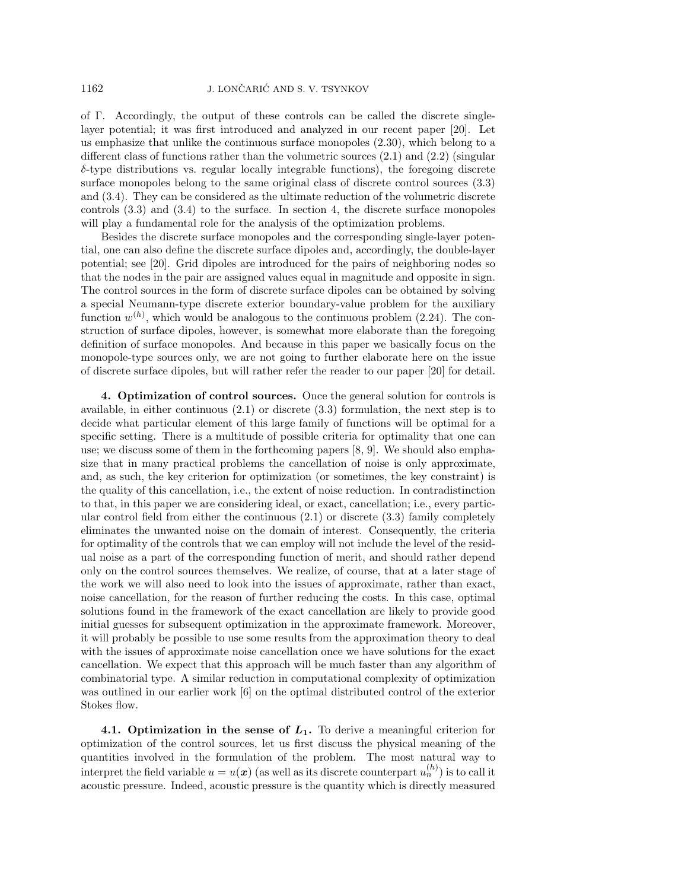of Γ. Accordingly, the output of these controls can be called the discrete single-layer potential; it was first introduced and analyzed in our recent paper [20]. Let us emphasize that unlike the continuous surface monopoles (2.30), which belong to a different class of functions rather than the volumetric sources (2.1) and (2.2) (singular $\delta$-type distributions vs. regular locally integrable functions), the foregoing discrete surface monopoles belong to the same original class of discrete control sources (3.3) and (3.4). They can be considered as the ultimate reduction of the volumetric discrete controls (3.3) and (3.4) to the surface. In section 4, the discrete surface monopoles will play a fundamental role for the analysis of the optimization problems.

Besides the discrete surface monopoles and the corresponding single-layer potential, one can also define the discrete surface dipoles and, accordingly, the double-layer potential; see [20]. Grid dipoles are introduced for the pairs of neighboring nodes so that the nodes in the pair are assigned values equal in magnitude and opposite in sign. The control sources in the form of discrete surface dipoles can be obtained by solving a special Neumann-type discrete exterior boundary-value problem for the auxiliary function $w^{(h)}$, which would be analogous to the continuous problem (2.24). The construction of surface dipoles, however, is somewhat more elaborate than the foregoing definition of surface monopoles. And because in this paper we basically focus on the monopole-type sources only, we are not going to further elaborate here on the issue of discrete surface dipoles, but will rather refer the reader to our paper [20] for detail.

## 4. Optimization of control sources.

Once the general solution for controls is available, in either continuous (2.1) or discrete (3.3) formulation, the next step is to decide what particular element of this large family of functions will be optimal for a specific setting. There is a multitude of possible criteria for optimality that one can use; we discuss some of them in the forthcoming papers [8, 9]. We should also emphasize that in many practical problems the cancellation of noise is only approximate, and, as such, the key criterion for optimization (or sometimes, the key constraint) is the quality of this cancellation, i.e., the extent of noise reduction. In contradistinction to that, in this paper we are considering ideal, or exact, cancellation; i.e., every particular control field from either the continuous (2.1) or discrete (3.3) family completely eliminates the unwanted noise on the domain of interest. Consequently, the criteria for optimality of the controls that we can employ will not include the level of the residual noise as a part of the corresponding function of merit, and should rather depend only on the control sources themselves. We realize, of course, that at a later stage of the work we will also need to look into the issues of approximate, rather than exact, noise cancellation, for the reason of further reducing the costs. In this case, optimal solutions found in the framework of the exact cancellation are likely to provide good initial guesses for subsequent optimization in the approximate framework. Moreover, it will probably be possible to use some results from the approximation theory to deal with the issues of approximate noise cancellation once we have solutions for the exact cancellation. We expect that this approach will be much faster than any algorithm of combinatorial type. A similar reduction in computational complexity of optimization was outlined in our earlier work [6] on the optimal distributed control of the exterior Stokes flow.

### 4.1. Optimization in the sense of $L_1$.

To derive a meaningful criterion for optimization of the control sources, let us first discuss the physical meaning of the quantities involved in the formulation of the problem. The most natural way to interpret the field variable $u = u(\boldsymbol{x})$ (as well as its discrete counterpart $u_n^{(h)}$) is to call it acoustic pressure. Indeed, acoustic pressure is the quantity which is directly measured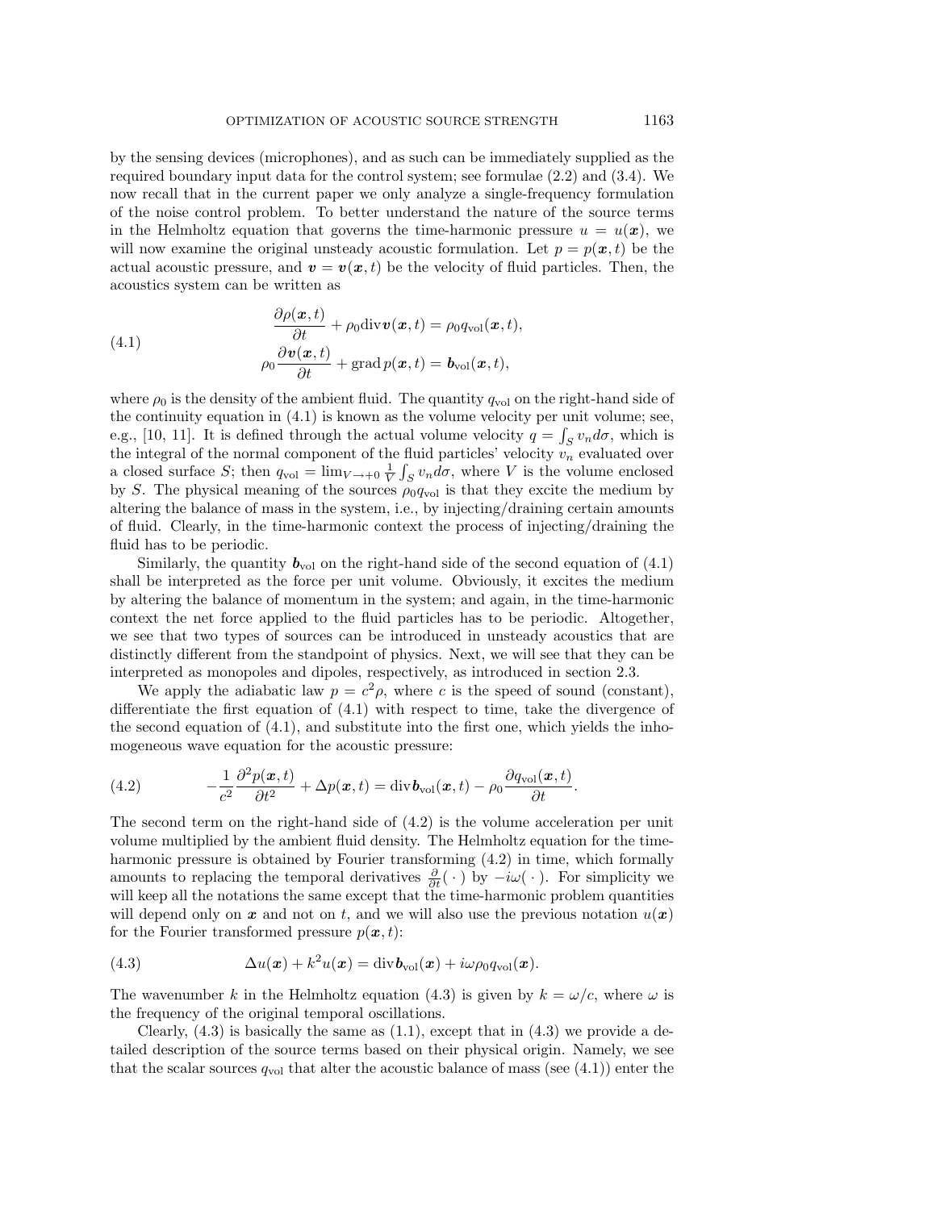by the sensing devices (microphones), and as such can be immediately supplied as the required boundary input data for the control system; see formulae (2.2) and (3.4). We now recall that in the current paper we only analyze a single-frequency formulation of the noise control problem. To better understand the nature of the source terms in the Helmholtz equation that governs the time-harmonic pressure $u = u(\boldsymbol{x})$, we will now examine the original unsteady acoustic formulation. Let $p = p(\boldsymbol{x}, t)$ be the actual acoustic pressure, and $\boldsymbol{v} = \boldsymbol{v}(\boldsymbol{x}, t)$ be the velocity of fluid particles. Then, the acoustics system can be written as

$$
\begin{aligned}
&\frac{\partial \rho(\boldsymbol{x}, t)}{\partial t} + \rho_0 \operatorname{div} \boldsymbol{v}(\boldsymbol{x}, t) = \rho_0 q_{\text{vol}}(\boldsymbol{x}, t), \\
&\rho_0 \frac{\partial \boldsymbol{v}(\boldsymbol{x}, t)}{\partial t} + \operatorname{grad} p(\boldsymbol{x}, t) = \boldsymbol{b}_{\text{vol}}(\boldsymbol{x}, t),
\end{aligned}
\tag{4.1}
$$

where $\rho_0$ is the density of the ambient fluid. The quantity $q_{\text{vol}}$ on the right-hand side of the continuity equation in (4.1) is known as the volume velocity per unit volume; see, e.g., [10, 11]. It is defined through the actual volume velocity $q = \int_S v_n d\sigma$, which is the integral of the normal component of the fluid particles' velocity $v_n$ evaluated over a closed surface $S$; then $q_{\text{vol}} = \lim_{V \to +0} \frac{1}{V} \int_S v_n d\sigma$, where $V$ is the volume enclosed by $S$. The physical meaning of the sources $\rho_0 q_{\text{vol}}$ is that they excite the medium by altering the balance of mass in the system, i.e., by injecting/draining certain amounts of fluid. Clearly, in the time-harmonic context the process of injecting/draining the fluid has to be periodic.

Similarly, the quantity $\boldsymbol{b}_{\text{vol}}$ on the right-hand side of the second equation of (4.1) shall be interpreted as the force per unit volume. Obviously, it excites the medium by altering the balance of momentum in the system; and again, in the time-harmonic context the net force applied to the fluid particles has to be periodic. Altogether, we see that two types of sources can be introduced in unsteady acoustics that are distinctly different from the standpoint of physics. Next, we will see that they can be interpreted as monopoles and dipoles, respectively, as introduced in section 2.3.

We apply the adiabatic law $p = c^2 \rho$, where $c$ is the speed of sound (constant), differentiate the first equation of (4.1) with respect to time, take the divergence of the second equation of (4.1), and substitute into the first one, which yields the inhomogeneous wave equation for the acoustic pressure:

$$
-\frac{1}{c^2} \frac{\partial^2 p(\boldsymbol{x}, t)}{\partial t^2} + \Delta p(\boldsymbol{x}, t) = \operatorname{div} \boldsymbol{b}_{\text{vol}}(\boldsymbol{x}, t) - \rho_0 \frac{\partial q_{\text{vol}}(\boldsymbol{x}, t)}{\partial t}.
\tag{4.2}
$$

The second term on the right-hand side of (4.2) is the volume acceleration per unit volume multiplied by the ambient fluid density. The Helmholtz equation for the time-harmonic pressure is obtained by Fourier transforming (4.2) in time, which formally amounts to replacing the temporal derivatives $\frac{\partial}{\partial t}(\,\cdot\,)$ by $-i\omega(\,\cdot\,)$. For simplicity we will keep all the notations the same except that the time-harmonic problem quantities will depend only on $\boldsymbol{x}$ and not on $t$, and we will also use the previous notation $u(\boldsymbol{x})$ for the Fourier transformed pressure $p(\boldsymbol{x}, t)$:

$$
\Delta u(\boldsymbol{x}) + k^2 u(\boldsymbol{x}) = \operatorname{div} \boldsymbol{b}_{\text{vol}}(\boldsymbol{x}) + i\omega \rho_0 q_{\text{vol}}(\boldsymbol{x}).
\tag{4.3}
$$

The wavenumber $k$ in the Helmholtz equation (4.3) is given by $k = \omega / c$, where $\omega$ is the frequency of the original temporal oscillations.

Clearly, (4.3) is basically the same as (1.1), except that in (4.3) we provide a detailed description of the source terms based on their physical origin. Namely, we see that the scalar sources $q_{\text{vol}}$ that alter the acoustic balance of mass (see (4.1)) enter the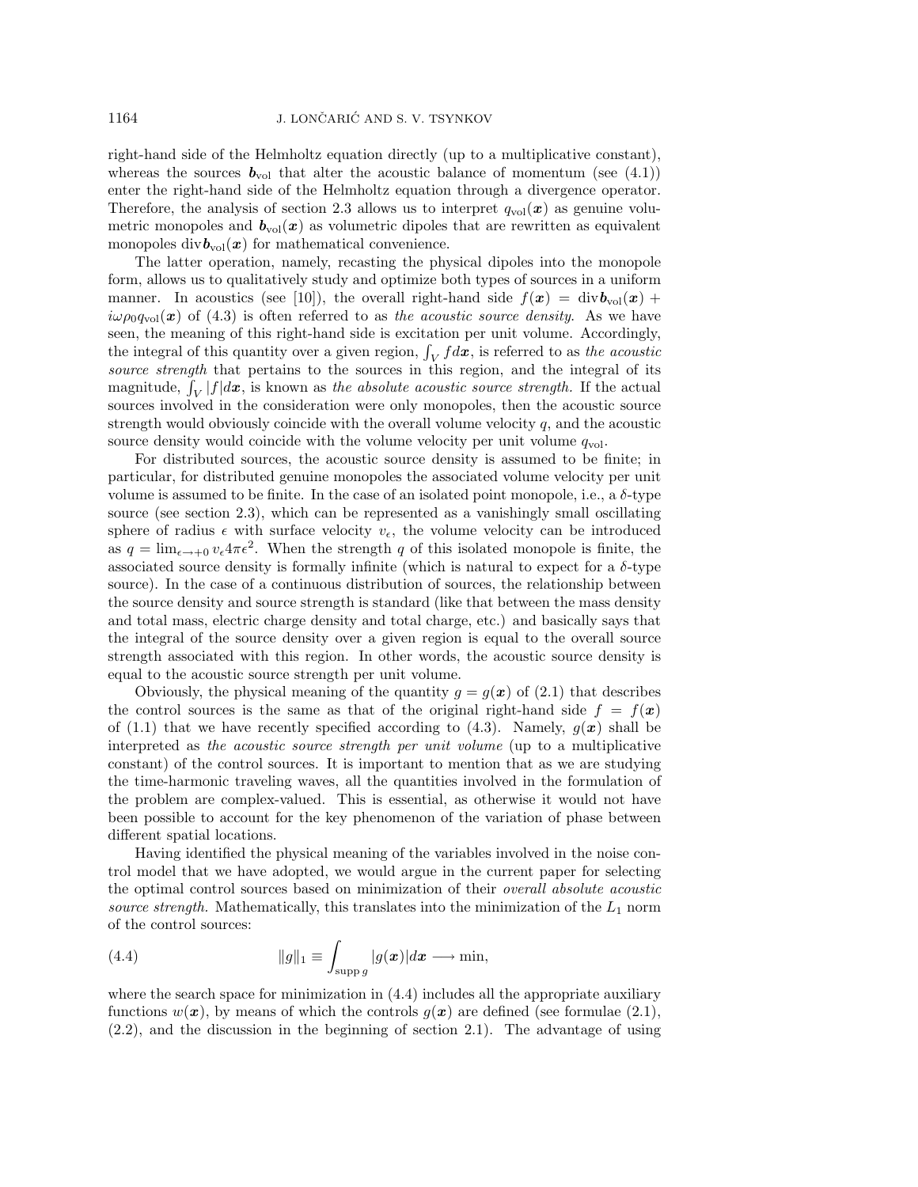right-hand side of the Helmholtz equation directly (up to a multiplicative constant), whereas the sources $\boldsymbol{b}_{\rm vol}$ that alter the acoustic balance of momentum (see (4.1)) enter the right-hand side of the Helmholtz equation through a divergence operator. Therefore, the analysis of section 2.3 allows us to interpret $q_{\rm vol}(\boldsymbol{x})$ as genuine volumetric monopoles and $\boldsymbol{b}_{\rm vol}(\boldsymbol{x})$ as volumetric dipoles that are rewritten as equivalent monopoles $\operatorname{div}\boldsymbol{b}_{\rm vol}(\boldsymbol{x})$ for mathematical convenience.

The latter operation, namely, recasting the physical dipoles into the monopole form, allows us to qualitatively study and optimize both types of sources in a uniform manner. In acoustics (see [10]), the overall right-hand side $f(\boldsymbol{x}) = \operatorname{div}\boldsymbol{b}_{\rm vol}(\boldsymbol{x}) + i\omega\rho_0 q_{\rm vol}(\boldsymbol{x})$ of (4.3) is often referred to as *the acoustic source density*. As we have seen, the meaning of this right-hand side is excitation per unit volume. Accordingly, the integral of this quantity over a given region, $\int_V f d\boldsymbol{x}$, is referred to as *the acoustic source strength* that pertains to the sources in this region, and the integral of its magnitude, $\int_V |f| d\boldsymbol{x}$, is known as *the absolute acoustic source strength.* If the actual sources involved in the consideration were only monopoles, then the acoustic source strength would obviously coincide with the overall volume velocity $q$, and the acoustic source density would coincide with the volume velocity per unit volume $q_{\rm vol}$.

For distributed sources, the acoustic source density is assumed to be finite; in particular, for distributed genuine monopoles the associated volume velocity per unit volume is assumed to be finite. In the case of an isolated point monopole, i.e., a $\delta$-type source (see section 2.3), which can be represented as a vanishingly small oscillating sphere of radius $\epsilon$ with surface velocity $v_\epsilon$, the volume velocity can be introduced as $q = \lim_{\epsilon\to+0} v_\epsilon 4\pi\epsilon^2$. When the strength $q$ of this isolated monopole is finite, the associated source density is formally infinite (which is natural to expect for a $\delta$-type source). In the case of a continuous distribution of sources, the relationship between the source density and source strength is standard (like that between the mass density and total mass, electric charge density and total charge, etc.) and basically says that the integral of the source density over a given region is equal to the overall source strength associated with this region. In other words, the acoustic source density is equal to the acoustic source strength per unit volume.

Obviously, the physical meaning of the quantity $g = g(\boldsymbol{x})$ of (2.1) that describes the control sources is the same as that of the original right-hand side $f = f(\boldsymbol{x})$ of (1.1) that we have recently specified according to (4.3). Namely, $g(\boldsymbol{x})$ shall be interpreted as *the acoustic source strength per unit volume* (up to a multiplicative constant) of the control sources. It is important to mention that as we are studying the time-harmonic traveling waves, all the quantities involved in the formulation of the problem are complex-valued. This is essential, as otherwise it would not have been possible to account for the key phenomenon of the variation of phase between different spatial locations.

Having identified the physical meaning of the variables involved in the noise control model that we have adopted, we would argue in the current paper for selecting the optimal control sources based on minimization of their *overall absolute acoustic source strength.* Mathematically, this translates into the minimization of the $L_1$ norm of the control sources:

$$\|g\|_1 \equiv \int_{\operatorname{supp} g} |g(\boldsymbol{x})| d\boldsymbol{x} \longrightarrow \min, \tag{4.4}$$

where the search space for minimization in (4.4) includes all the appropriate auxiliary functions $w(\boldsymbol{x})$, by means of which the controls $g(\boldsymbol{x})$ are defined (see formulae (2.1), (2.2), and the discussion in the beginning of section 2.1). The advantage of using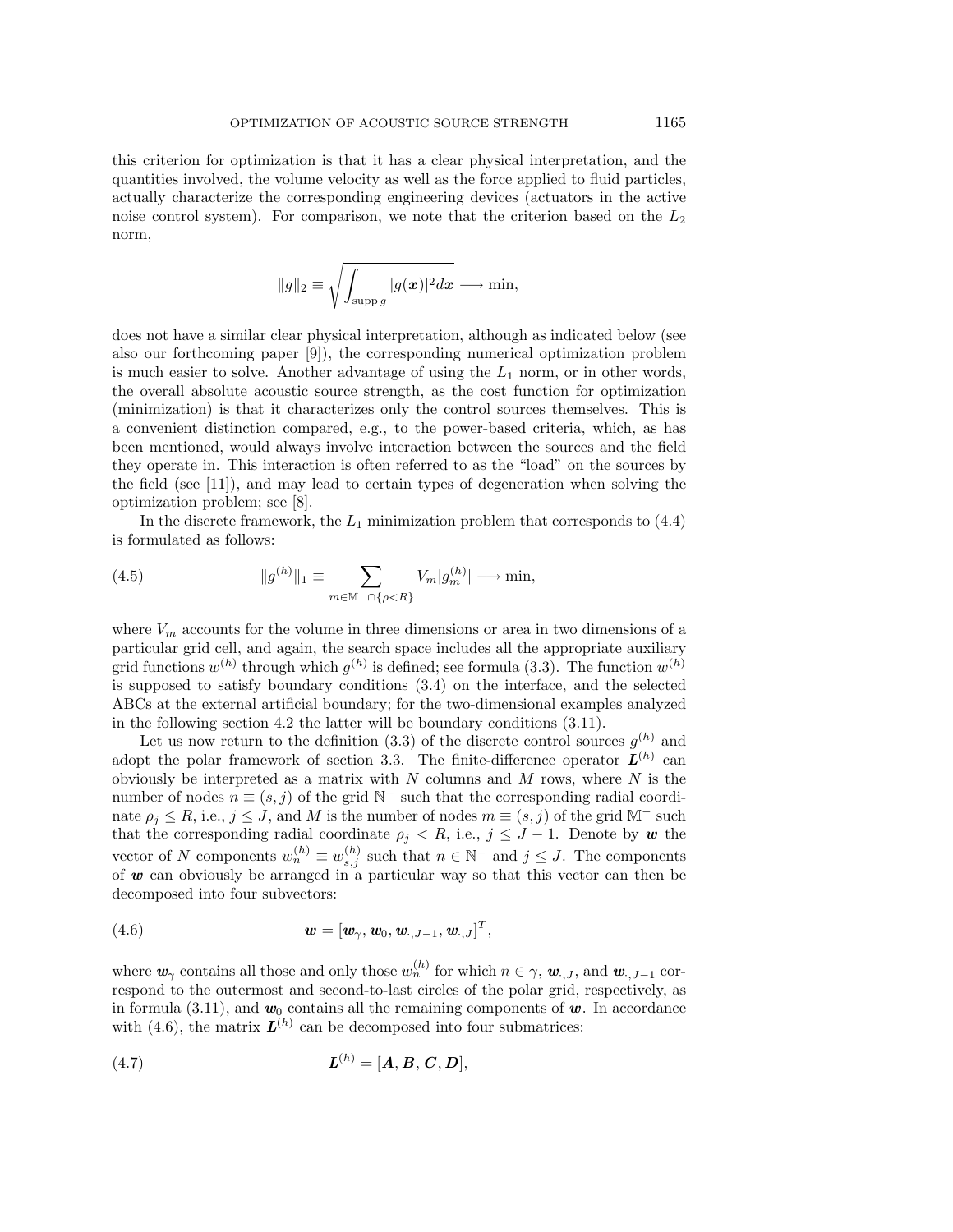this criterion for optimization is that it has a clear physical interpretation, and the quantities involved, the volume velocity as well as the force applied to fluid particles, actually characterize the corresponding engineering devices (actuators in the active noise control system). For comparison, we note that the criterion based on the $L_2$ norm,

$$\|g\|_2 \equiv \sqrt{\int_{\operatorname{supp} g} |g(\boldsymbol{x})|^2 d\boldsymbol{x}} \longrightarrow \min,$$

does not have a similar clear physical interpretation, although as indicated below (see also our forthcoming paper [9]), the corresponding numerical optimization problem is much easier to solve. Another advantage of using the $L_1$ norm, or in other words, the overall absolute acoustic source strength, as the cost function for optimization (minimization) is that it characterizes only the control sources themselves. This is a convenient distinction compared, e.g., to the power-based criteria, which, as has been mentioned, would always involve interaction between the sources and the field they operate in. This interaction is often referred to as the "load" on the sources by the field (see [11]), and may lead to certain types of degeneration when solving the optimization problem; see [8].

In the discrete framework, the $L_1$ minimization problem that corresponds to (4.4) is formulated as follows:

$$\|g^{(h)}\|_1 \equiv \sum_{m \in \mathbb{M}^- \cap \{\rho < R\}} V_m |g_m^{(h)}| \longrightarrow \min, \tag{4.5}$$

where $V_m$ accounts for the volume in three dimensions or area in two dimensions of a particular grid cell, and again, the search space includes all the appropriate auxiliary grid functions $w^{(h)}$ through which $g^{(h)}$ is defined; see formula (3.3). The function $w^{(h)}$ is supposed to satisfy boundary conditions (3.4) on the interface, and the selected ABCs at the external artificial boundary; for the two-dimensional examples analyzed in the following section 4.2 the latter will be boundary conditions (3.11).

Let us now return to the definition (3.3) of the discrete control sources $g^{(h)}$ and adopt the polar framework of section 3.3. The finite-difference operator $\boldsymbol{L}^{(h)}$ can obviously be interpreted as a matrix with $N$ columns and $M$ rows, where $N$ is the number of nodes $n \equiv (s, j)$ of the grid $\mathbb{N}^-$ such that the corresponding radial coordinate $\rho_j \leq R$, i.e., $j \leq J$, and $M$ is the number of nodes $m \equiv (s, j)$ of the grid $\mathbb{M}^-$ such that the corresponding radial coordinate $\rho_j < R$, i.e., $j \leq J - 1$. Denote by $\boldsymbol{w}$ the vector of $N$ components $w_n^{(h)} \equiv w_{s,j}^{(h)}$ such that $n \in \mathbb{N}^-$ and $j \leq J$. The components of $\boldsymbol{w}$ can obviously be arranged in a particular way so that this vector can then be decomposed into four subvectors:

$$\boldsymbol{w} = [\boldsymbol{w}_\gamma, \boldsymbol{w}_0, \boldsymbol{w}_{\cdot,J-1}, \boldsymbol{w}_{\cdot,J}]^T, \tag{4.6}$$

where $\boldsymbol{w}_\gamma$ contains all those and only those $w_n^{(h)}$ for which $n \in \gamma$, $\boldsymbol{w}_{\cdot,J}$, and $\boldsymbol{w}_{\cdot,J-1}$ correspond to the outermost and second-to-last circles of the polar grid, respectively, as in formula (3.11), and $\boldsymbol{w}_0$ contains all the remaining components of $\boldsymbol{w}$. In accordance with (4.6), the matrix $\boldsymbol{L}^{(h)}$ can be decomposed into four submatrices:

$$\boldsymbol{L}^{(h)} = [\boldsymbol{A}, \boldsymbol{B}, \boldsymbol{C}, \boldsymbol{D}], \tag{4.7}$$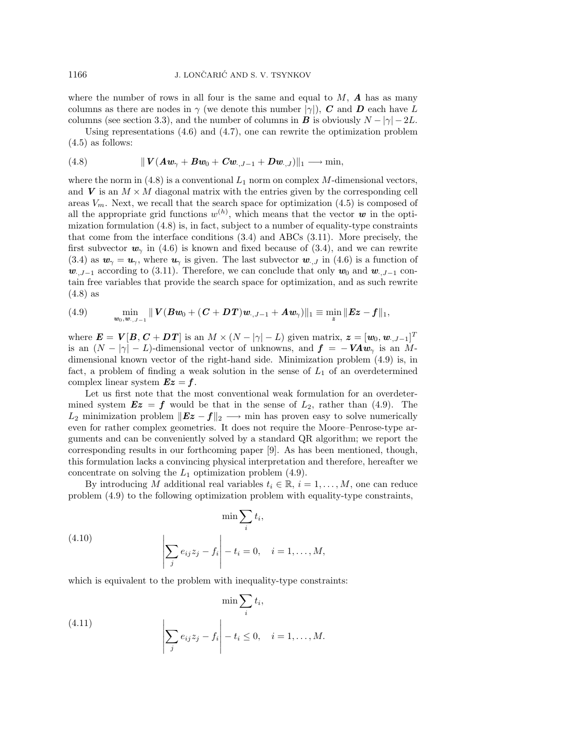where the number of rows in all four is the same and equal to $M$, $\boldsymbol{A}$ has as many columns as there are nodes in $\gamma$ (we denote this number $|\gamma|$), $\boldsymbol{C}$ and $\boldsymbol{D}$ each have $L$ columns (see section 3.3), and the number of columns in $\boldsymbol{B}$ is obviously $N - |\gamma| - 2L$.

Using representations (4.6) and (4.7), one can rewrite the optimization problem (4.5) as follows:

$$\| \boldsymbol{V}(\boldsymbol{A}\boldsymbol{w}_\gamma + \boldsymbol{B}\boldsymbol{w}_0 + \boldsymbol{C}\boldsymbol{w}_{\cdot,J-1} + \boldsymbol{D}\boldsymbol{w}_{\cdot,J})\|_1 \longrightarrow \min, \tag{4.8}$$

where the norm in (4.8) is a conventional $L_1$ norm on complex $M$-dimensional vectors, and $\boldsymbol{V}$ is an $M \times M$ diagonal matrix with the entries given by the corresponding cell areas $V_m$. Next, we recall that the search space for optimization (4.5) is composed of all the appropriate grid functions $w^{(h)}$, which means that the vector $\boldsymbol{w}$ in the optimization formulation (4.8) is, in fact, subject to a number of equality-type constraints that come from the interface conditions (3.4) and ABCs (3.11). More precisely, the first subvector $\boldsymbol{w}_\gamma$ in (4.6) is known and fixed because of (3.4), and we can rewrite (3.4) as $\boldsymbol{w}_\gamma = \boldsymbol{u}_\gamma$, where $\boldsymbol{u}_\gamma$ is given. The last subvector $\boldsymbol{w}_{\cdot,J}$ in (4.6) is a function of $\boldsymbol{w}_{\cdot,J-1}$ according to (3.11). Therefore, we can conclude that only $\boldsymbol{w}_0$ and $\boldsymbol{w}_{\cdot,J-1}$ contain free variables that provide the search space for optimization, and as such rewrite (4.8) as

$$\min_{\boldsymbol{w}_0,\boldsymbol{w}_{\cdot,J-1}} \| \boldsymbol{V}(\boldsymbol{B}\boldsymbol{w}_0 + (\boldsymbol{C} + \boldsymbol{D}\boldsymbol{T})\boldsymbol{w}_{\cdot,J-1} + \boldsymbol{A}\boldsymbol{w}_\gamma)\|_1 \equiv \min_{\boldsymbol{z}} \|\boldsymbol{E}\boldsymbol{z} - \boldsymbol{f}\|_1, \tag{4.9}$$

where $\boldsymbol{E} = \boldsymbol{V}[\boldsymbol{B}, \boldsymbol{C} + \boldsymbol{D}\boldsymbol{T}]$ is an $M \times (N - |\gamma| - L)$ given matrix, $\boldsymbol{z} = [\boldsymbol{w}_0, \boldsymbol{w}_{\cdot,J-1}]^T$ is an $(N - |\gamma| - L)$-dimensional vector of unknowns, and $\boldsymbol{f} = -\boldsymbol{V}\boldsymbol{A}\boldsymbol{w}_\gamma$ is an $M$-dimensional known vector of the right-hand side. Minimization problem (4.9) is, in fact, a problem of finding a weak solution in the sense of $L_1$ of an overdetermined complex linear system $\boldsymbol{E}\boldsymbol{z} = \boldsymbol{f}$.

Let us first note that the most conventional weak formulation for an overdetermined system $\boldsymbol{E}\boldsymbol{z} = \boldsymbol{f}$ would be that in the sense of $L_2$, rather than (4.9). The $L_2$ minimization problem $\|\boldsymbol{E}\boldsymbol{z} - \boldsymbol{f}\|_2 \longrightarrow \min$ has proven easy to solve numerically even for rather complex geometries. It does not require the Moore–Penrose-type arguments and can be conveniently solved by a standard QR algorithm; we report the corresponding results in our forthcoming paper [9]. As has been mentioned, though, this formulation lacks a convincing physical interpretation and therefore, hereafter we concentrate on solving the $L_1$ optimization problem (4.9).

By introducing $M$ additional real variables $t_i \in \mathbb{R}$, $i = 1, \ldots, M$, one can reduce problem (4.9) to the following optimization problem with equality-type constraints,

$$\begin{gathered} \min \sum_i t_i, \\ \left| \sum_j e_{ij} z_j - f_i \right| - t_i = 0, \quad i = 1, \ldots, M, \end{gathered} \tag{4.10}$$

which is equivalent to the problem with inequality-type constraints:

$$\begin{gathered} \min \sum_i t_i, \\ \left| \sum_j e_{ij} z_j - f_i \right| - t_i \leq 0, \quad i = 1, \ldots, M. \end{gathered} \tag{4.11}$$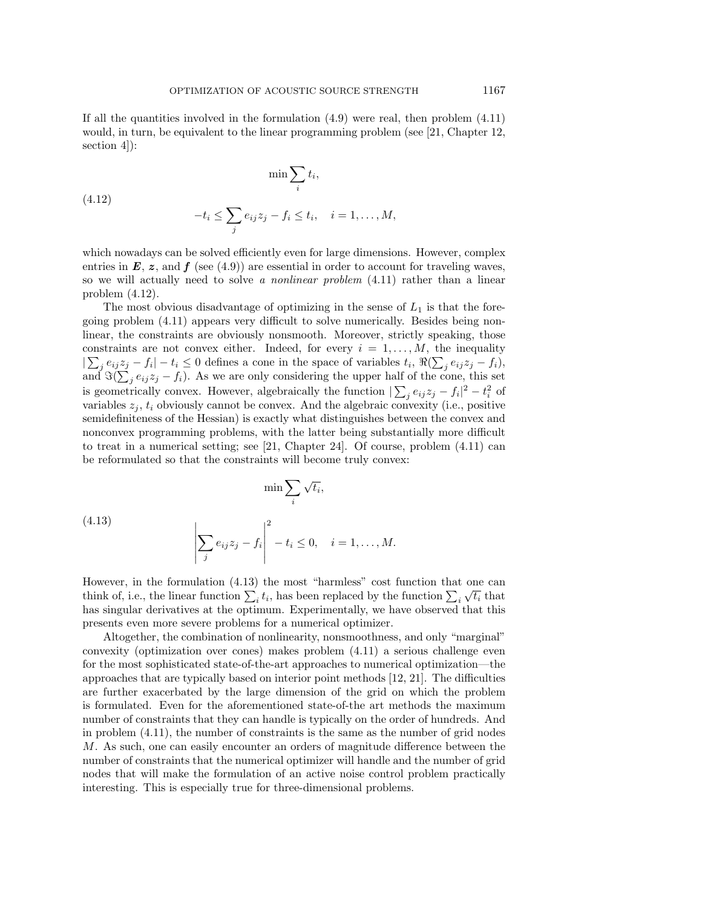If all the quantities involved in the formulation (4.9) were real, then problem (4.11) would, in turn, be equivalent to the linear programming problem (see [21, Chapter 12, section 4]):

$$\min \sum_i t_i,$$

$$-t_i \leq \sum_j e_{ij} z_j - f_i \leq t_i, \quad i = 1, \dots, M, \tag{4.12}$$

which nowadays can be solved efficiently even for large dimensions. However, complex entries in $\boldsymbol{E}$, $\boldsymbol{z}$, and $\boldsymbol{f}$ (see (4.9)) are essential in order to account for traveling waves, so we will actually need to solve *a nonlinear problem* (4.11) rather than a linear problem (4.12).

The most obvious disadvantage of optimizing in the sense of $L_1$ is that the foregoing problem (4.11) appears very difficult to solve numerically. Besides being nonlinear, the constraints are obviously nonsmooth. Moreover, strictly speaking, those constraints are not convex either. Indeed, for every $i = 1, \dots, M$, the inequality $|\sum_j e_{ij} z_j - f_i| - t_i \leq 0$ defines a cone in the space of variables $t_i$, $\Re(\sum_j e_{ij} z_j - f_i)$, and $\Im(\sum_j e_{ij} z_j - f_i)$. As we are only considering the upper half of the cone, this set is geometrically convex. However, algebraically the function $|\sum_j e_{ij} z_j - f_i|^2 - t_i^2$ of variables $z_j$, $t_i$ obviously cannot be convex. And the algebraic convexity (i.e., positive semidefiniteness of the Hessian) is exactly what distinguishes between the convex and nonconvex programming problems, with the latter being substantially more difficult to treat in a numerical setting; see [21, Chapter 24]. Of course, problem (4.11) can be reformulated so that the constraints will become truly convex:

$$\min \sum_i \sqrt{t_i},$$

$$\left| \sum_j e_{ij} z_j - f_i \right|^2 - t_i \leq 0, \quad i = 1, \dots, M. \tag{4.13}$$

However, in the formulation (4.13) the most "harmless" cost function that one can think of, i.e., the linear function $\sum_i t_i$, has been replaced by the function $\sum_i \sqrt{t_i}$ that has singular derivatives at the optimum. Experimentally, we have observed that this presents even more severe problems for a numerical optimizer.

Altogether, the combination of nonlinearity, nonsmoothness, and only "marginal" convexity (optimization over cones) makes problem (4.11) a serious challenge even for the most sophisticated state-of-the-art approaches to numerical optimization—the approaches that are typically based on interior point methods [12, 21]. The difficulties are further exacerbated by the large dimension of the grid on which the problem is formulated. Even for the aforementioned state-of-the art methods the maximum number of constraints that they can handle is typically on the order of hundreds. And in problem (4.11), the number of constraints is the same as the number of grid nodes $M$. As such, one can easily encounter an orders of magnitude difference between the number of constraints that the numerical optimizer will handle and the number of grid nodes that will make the formulation of an active noise control problem practically interesting. This is especially true for three-dimensional problems.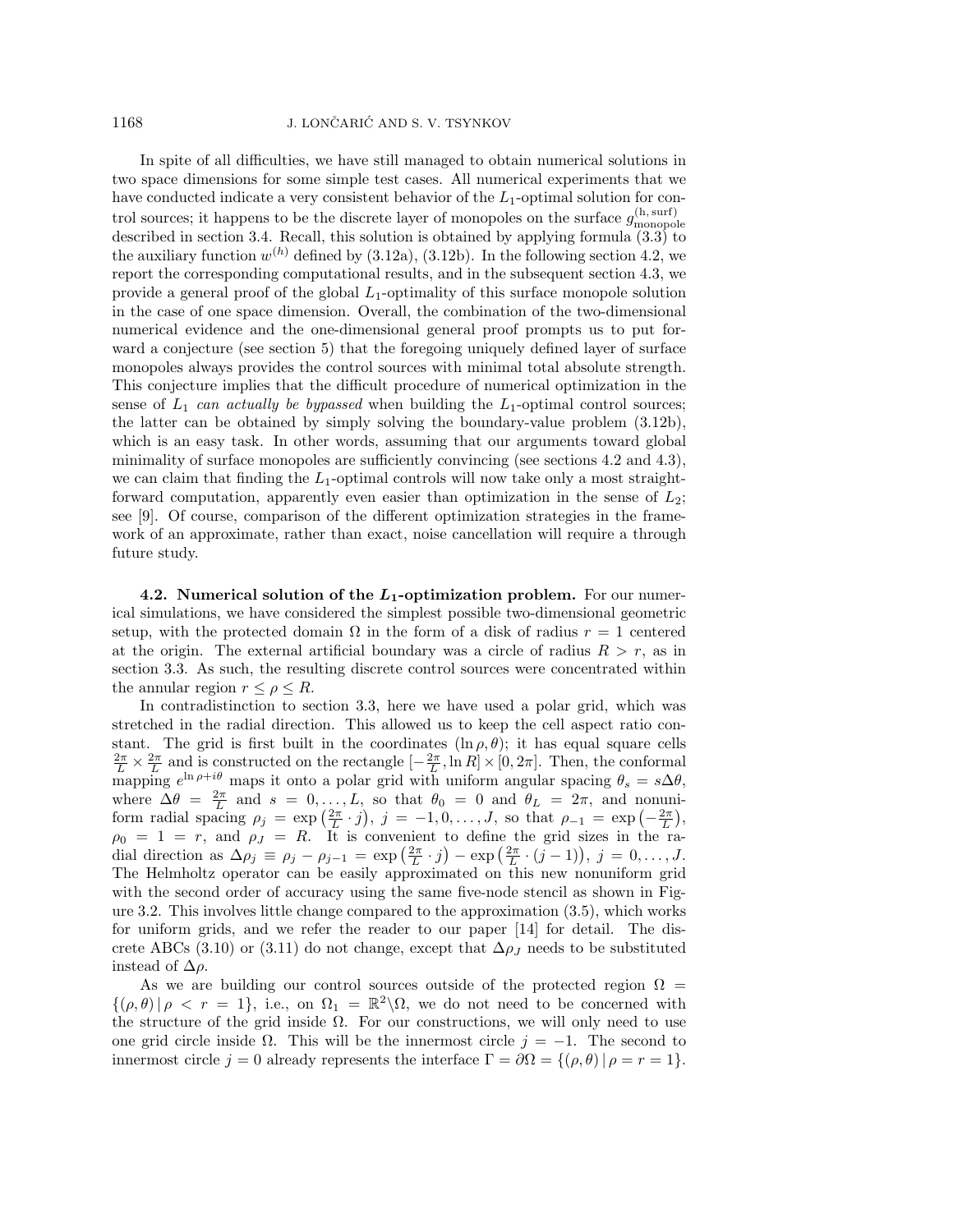In spite of all difficulties, we have still managed to obtain numerical solutions in two space dimensions for some simple test cases. All numerical experiments that we have conducted indicate a very consistent behavior of the $L_1$-optimal solution for control sources; it happens to be the discrete layer of monopoles on the surface $g^{(\text{h, surf})}_{\text{monopole}}$ described in section 3.4. Recall, this solution is obtained by applying formula (3.3) to the auxiliary function $w^{(h)}$ defined by (3.12a), (3.12b). In the following section 4.2, we report the corresponding computational results, and in the subsequent section 4.3, we provide a general proof of the global $L_1$-optimality of this surface monopole solution in the case of one space dimension. Overall, the combination of the two-dimensional numerical evidence and the one-dimensional general proof prompts us to put forward a conjecture (see section 5) that the foregoing uniquely defined layer of surface monopoles always provides the control sources with minimal total absolute strength. This conjecture implies that the difficult procedure of numerical optimization in the sense of $L_1$ *can actually be bypassed* when building the $L_1$-optimal control sources; the latter can be obtained by simply solving the boundary-value problem (3.12b), which is an easy task. In other words, assuming that our arguments toward global minimality of surface monopoles are sufficiently convincing (see sections 4.2 and 4.3), we can claim that finding the $L_1$-optimal controls will now take only a most straightforward computation, apparently even easier than optimization in the sense of $L_2$; see [9]. Of course, comparison of the different optimization strategies in the framework of an approximate, rather than exact, noise cancellation will require a through future study.

**4.2. Numerical solution of the $L_1$-optimization problem.** For our numerical simulations, we have considered the simplest possible two-dimensional geometric setup, with the protected domain $\Omega$ in the form of a disk of radius $r = 1$ centered at the origin. The external artificial boundary was a circle of radius $R > r$, as in section 3.3. As such, the resulting discrete control sources were concentrated within the annular region $r \leq \rho \leq R$.

In contradistinction to section 3.3, here we have used a polar grid, which was stretched in the radial direction. This allowed us to keep the cell aspect ratio constant. The grid is first built in the coordinates $(\ln \rho, \theta)$; it has equal square cells $\frac{2\pi}{L} \times \frac{2\pi}{L}$ and is constructed on the rectangle $[-\frac{2\pi}{L}, \ln R] \times [0, 2\pi]$. Then, the conformal mapping $e^{\ln \rho + i\theta}$ maps it onto a polar grid with uniform angular spacing $\theta_s = s\Delta\theta$, where $\Delta\theta = \frac{2\pi}{L}$ and $s = 0, \ldots, L$, so that $\theta_0 = 0$ and $\theta_L = 2\pi$, and nonuniform radial spacing $\rho_j = \exp\left(\frac{2\pi}{L} \cdot j\right)$, $j = -1, 0, \ldots, J$, so that $\rho_{-1} = \exp\left(-\frac{2\pi}{L}\right)$, $\rho_0 = 1 = r$, and $\rho_J = R$. It is convenient to define the grid sizes in the radial direction as $\Delta\rho_j \equiv \rho_j - \rho_{j-1} = \exp\left(\frac{2\pi}{L} \cdot j\right) - \exp\left(\frac{2\pi}{L} \cdot (j-1)\right)$, $j = 0, \ldots, J$. The Helmholtz operator can be easily approximated on this new nonuniform grid with the second order of accuracy using the same five-node stencil as shown in Figure 3.2. This involves little change compared to the approximation (3.5), which works for uniform grids, and we refer the reader to our paper [14] for detail. The discrete ABCs (3.10) or (3.11) do not change, except that $\Delta\rho_J$ needs to be substituted instead of $\Delta\rho$.

As we are building our control sources outside of the protected region $\Omega = \{(\rho, \theta) \,|\, \rho < r = 1\}$, i.e., on $\Omega_1 = \mathbb{R}^2 \backslash \Omega$, we do not need to be concerned with the structure of the grid inside $\Omega$. For our constructions, we will only need to use one grid circle inside $\Omega$. This will be the innermost circle $j = -1$. The second to innermost circle $j = 0$ already represents the interface $\Gamma = \partial\Omega = \{(\rho, \theta) \,|\, \rho = r = 1\}$.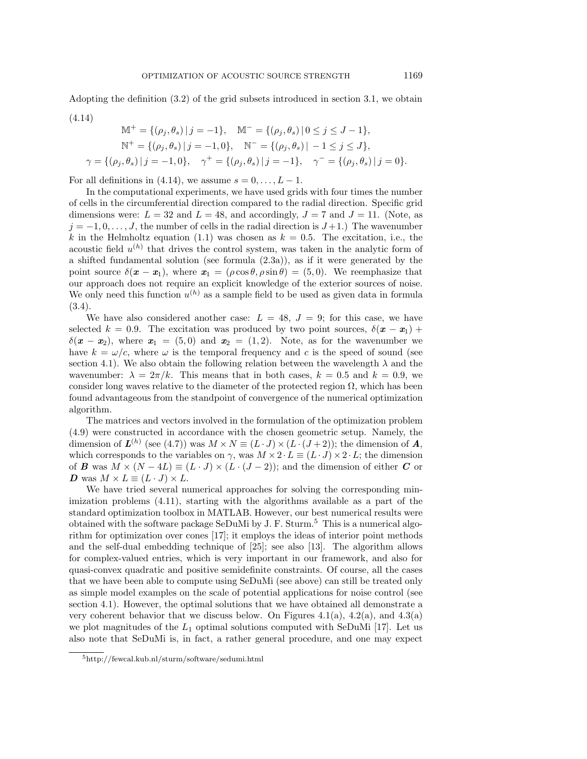Adopting the definition (3.2) of the grid subsets introduced in section 3.1, we obtain

(4.14)

$$
\begin{aligned}
&\mathbb{M}^+ = \{(\rho_j, \theta_s) \,|\, j = -1\}, \quad \mathbb{M}^- = \{(\rho_j, \theta_s) \,|\, 0 \le j \le J-1\}, \\
&\mathbb{N}^+ = \{(\rho_j, \theta_s) \,|\, j = -1, 0\}, \quad \mathbb{N}^- = \{(\rho_j, \theta_s) \,|\, -1 \le j \le J\}, \\
\gamma = \{(\rho_j, \theta_s) \,&|\, j = -1, 0\}, \quad \gamma^+ = \{(\rho_j, \theta_s) \,|\, j = -1\}, \quad \gamma^- = \{(\rho_j, \theta_s) \,|\, j = 0\}.
\end{aligned}
$$

For all definitions in (4.14), we assume $s = 0, \ldots, L-1$.

In the computational experiments, we have used grids with four times the number of cells in the circumferential direction compared to the radial direction. Specific grid dimensions were: $L = 32$ and $L = 48$, and accordingly, $J = 7$ and $J = 11$. (Note, as $j = -1, 0, \ldots, J$, the number of cells in the radial direction is $J+1$.) The wavenumber $k$ in the Helmholtz equation (1.1) was chosen as $k = 0.5$. The excitation, i.e., the acoustic field $u^{(h)}$ that drives the control system, was taken in the analytic form of a shifted fundamental solution (see formula (2.3a)), as if it were generated by the point source $\delta(\boldsymbol{x} - \boldsymbol{x}_1)$, where $\boldsymbol{x}_1 = (\rho \cos\theta, \rho \sin\theta) = (5, 0)$. We reemphasize that our approach does not require an explicit knowledge of the exterior sources of noise. We only need this function $u^{(h)}$ as a sample field to be used as given data in formula (3.4).

We have also considered another case: $L = 48$, $J = 9$; for this case, we have selected $k = 0.9$. The excitation was produced by two point sources, $\delta(\boldsymbol{x} - \boldsymbol{x}_1) + \delta(\boldsymbol{x} - \boldsymbol{x}_2)$, where $\boldsymbol{x}_1 = (5, 0)$ and $\boldsymbol{x}_2 = (1, 2)$. Note, as for the wavenumber we have $k = \omega / c$, where $\omega$ is the temporal frequency and $c$ is the speed of sound (see section 4.1). We also obtain the following relation between the wavelength $\lambda$ and the wavenumber: $\lambda = 2\pi / k$. This means that in both cases, $k = 0.5$ and $k = 0.9$, we consider long waves relative to the diameter of the protected region $\Omega$, which has been found advantageous from the standpoint of convergence of the numerical optimization algorithm.

The matrices and vectors involved in the formulation of the optimization problem (4.9) were constructed in accordance with the chosen geometric setup. Namely, the dimension of $\boldsymbol{L}^{(h)}$ (see (4.7)) was $M \times N \equiv (L \cdot J) \times (L \cdot (J+2))$; the dimension of $\boldsymbol{A}$, which corresponds to the variables on $\gamma$, was $M \times 2 \cdot L \equiv (L \cdot J) \times 2 \cdot L$; the dimension of $\boldsymbol{B}$ was $M \times (N - 4L) \equiv (L \cdot J) \times (L \cdot (J-2))$; and the dimension of either $\boldsymbol{C}$ or $\boldsymbol{D}$ was $M \times L \equiv (L \cdot J) \times L$.

We have tried several numerical approaches for solving the corresponding minimization problems (4.11), starting with the algorithms available as a part of the standard optimization toolbox in MATLAB. However, our best numerical results were obtained with the software package SeDuMi by J. F. Sturm.[5] This is a numerical algorithm for optimization over cones [17]; it employs the ideas of interior point methods and the self-dual embedding technique of [25]; see also [13]. The algorithm allows for complex-valued entries, which is very important in our framework, and also for quasi-convex quadratic and positive semidefinite constraints. Of course, all the cases that we have been able to compute using SeDuMi (see above) can still be treated only as simple model examples on the scale of potential applications for noise control (see section 4.1). However, the optimal solutions that we have obtained all demonstrate a very coherent behavior that we discuss below. On Figures 4.1(a), 4.2(a), and 4.3(a) we plot magnitudes of the $L_1$ optimal solutions computed with SeDuMi [17]. Let us also note that SeDuMi is, in fact, a rather general procedure, and one may expect

[5] http://fewcal.kub.nl/sturm/software/sedumi.html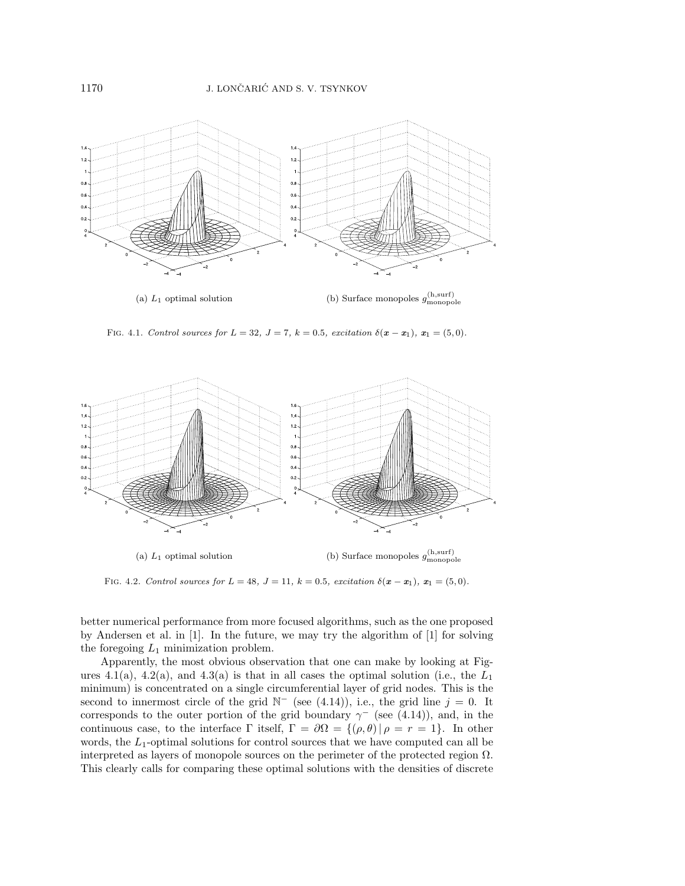(a) $L_1$ optimal solution

(b) Surface monopoles $g^{(\mathrm{h,surf})}_{\mathrm{monopole}}$

FIG. 4.1. *Control sources for $L = 32$, $J = 7$, $k = 0.5$, excitation $\delta(\boldsymbol{x} - \boldsymbol{x}_1)$, $\boldsymbol{x}_1 = (5, 0)$.*

(a) $L_1$ optimal solution

(b) Surface monopoles $g^{(\mathrm{h,surf})}_{\mathrm{monopole}}$

FIG. 4.2. *Control sources for $L = 48$, $J = 11$, $k = 0.5$, excitation $\delta(\boldsymbol{x} - \boldsymbol{x}_1)$, $\boldsymbol{x}_1 = (5, 0)$.*

better numerical performance from more focused algorithms, such as the one proposed by Andersen et al. in [1]. In the future, we may try the algorithm of [1] for solving the foregoing $L_1$ minimization problem.

Apparently, the most obvious observation that one can make by looking at Figures 4.1(a), 4.2(a), and 4.3(a) is that in all cases the optimal solution (i.e., the $L_1$ minimum) is concentrated on a single circumferential layer of grid nodes. This is the second to innermost circle of the grid $\mathbb{N}^-$ (see (4.14)), i.e., the grid line $j = 0$. It corresponds to the outer portion of the grid boundary $\gamma^-$ (see (4.14)), and, in the continuous case, to the interface $\Gamma$ itself, $\Gamma = \partial\Omega = \{(\rho, \theta) \,|\, \rho = r = 1\}$. In other words, the $L_1$-optimal solutions for control sources that we have computed can all be interpreted as layers of monopole sources on the perimeter of the protected region $\Omega$. This clearly calls for comparing these optimal solutions with the densities of discrete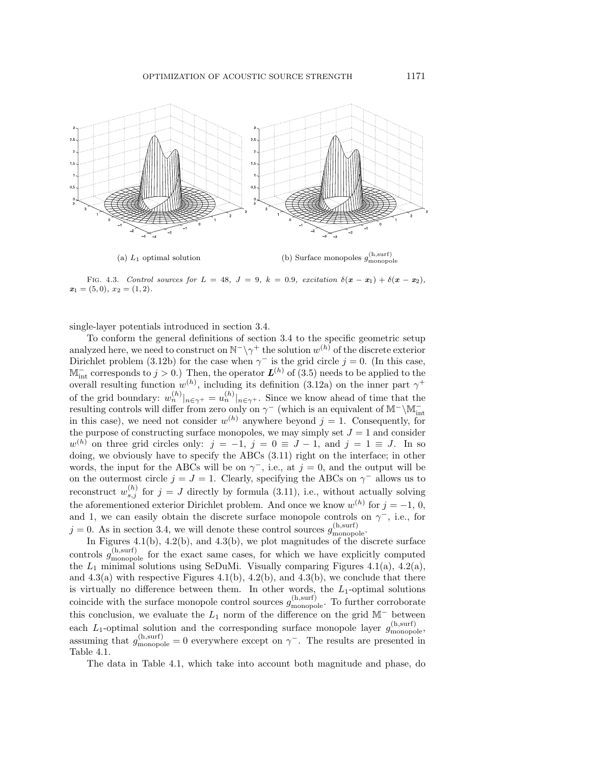(a) $L_1$ optimal solution

(b) Surface monopoles $g^{(\text{h,surf})}_{\text{monopole}}$

Fig. 4.3. *Control sources for* $L = 48$*,* $J = 9$*,* $k = 0.9$*, excitation* $\delta(\boldsymbol{x} - \boldsymbol{x}_1) + \delta(\boldsymbol{x} - \boldsymbol{x}_2)$*,* $\boldsymbol{x}_1 = (5, 0)$*,* $x_2 = (1, 2)$*.*

single-layer potentials introduced in section 3.4.

To conform the general definitions of section 3.4 to the specific geometric setup analyzed here, we need to construct on $\mathbb{N}^- \backslash \gamma^+$ the solution $w^{(h)}$ of the discrete exterior Dirichlet problem (3.12b) for the case when $\gamma^-$ is the grid circle $j = 0$. (In this case, $\mathbb{M}^-_{\text{int}}$ corresponds to $j > 0$.) Then, the operator $\boldsymbol{L}^{(h)}$ of (3.5) needs to be applied to the overall resulting function $w^{(h)}$, including its definition (3.12a) on the inner part $\gamma^+$ of the grid boundary: $w^{(h)}_n|_{n \in \gamma^+} = u^{(h)}_n|_{n \in \gamma^+}$. Since we know ahead of time that the resulting controls will differ from zero only on $\gamma^-$ (which is an equivalent of $\mathbb{M}^- \backslash \mathbb{M}^-_{\text{int}}$ in this case), we need not consider $w^{(h)}$ anywhere beyond $j = 1$. Consequently, for the purpose of constructing surface monopoles, we may simply set $J = 1$ and consider $w^{(h)}$ on three grid circles only: $j = -1$, $j = 0 \equiv J - 1$, and $j = 1 \equiv J$. In so doing, we obviously have to specify the ABCs (3.11) right on the interface; in other words, the input for the ABCs will be on $\gamma^-$, i.e., at $j = 0$, and the output will be on the outermost circle $j = J = 1$. Clearly, specifying the ABCs on $\gamma^-$ allows us to reconstruct $w^{(h)}_{s,j}$ for $j = J$ directly by formula (3.11), i.e., without actually solving the aforementioned exterior Dirichlet problem. And once we know $w^{(h)}$ for $j = -1$, 0, and 1, we can easily obtain the discrete surface monopole controls on $\gamma^-$, i.e., for $j = 0$. As in section 3.4, we will denote these control sources $g^{(\text{h,surf})}_{\text{monopole}}$.

In Figures 4.1(b), 4.2(b), and 4.3(b), we plot magnitudes of the discrete surface controls $g^{(\text{h,surf})}_{\text{monopole}}$ for the exact same cases, for which we have explicitly computed the $L_1$ minimal solutions using SeDuMi. Visually comparing Figures 4.1(a), 4.2(a), and 4.3(a) with respective Figures 4.1(b), 4.2(b), and 4.3(b), we conclude that there is virtually no difference between them. In other words, the $L_1$-optimal solutions coincide with the surface monopole control sources $g^{(\text{h,surf})}_{\text{monopole}}$. To further corroborate this conclusion, we evaluate the $L_1$ norm of the difference on the grid $\mathbb{M}^-$ between each $L_1$-optimal solution and the corresponding surface monopole layer $g^{(\text{h,surf})}_{\text{monopole}}$, assuming that $g^{(\text{h,surf})}_{\text{monopole}} = 0$ everywhere except on $\gamma^-$. The results are presented in Table 4.1.

The data in Table 4.1, which take into account both magnitude and phase, do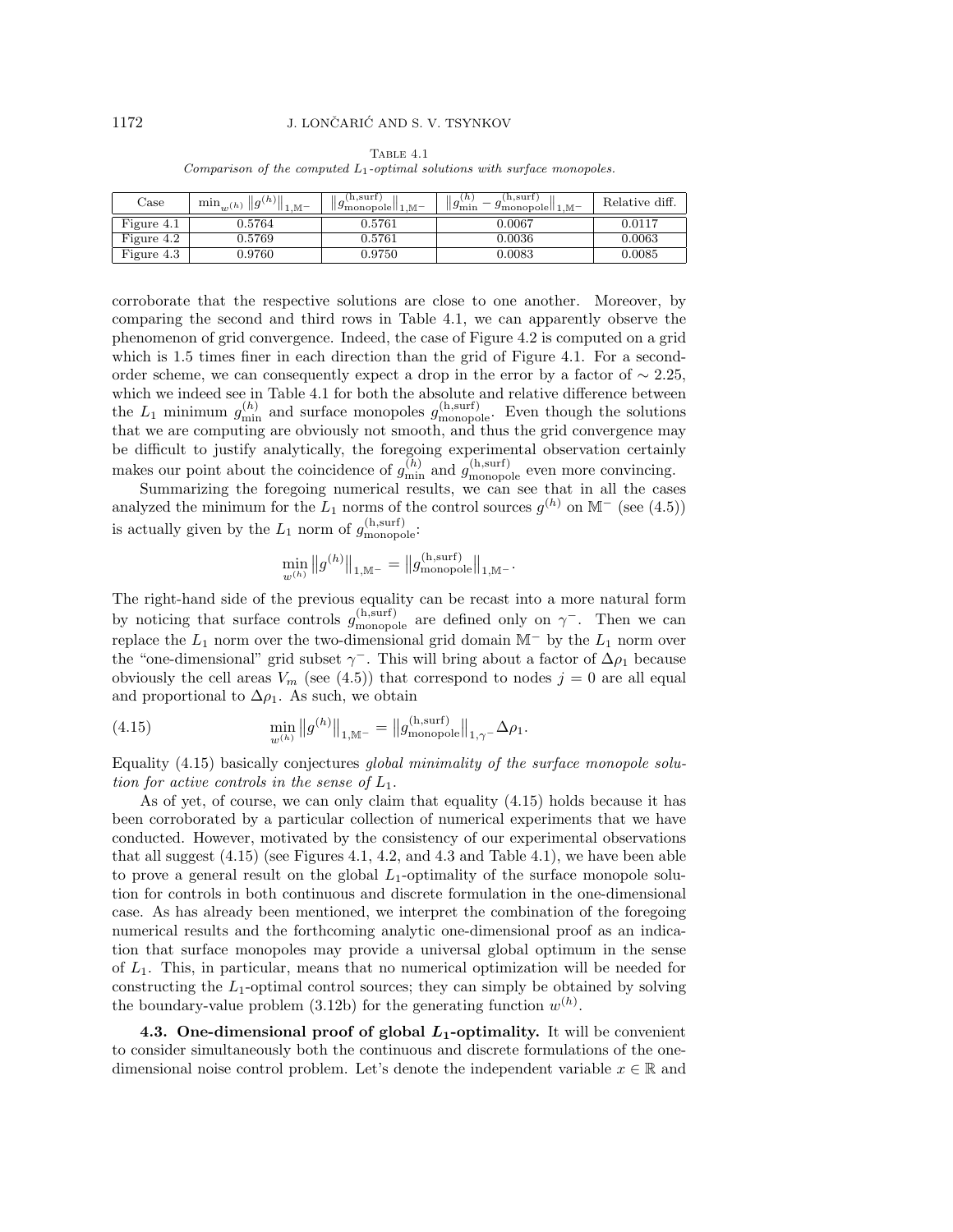TABLE 4.1
*Comparison of the computed $L_1$-optimal solutions with surface monopoles.*

| Case | $\min_{w^{(h)}} \|g^{(h)}\|_{1,\mathbb{M}^-}$ | $\|g^{(\text{h,surf})}_{\text{monopole}}\|_{1,\mathbb{M}^-}$ | $\|g^{(h)}_{\min} - g^{(\text{h,surf})}_{\text{monopole}}\|_{1,\mathbb{M}^-}$ | Relative diff. |
|---|---|---|---|---|
| Figure 4.1 | 0.5764 | 0.5761 | 0.0067 | 0.0117 |
| Figure 4.2 | 0.5769 | 0.5761 | 0.0036 | 0.0063 |
| Figure 4.3 | 0.9760 | 0.9750 | 0.0083 | 0.0085 |

corroborate that the respective solutions are close to one another. Moreover, by comparing the second and third rows in Table 4.1, we can apparently observe the phenomenon of grid convergence. Indeed, the case of Figure 4.2 is computed on a grid which is 1.5 times finer in each direction than the grid of Figure 4.1. For a second-order scheme, we can consequently expect a drop in the error by a factor of $\sim 2.25$, which we indeed see in Table 4.1 for both the absolute and relative difference between the $L_1$ minimum $g^{(h)}_{\min}$ and surface monopoles $g^{(\text{h,surf})}_{\text{monopole}}$. Even though the solutions that we are computing are obviously not smooth, and thus the grid convergence may be difficult to justify analytically, the foregoing experimental observation certainly makes our point about the coincidence of $g^{(h)}_{\min}$ and $g^{(\text{h,surf})}_{\text{monopole}}$ even more convincing.

Summarizing the foregoing numerical results, we can see that in all the cases analyzed the minimum for the $L_1$ norms of the control sources $g^{(h)}$ on $\mathbb{M}^-$ (see (4.5)) is actually given by the $L_1$ norm of $g^{(\text{h,surf})}_{\text{monopole}}$:

$$\min_{w^{(h)}} \|g^{(h)}\|_{1,\mathbb{M}^-} = \|g^{(\text{h,surf})}_{\text{monopole}}\|_{1,\mathbb{M}^-}.$$

The right-hand side of the previous equality can be recast into a more natural form by noticing that surface controls $g^{(\text{h,surf})}_{\text{monopole}}$ are defined only on $\gamma^-$. Then we can replace the $L_1$ norm over the two-dimensional grid domain $\mathbb{M}^-$ by the $L_1$ norm over the "one-dimensional" grid subset $\gamma^-$. This will bring about a factor of $\Delta\rho_1$ because obviously the cell areas $V_m$ (see (4.5)) that correspond to nodes $j = 0$ are all equal and proportional to $\Delta\rho_1$. As such, we obtain

$$\min_{w^{(h)}} \|g^{(h)}\|_{1,\mathbb{M}^-} = \|g^{(\text{h,surf})}_{\text{monopole}}\|_{1,\gamma^-} \Delta\rho_1. \tag{4.15}$$

Equality (4.15) basically conjectures *global minimality of the surface monopole solution for active controls in the sense of $L_1$.*

As of yet, of course, we can only claim that equality (4.15) holds because it has been corroborated by a particular collection of numerical experiments that we have conducted. However, motivated by the consistency of our experimental observations that all suggest (4.15) (see Figures 4.1, 4.2, and 4.3 and Table 4.1), we have been able to prove a general result on the global $L_1$-optimality of the surface monopole solution for controls in both continuous and discrete formulation in the one-dimensional case. As has already been mentioned, we interpret the combination of the foregoing numerical results and the forthcoming analytic one-dimensional proof as an indication that surface monopoles may provide a universal global optimum in the sense of $L_1$. This, in particular, means that no numerical optimization will be needed for constructing the $L_1$-optimal control sources; they can simply be obtained by solving the boundary-value problem (3.12b) for the generating function $w^{(h)}$.

**4.3. One-dimensional proof of global $L_1$-optimality.** It will be convenient to consider simultaneously both the continuous and discrete formulations of the one-dimensional noise control problem. Let's denote the independent variable $x \in \mathbb{R}$ and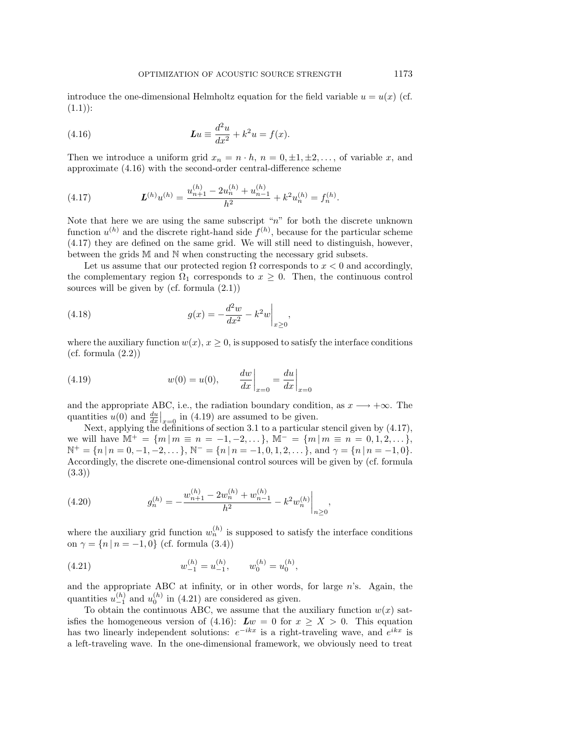introduce the one-dimensional Helmholtz equation for the field variable $u = u(x)$ (cf. (1.1)):

$$\boldsymbol{L}u \equiv \frac{d^2u}{dx^2} + k^2 u = f(x). \tag{4.16}$$

Then we introduce a uniform grid $x_n = n \cdot h$, $n = 0, \pm 1, \pm 2, \dots$, of variable $x$, and approximate (4.16) with the second-order central-difference scheme

$$\boldsymbol{L}^{(h)} u^{(h)} = \frac{u_{n+1}^{(h)} - 2u_n^{(h)} + u_{n-1}^{(h)}}{h^2} + k^2 u_n^{(h)} = f_n^{(h)}. \tag{4.17}$$

Note that here we are using the same subscript "$n$" for both the discrete unknown function $u^{(h)}$ and the discrete right-hand side $f^{(h)}$, because for the particular scheme (4.17) they are defined on the same grid. We will still need to distinguish, however, between the grids $\mathbb{M}$ and $\mathbb{N}$ when constructing the necessary grid subsets.

Let us assume that our protected region $\Omega$ corresponds to $x < 0$ and accordingly, the complementary region $\Omega_1$ corresponds to $x \geq 0$. Then, the continuous control sources will be given by (cf. formula (2.1))

$$g(x) = -\frac{d^2w}{dx^2} - k^2 w \bigg|_{x \geq 0}, \tag{4.18}$$

where the auxiliary function $w(x)$, $x \geq 0$, is supposed to satisfy the interface conditions (cf. formula (2.2))

$$w(0) = u(0), \qquad \frac{dw}{dx}\bigg|_{x=0} = \frac{du}{dx}\bigg|_{x=0} \tag{4.19}$$

and the appropriate ABC, i.e., the radiation boundary condition, as $x \longrightarrow +\infty$. The quantities $u(0)$ and $\frac{du}{dx}\big|_{x=0}$ in (4.19) are assumed to be given.

Next, applying the definitions of section 3.1 to a particular stencil given by (4.17), we will have $\mathbb{M}^+ = \{m \,|\, m \equiv n = -1, -2, \dots\}$, $\mathbb{M}^- = \{m \,|\, m \equiv n = 0, 1, 2, \dots\}$, $\mathbb{N}^+ = \{n \,|\, n = 0, -1, -2, \dots\}$, $\mathbb{N}^- = \{n \,|\, n = -1, 0, 1, 2, \dots\}$, and $\gamma = \{n \,|\, n = -1, 0\}$. Accordingly, the discrete one-dimensional control sources will be given by (cf. formula (3.3))

$$g_n^{(h)} = -\frac{w_{n+1}^{(h)} - 2w_n^{(h)} + w_{n-1}^{(h)}}{h^2} - k^2 w_n^{(h)} \bigg|_{n \geq 0}, \tag{4.20}$$

where the auxiliary grid function $w_n^{(h)}$ is supposed to satisfy the interface conditions on $\gamma = \{n \,|\, n = -1, 0\}$ (cf. formula (3.4))

$$w_{-1}^{(h)} = u_{-1}^{(h)}, \qquad w_0^{(h)} = u_0^{(h)}, \tag{4.21}$$

and the appropriate ABC at infinity, or in other words, for large $n$'s. Again, the quantities $u_{-1}^{(h)}$ and $u_0^{(h)}$ in (4.21) are considered as given.

To obtain the continuous ABC, we assume that the auxiliary function $w(x)$ satisfies the homogeneous version of (4.16): $\boldsymbol{L}w = 0$ for $x \geq X > 0$. This equation has two linearly independent solutions: $e^{-ikx}$ is a right-traveling wave, and $e^{ikx}$ is a left-traveling wave. In the one-dimensional framework, we obviously need to treat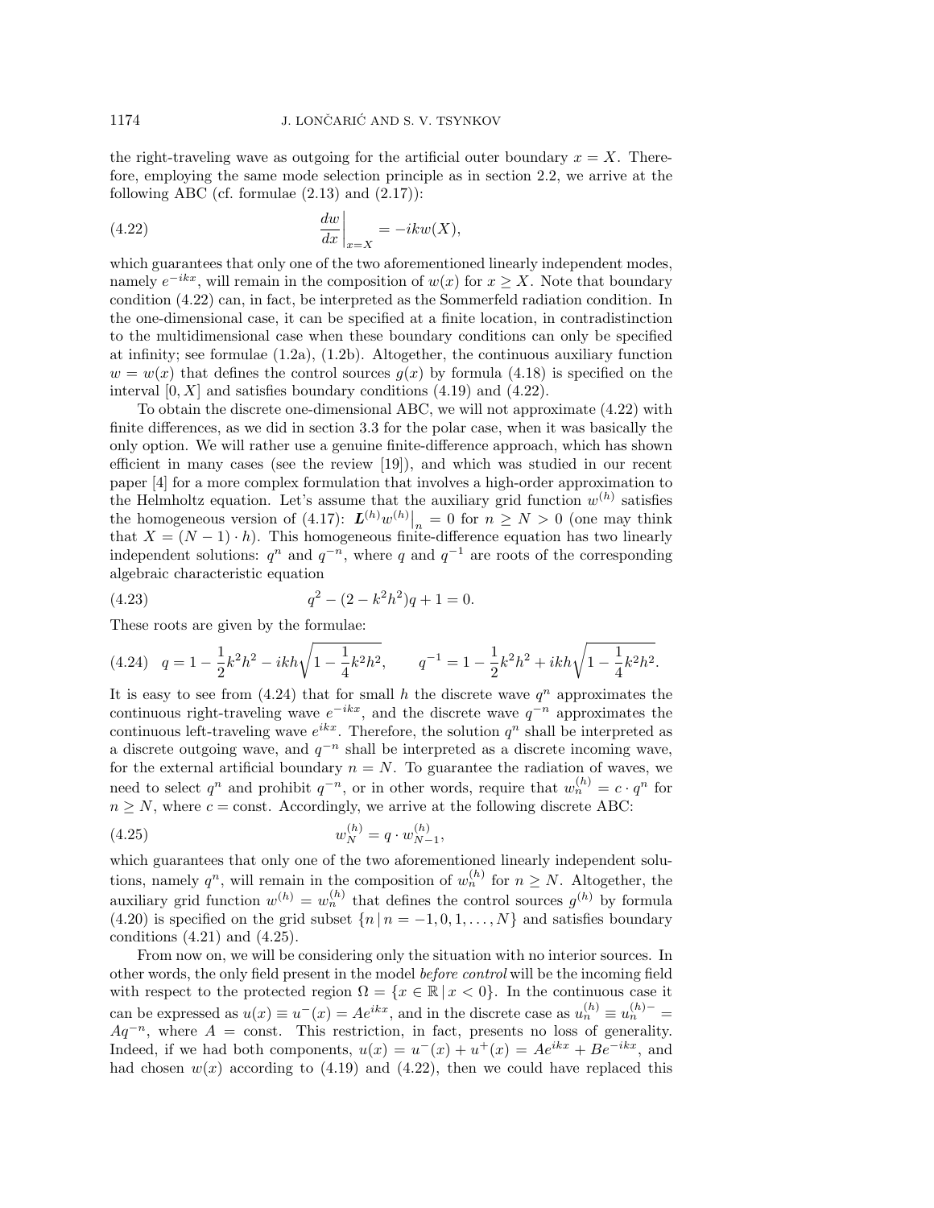the right-traveling wave as outgoing for the artificial outer boundary $x = X$. Therefore, employing the same mode selection principle as in section 2.2, we arrive at the following ABC (cf. formulae (2.13) and (2.17)):

$$\left.\frac{dw}{dx}\right|_{x=X} = -ikw(X), \tag{4.22}$$

which guarantees that only one of the two aforementioned linearly independent modes, namely $e^{-ikx}$, will remain in the composition of $w(x)$ for $x \geq X$. Note that boundary condition (4.22) can, in fact, be interpreted as the Sommerfeld radiation condition. In the one-dimensional case, it can be specified at a finite location, in contradistinction to the multidimensional case when these boundary conditions can only be specified at infinity; see formulae (1.2a), (1.2b). Altogether, the continuous auxiliary function $w = w(x)$ that defines the control sources $g(x)$ by formula (4.18) is specified on the interval $[0, X]$ and satisfies boundary conditions (4.19) and (4.22).

To obtain the discrete one-dimensional ABC, we will not approximate (4.22) with finite differences, as we did in section 3.3 for the polar case, when it was basically the only option. We will rather use a genuine finite-difference approach, which has shown efficient in many cases (see the review [19]), and which was studied in our recent paper [4] for a more complex formulation that involves a high-order approximation to the Helmholtz equation. Let's assume that the auxiliary grid function $w^{(h)}$ satisfies the homogeneous version of (4.17): $\left.\boldsymbol{L}^{(h)} w^{(h)}\right|_n = 0$ for $n \geq N > 0$ (one may think that $X = (N-1) \cdot h$). This homogeneous finite-difference equation has two linearly independent solutions: $q^n$ and $q^{-n}$, where $q$ and $q^{-1}$ are roots of the corresponding algebraic characteristic equation

$$q^2 - (2 - k^2h^2)q + 1 = 0. \tag{4.23}$$

These roots are given by the formulae:

$$q = 1 - \frac{1}{2}k^2h^2 - ikh\sqrt{1 - \frac{1}{4}k^2h^2}, \qquad q^{-1} = 1 - \frac{1}{2}k^2h^2 + ikh\sqrt{1 - \frac{1}{4}k^2h^2}. \tag{4.24}$$

It is easy to see from (4.24) that for small $h$ the discrete wave $q^n$ approximates the continuous right-traveling wave $e^{-ikx}$, and the discrete wave $q^{-n}$ approximates the continuous left-traveling wave $e^{ikx}$. Therefore, the solution $q^n$ shall be interpreted as a discrete outgoing wave, and $q^{-n}$ shall be interpreted as a discrete incoming wave, for the external artificial boundary $n = N$. To guarantee the radiation of waves, we need to select $q^n$ and prohibit $q^{-n}$, or in other words, require that $w_n^{(h)} = c \cdot q^n$ for $n \geq N$, where $c = \text{const}$. Accordingly, we arrive at the following discrete ABC:

$$w_N^{(h)} = q \cdot w_{N-1}^{(h)}, \tag{4.25}$$

which guarantees that only one of the two aforementioned linearly independent solutions, namely $q^n$, will remain in the composition of $w_n^{(h)}$ for $n \geq N$. Altogether, the auxiliary grid function $w^{(h)} = w_n^{(h)}$ that defines the control sources $g^{(h)}$ by formula (4.20) is specified on the grid subset $\{n \,|\, n = -1, 0, 1, \ldots, N\}$ and satisfies boundary conditions (4.21) and (4.25).

From now on, we will be considering only the situation with no interior sources. In other words, the only field present in the model *before control* will be the incoming field with respect to the protected region $\Omega = \{x \in \mathbb{R} \,|\, x < 0\}$. In the continuous case it can be expressed as $u(x) \equiv u^-(x) = Ae^{ikx}$, and in the discrete case as $u_n^{(h)} \equiv u_n^{(h)-} = Aq^{-n}$, where $A = \text{const}$. This restriction, in fact, presents no loss of generality. Indeed, if we had both components, $u(x) = u^-(x) + u^+(x) = Ae^{ikx} + Be^{-ikx}$, and had chosen $w(x)$ according to (4.19) and (4.22), then we could have replaced this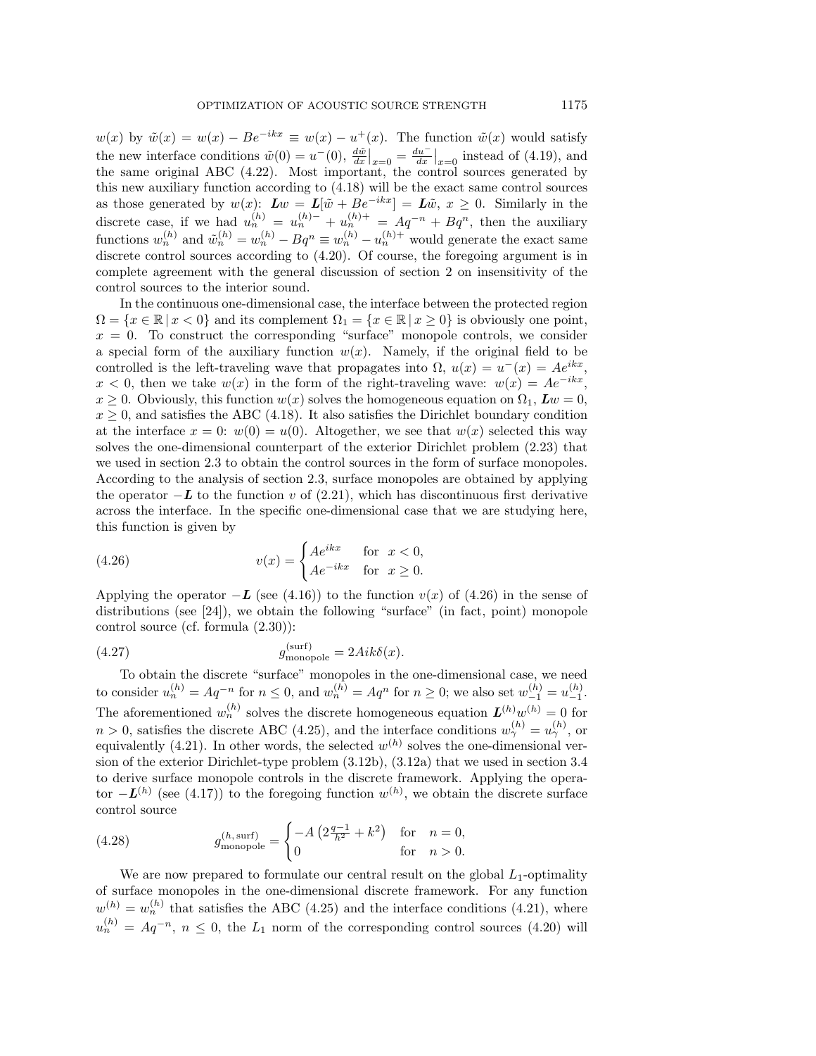$w(x)$ by $\tilde{w}(x) = w(x) - Be^{-ikx} \equiv w(x) - u^+(x)$. The function $\tilde{w}(x)$ would satisfy the new interface conditions $\tilde{w}(0) = u^-(0)$, $\frac{d\tilde{w}}{dx}\big|_{x=0} = \frac{du^-}{dx}\big|_{x=0}$ instead of (4.19), and the same original ABC (4.22). Most important, the control sources generated by this new auxiliary function according to (4.18) will be the exact same control sources as those generated by $w(x)$: $\boldsymbol{L}w = \boldsymbol{L}[\tilde{w} + Be^{-ikx}] = \boldsymbol{L}\tilde{w}$, $x \geq 0$. Similarly in the discrete case, if we had $u_n^{(h)} = u_n^{(h)-} + u_n^{(h)+} = Aq^{-n} + Bq^n$, then the auxiliary functions $w_n^{(h)}$ and $\tilde{w}_n^{(h)} = w_n^{(h)} - Bq^n \equiv w_n^{(h)} - u_n^{(h)+}$ would generate the exact same discrete control sources according to (4.20). Of course, the foregoing argument is in complete agreement with the general discussion of section 2 on insensitivity of the control sources to the interior sound.

In the continuous one-dimensional case, the interface between the protected region $\Omega = \{x \in \mathbb{R} \,|\, x < 0\}$ and its complement $\Omega_1 = \{x \in \mathbb{R} \,|\, x \geq 0\}$ is obviously one point, $x = 0$. To construct the corresponding "surface" monopole controls, we consider a special form of the auxiliary function $w(x)$. Namely, if the original field to be controlled is the left-traveling wave that propagates into $\Omega$, $u(x) = u^-(x) = Ae^{ikx}$, $x < 0$, then we take $w(x)$ in the form of the right-traveling wave: $w(x) = Ae^{-ikx}$, $x \geq 0$. Obviously, this function $w(x)$ solves the homogeneous equation on $\Omega_1$, $\boldsymbol{L}w = 0$, $x \geq 0$, and satisfies the ABC (4.18). It also satisfies the Dirichlet boundary condition at the interface $x = 0$: $w(0) = u(0)$. Altogether, we see that $w(x)$ selected this way solves the one-dimensional counterpart of the exterior Dirichlet problem (2.23) that we used in section 2.3 to obtain the control sources in the form of surface monopoles. According to the analysis of section 2.3, surface monopoles are obtained by applying the operator $-\boldsymbol{L}$ to the function $v$ of (2.21), which has discontinuous first derivative across the interface. In the specific one-dimensional case that we are studying here, this function is given by

$$v(x) = \begin{cases} Ae^{ikx} & \text{for } \; x < 0, \\ Ae^{-ikx} & \text{for } \; x \geq 0. \end{cases} \tag{4.26}$$

Applying the operator $-\boldsymbol{L}$ (see (4.16)) to the function $v(x)$ of (4.26) in the sense of distributions (see [24]), we obtain the following "surface" (in fact, point) monopole control source (cf. formula (2.30)):

$$g_{\text{monopole}}^{(\text{surf})} = 2Aik\delta(x). \tag{4.27}$$

To obtain the discrete "surface" monopoles in the one-dimensional case, we need to consider $u_n^{(h)} = Aq^{-n}$ for $n \leq 0$, and $w_n^{(h)} = Aq^n$ for $n \geq 0$; we also set $w_{-1}^{(h)} = u_{-1}^{(h)}$. The aforementioned $w_n^{(h)}$ solves the discrete homogeneous equation $\boldsymbol{L}^{(h)}w^{(h)} = 0$ for $n > 0$, satisfies the discrete ABC (4.25), and the interface conditions $w_\gamma^{(h)} = u_\gamma^{(h)}$, or equivalently (4.21). In other words, the selected $w^{(h)}$ solves the one-dimensional version of the exterior Dirichlet-type problem (3.12b), (3.12a) that we used in section 3.4 to derive surface monopole controls in the discrete framework. Applying the operator $-\boldsymbol{L}^{(h)}$ (see (4.17)) to the foregoing function $w^{(h)}$, we obtain the discrete surface control source

$$g_{\text{monopole}}^{(h,\,\text{surf})} = \begin{cases} -A\left(2\frac{q-1}{h^2} + k^2\right) & \text{for } \; n = 0, \\ 0 & \text{for } \; n > 0. \end{cases} \tag{4.28}$$

We are now prepared to formulate our central result on the global $L_1$-optimality of surface monopoles in the one-dimensional discrete framework. For any function $w^{(h)} = w_n^{(h)}$ that satisfies the ABC (4.25) and the interface conditions (4.21), where $u_n^{(h)} = Aq^{-n}$, $n \leq 0$, the $L_1$ norm of the corresponding control sources (4.20) will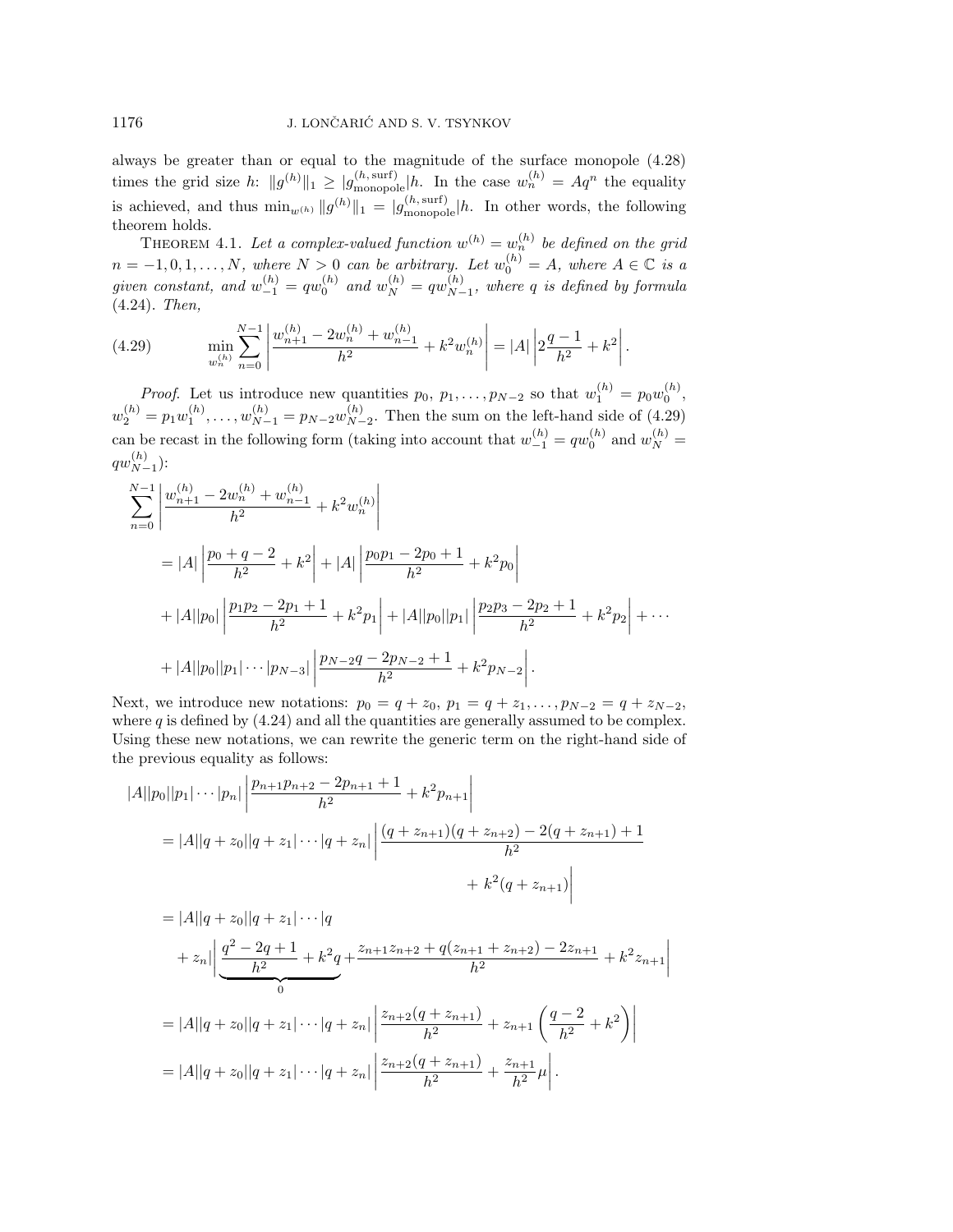always be greater than or equal to the magnitude of the surface monopole (4.28) times the grid size $h$: $\|g^{(h)}\|_1 \geq |g^{(h,\,\text{surf})}_{\text{monopole}}|h$. In the case $w^{(h)}_n = Aq^n$ the equality is achieved, and thus $\min_{w^{(h)}} \|g^{(h)}\|_1 = |g^{(h,\,\text{surf})}_{\text{monopole}}|h$. In other words, the following theorem holds.

THEOREM 4.1. *Let a complex-valued function $w^{(h)} = w^{(h)}_n$ be defined on the grid $n = -1, 0, 1, \ldots, N$, where $N > 0$ can be arbitrary. Let $w^{(h)}_0 = A$, where $A \in \mathbb{C}$ is a given constant, and $w^{(h)}_{-1} = qw^{(h)}_0$ and $w^{(h)}_N = qw^{(h)}_{N-1}$, where $q$ is defined by formula (4.24). Then,*

$$\min_{w^{(h)}_n} \sum_{n=0}^{N-1} \left| \frac{w^{(h)}_{n+1} - 2w^{(h)}_n + w^{(h)}_{n-1}}{h^2} + k^2 w^{(h)}_n \right| = |A| \left| 2\frac{q-1}{h^2} + k^2 \right|. \tag{4.29}$$

*Proof.* Let us introduce new quantities $p_0, p_1, \ldots, p_{N-2}$ so that $w^{(h)}_1 = p_0 w^{(h)}_0$, $w^{(h)}_2 = p_1 w^{(h)}_1, \ldots, w^{(h)}_{N-1} = p_{N-2} w^{(h)}_{N-2}$. Then the sum on the left-hand side of (4.29) can be recast in the following form (taking into account that $w^{(h)}_{-1} = qw^{(h)}_0$ and $w^{(h)}_N = qw^{(h)}_{N-1}$):

$$\begin{aligned}
&\sum_{n=0}^{N-1} \left| \frac{w^{(h)}_{n+1} - 2w^{(h)}_n + w^{(h)}_{n-1}}{h^2} + k^2 w^{(h)}_n \right| \\
&\quad = |A| \left| \frac{p_0 + q - 2}{h^2} + k^2 \right| + |A| \left| \frac{p_0 p_1 - 2p_0 + 1}{h^2} + k^2 p_0 \right| \\
&\quad + |A||p_0| \left| \frac{p_1 p_2 - 2p_1 + 1}{h^2} + k^2 p_1 \right| + |A||p_0||p_1| \left| \frac{p_2 p_3 - 2p_2 + 1}{h^2} + k^2 p_2 \right| + \cdots \\
&\quad + |A||p_0||p_1| \cdots |p_{N-3}| \left| \frac{p_{N-2} q - 2p_{N-2} + 1}{h^2} + k^2 p_{N-2} \right|.
\end{aligned}$$

Next, we introduce new notations: $p_0 = q + z_0$, $p_1 = q + z_1, \ldots, p_{N-2} = q + z_{N-2}$, where $q$ is defined by (4.24) and all the quantities are generally assumed to be complex. Using these new notations, we can rewrite the generic term on the right-hand side of the previous equality as follows:

$$\begin{aligned}
&|A||p_0||p_1| \cdots |p_n| \left| \frac{p_{n+1} p_{n+2} - 2p_{n+1} + 1}{h^2} + k^2 p_{n+1} \right| \\
&\quad = |A||q + z_0||q + z_1| \cdots |q + z_n| \left| \frac{(q + z_{n+1})(q + z_{n+2}) - 2(q + z_{n+1}) + 1}{h^2} + k^2 (q + z_{n+1}) \right| \\
&\quad = |A||q + z_0||q + z_1| \cdots |q + z_n| \left| \underbrace{\frac{q^2 - 2q + 1}{h^2} + k^2 q}_{0} + \frac{z_{n+1} z_{n+2} + q(z_{n+1} + z_{n+2}) - 2z_{n+1}}{h^2} + k^2 z_{n+1} \right| \\
&\quad = |A||q + z_0||q + z_1| \cdots |q + z_n| \left| \frac{z_{n+2}(q + z_{n+1})}{h^2} + z_{n+1} \left( \frac{q-2}{h^2} + k^2 \right) \right| \\
&\quad = |A||q + z_0||q + z_1| \cdots |q + z_n| \left| \frac{z_{n+2}(q + z_{n+1})}{h^2} + \frac{z_{n+1}}{h^2} \mu \right|.
\end{aligned}$$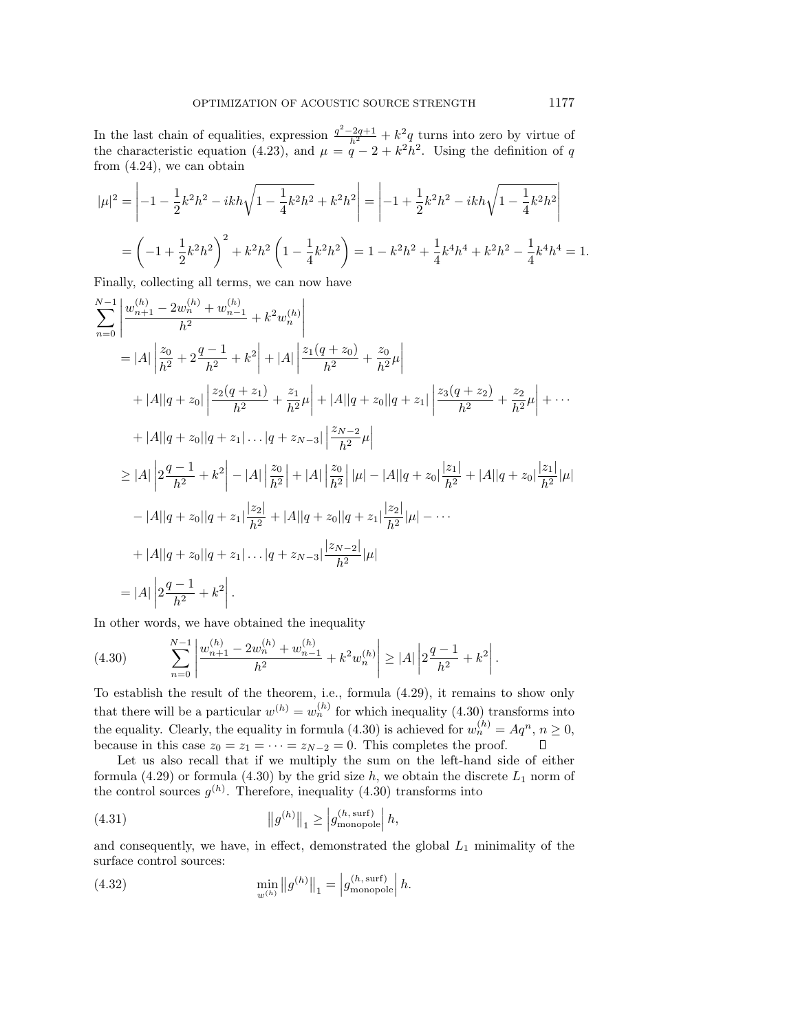In the last chain of equalities, expression $\frac{q^2-2q+1}{h^2} + k^2 q$ turns into zero by virtue of the characteristic equation (4.23), and $\mu = q - 2 + k^2h^2$. Using the definition of $q$ from (4.24), we can obtain

$$
\begin{aligned}
|\mu|^2 &= \left| -1 - \frac{1}{2}k^2h^2 - ikh\sqrt{1 - \frac{1}{4}k^2h^2} + k^2h^2 \right| = \left| -1 + \frac{1}{2}k^2h^2 - ikh\sqrt{1 - \frac{1}{4}k^2h^2} \right| \\
&= \left( -1 + \frac{1}{2}k^2h^2 \right)^2 + k^2h^2\left( 1 - \frac{1}{4}k^2h^2 \right) = 1 - k^2h^2 + \frac{1}{4}k^4h^4 + k^2h^2 - \frac{1}{4}k^4h^4 = 1.
\end{aligned}
$$

Finally, collecting all terms, we can now have

$$
\begin{aligned}
&\sum_{n=0}^{N-1} \left| \frac{w_{n+1}^{(h)} - 2w_n^{(h)} + w_{n-1}^{(h)}}{h^2} + k^2 w_n^{(h)} \right| \\
&= |A| \left| \frac{z_0}{h^2} + 2\frac{q-1}{h^2} + k^2 \right| + |A| \left| \frac{z_1(q+z_0)}{h^2} + \frac{z_0}{h^2}\mu \right| \\
&\quad + |A||q+z_0| \left| \frac{z_2(q+z_1)}{h^2} + \frac{z_1}{h^2}\mu \right| + |A||q+z_0||q+z_1| \left| \frac{z_3(q+z_2)}{h^2} + \frac{z_2}{h^2}\mu \right| + \cdots \\
&\quad + |A||q+z_0||q+z_1| \dots |q+z_{N-3}| \left| \frac{z_{N-2}}{h^2}\mu \right| \\
&\geq |A| \left| 2\frac{q-1}{h^2} + k^2 \right| - |A| \left| \frac{z_0}{h^2} \right| + |A| \left| \frac{z_0}{h^2} \right| |\mu| - |A||q+z_0| \frac{|z_1|}{h^2} + |A||q+z_0| \frac{|z_1|}{h^2}|\mu| \\
&\quad - |A||q+z_0||q+z_1| \frac{|z_2|}{h^2} + |A||q+z_0||q+z_1| \frac{|z_2|}{h^2}|\mu| - \cdots \\
&\quad + |A||q+z_0||q+z_1| \dots |q+z_{N-3}| \frac{|z_{N-2}|}{h^2}|\mu| \\
&= |A| \left| 2\frac{q-1}{h^2} + k^2 \right|.
\end{aligned}
$$

In other words, we have obtained the inequality

$$
\sum_{n=0}^{N-1} \left| \frac{w_{n+1}^{(h)} - 2w_n^{(h)} + w_{n-1}^{(h)}}{h^2} + k^2 w_n^{(h)} \right| \geq |A| \left| 2\frac{q-1}{h^2} + k^2 \right|. \tag{4.30}
$$

To establish the result of the theorem, i.e., formula (4.29), it remains to show only that there will be a particular $w^{(h)} = w_n^{(h)}$ for which inequality (4.30) transforms into the equality. Clearly, the equality in formula (4.30) is achieved for $w_n^{(h)} = Aq^n$, $n \geq 0$, because in this case $z_0 = z_1 = \cdots = z_{N-2} = 0$. This completes the proof. ∎

Let us also recall that if we multiply the sum on the left-hand side of either formula (4.29) or formula (4.30) by the grid size $h$, we obtain the discrete $L_1$ norm of the control sources $g^{(h)}$. Therefore, inequality (4.30) transforms into

$$
\left\| g^{(h)} \right\|_1 \geq \left| g_{\text{monopole}}^{(h,\,\text{surf})} \right| h, \tag{4.31}
$$

and consequently, we have, in effect, demonstrated the global $L_1$ minimality of the surface control sources:

$$
\min_{w^{(h)}} \left\| g^{(h)} \right\|_1 = \left| g_{\text{monopole}}^{(h,\,\text{surf})} \right| h. \tag{4.32}
$$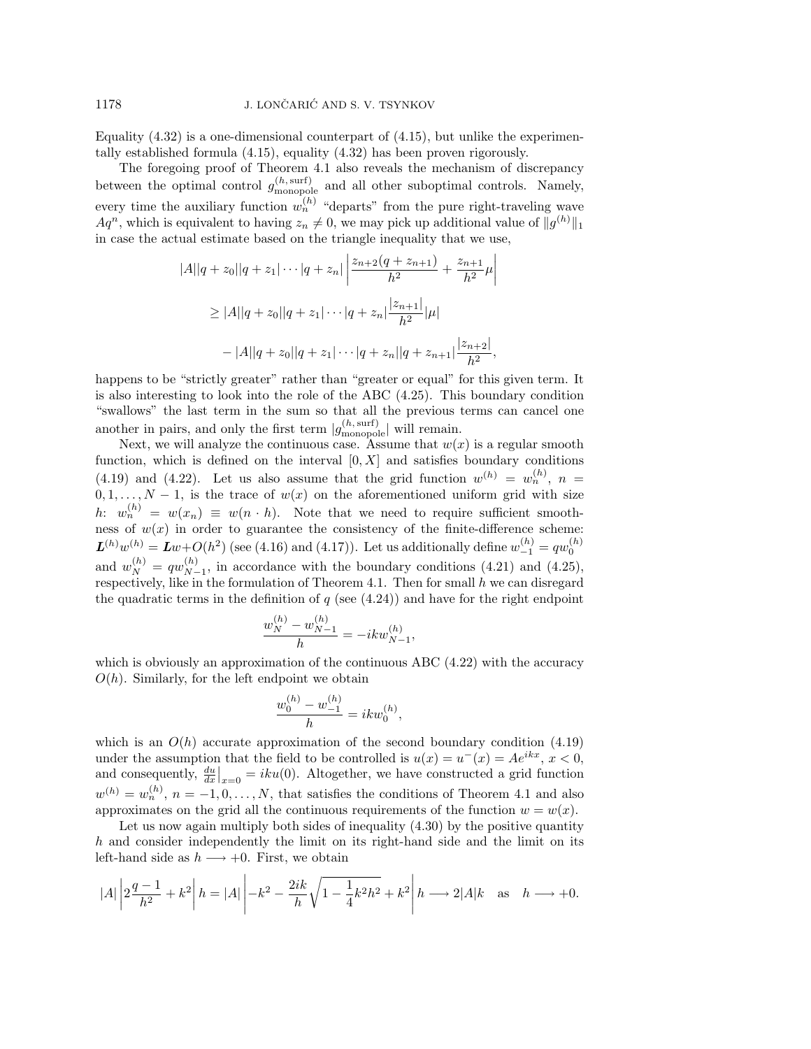Equality (4.32) is a one-dimensional counterpart of (4.15), but unlike the experimentally established formula (4.15), equality (4.32) has been proven rigorously.

The foregoing proof of Theorem 4.1 also reveals the mechanism of discrepancy between the optimal control $g^{(h,\,\mathrm{surf})}_{\mathrm{monopole}}$ and all other suboptimal controls. Namely, every time the auxiliary function $w^{(h)}_n$ "departs" from the pure right-traveling wave $Aq^n$, which is equivalent to having $z_n \neq 0$, we may pick up additional value of $\|g^{(h)}\|_1$ in case the actual estimate based on the triangle inequality that we use,

$$
\begin{aligned}
|A||q+z_0||q+z_1|\cdots|q+z_n| &\left| \frac{z_{n+2}(q+z_{n+1})}{h^2} + \frac{z_{n+1}}{h^2}\mu \right| \\
&\geq |A||q+z_0||q+z_1|\cdots|q+z_n| \frac{|z_{n+1}|}{h^2}|\mu| \\
&\quad - |A||q+z_0||q+z_1|\cdots|q+z_n||q+z_{n+1}| \frac{|z_{n+2}|}{h^2},
\end{aligned}
$$

happens to be "strictly greater" rather than "greater or equal" for this given term. It is also interesting to look into the role of the ABC (4.25). This boundary condition "swallows" the last term in the sum so that all the previous terms can cancel one another in pairs, and only the first term $|g^{(h,\,\mathrm{surf})}_{\mathrm{monopole}}|$ will remain.

Next, we will analyze the continuous case. Assume that $w(x)$ is a regular smooth function, which is defined on the interval $[0, X]$ and satisfies boundary conditions (4.19) and (4.22). Let us also assume that the grid function $w^{(h)} = w^{(h)}_n$, $n = 0, 1, \ldots, N-1$, is the trace of $w(x)$ on the aforementioned uniform grid with size $h$: $w^{(h)}_n = w(x_n) \equiv w(n \cdot h)$. Note that we need to require sufficient smoothness of $w(x)$ in order to guarantee the consistency of the finite-difference scheme: $\boldsymbol{L}^{(h)} w^{(h)} = \boldsymbol{L} w + O(h^2)$ (see (4.16) and (4.17)). Let us additionally define $w^{(h)}_{-1} = q w^{(h)}_0$ and $w^{(h)}_N = q w^{(h)}_{N-1}$, in accordance with the boundary conditions (4.21) and (4.25), respectively, like in the formulation of Theorem 4.1. Then for small $h$ we can disregard the quadratic terms in the definition of $q$ (see (4.24)) and have for the right endpoint

$$
\frac{w^{(h)}_N - w^{(h)}_{N-1}}{h} = -ikw^{(h)}_{N-1},
$$

which is obviously an approximation of the continuous ABC (4.22) with the accuracy $O(h)$. Similarly, for the left endpoint we obtain

$$
\frac{w^{(h)}_0 - w^{(h)}_{-1}}{h} = ikw^{(h)}_0,
$$

which is an $O(h)$ accurate approximation of the second boundary condition (4.19) under the assumption that the field to be controlled is $u(x) = u^-(x) = Ae^{ikx}$, $x < 0$, and consequently, $\frac{du}{dx}\big|_{x=0} = iku(0)$. Altogether, we have constructed a grid function $w^{(h)} = w^{(h)}_n$, $n = -1, 0, \ldots, N$, that satisfies the conditions of Theorem 4.1 and also approximates on the grid all the continuous requirements of the function $w = w(x)$.

Let us now again multiply both sides of inequality (4.30) by the positive quantity $h$ and consider independently the limit on its right-hand side and the limit on its left-hand side as $h \longrightarrow +0$. First, we obtain

$$
|A|\left| 2\frac{q-1}{h^2} + k^2 \right| h = |A| \left| -k^2 - \frac{2ik}{h}\sqrt{1 - \frac{1}{4}k^2h^2} + k^2 \right| h \longrightarrow 2|A|k \quad \text{as} \quad h \longrightarrow +0.
$$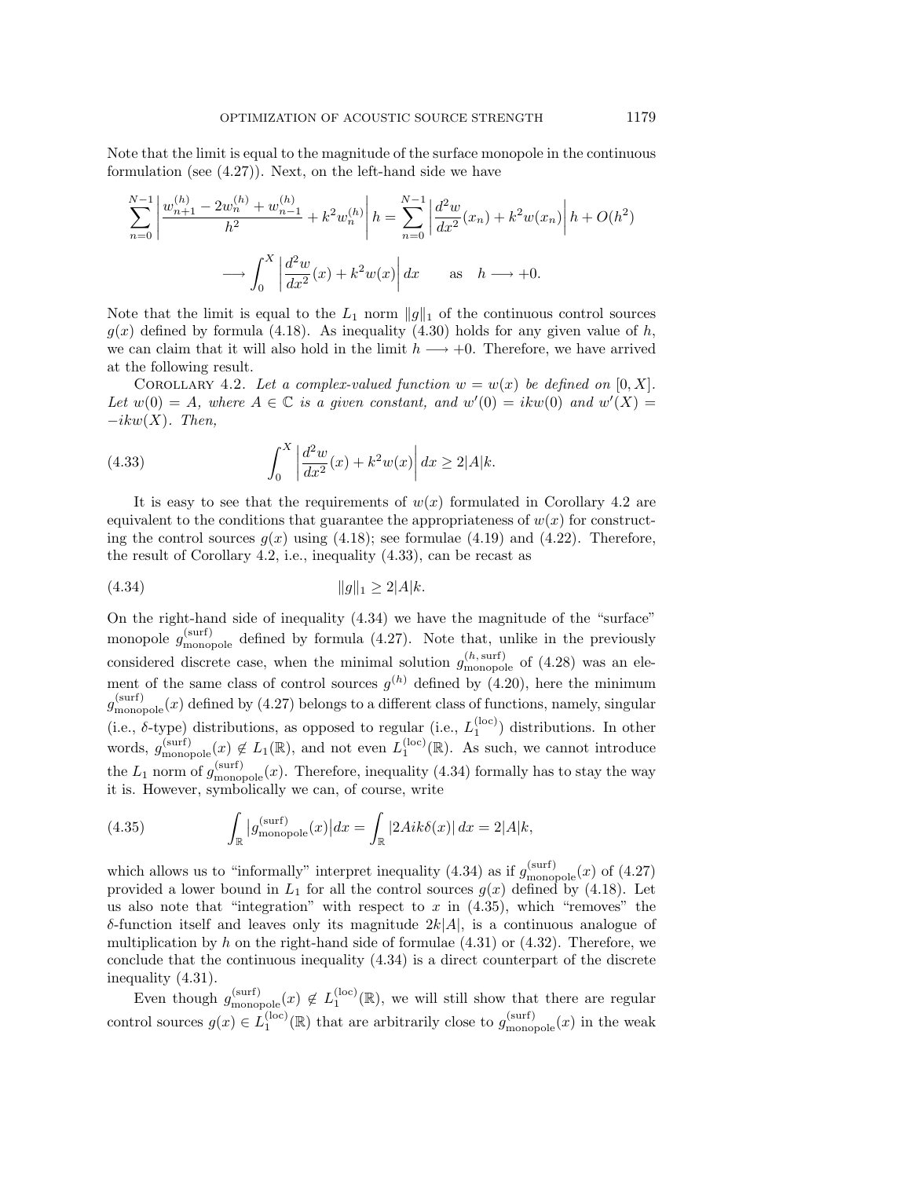Note that the limit is equal to the magnitude of the surface monopole in the continuous formulation (see (4.27)). Next, on the left-hand side we have

$$\sum_{n=0}^{N-1} \left| \frac{w_{n+1}^{(h)} - 2w_n^{(h)} + w_{n-1}^{(h)}}{h^2} + k^2 w_n^{(h)} \right| h = \sum_{n=0}^{N-1} \left| \frac{d^2 w}{dx^2}(x_n) + k^2 w(x_n) \right| h + O(h^2)$$

$$\longrightarrow \int_0^X \left| \frac{d^2 w}{dx^2}(x) + k^2 w(x) \right| dx \qquad \text{as} \quad h \longrightarrow +0.$$

Note that the limit is equal to the $L_1$ norm $\|g\|_1$ of the continuous control sources $g(x)$ defined by formula (4.18). As inequality (4.30) holds for any given value of $h$, we can claim that it will also hold in the limit $h \longrightarrow +0$. Therefore, we have arrived at the following result.

Corollary 4.2. *Let a complex-valued function $w = w(x)$ be defined on $[0, X]$. Let $w(0) = A$, where $A \in \mathbb{C}$ is a given constant, and $w'(0) = ikw(0)$ and $w'(X) = -ikw(X)$. Then,*

$$\int_0^X \left| \frac{d^2 w}{dx^2}(x) + k^2 w(x) \right| dx \geq 2|A|k. \tag{4.33}$$

It is easy to see that the requirements of $w(x)$ formulated in Corollary 4.2 are equivalent to the conditions that guarantee the appropriateness of $w(x)$ for constructing the control sources $g(x)$ using (4.18); see formulae (4.19) and (4.22). Therefore, the result of Corollary 4.2, i.e., inequality (4.33), can be recast as

$$\|g\|_1 \geq 2|A|k. \tag{4.34}$$

On the right-hand side of inequality (4.34) we have the magnitude of the "surface" monopole $g_{\text{monopole}}^{(\text{surf})}$ defined by formula (4.27). Note that, unlike in the previously considered discrete case, when the minimal solution $g_{\text{monopole}}^{(h,\,\text{surf})}$ of (4.28) was an element of the same class of control sources $g^{(h)}$ defined by (4.20), here the minimum $g_{\text{monopole}}^{(\text{surf})}(x)$ defined by (4.27) belongs to a different class of functions, namely, singular (i.e., $\delta$-type) distributions, as opposed to regular (i.e., $L_1^{(\text{loc})}$) distributions. In other words, $g_{\text{monopole}}^{(\text{surf})}(x) \notin L_1(\mathbb{R})$, and not even $L_1^{(\text{loc})}(\mathbb{R})$. As such, we cannot introduce the $L_1$ norm of $g_{\text{monopole}}^{(\text{surf})}(x)$. Therefore, inequality (4.34) formally has to stay the way it is. However, symbolically we can, of course, write

$$\int_{\mathbb{R}} \left| g_{\text{monopole}}^{(\text{surf})}(x) \right| dx = \int_{\mathbb{R}} |2Aik\delta(x)| \, dx = 2|A|k, \tag{4.35}$$

which allows us to "informally" interpret inequality (4.34) as if $g_{\text{monopole}}^{(\text{surf})}(x)$ of (4.27) provided a lower bound in $L_1$ for all the control sources $g(x)$ defined by (4.18). Let us also note that "integration" with respect to $x$ in (4.35), which "removes" the $\delta$-function itself and leaves only its magnitude $2k|A|$, is a continuous analogue of multiplication by $h$ on the right-hand side of formulae (4.31) or (4.32). Therefore, we conclude that the continuous inequality (4.34) is a direct counterpart of the discrete inequality (4.31).

Even though $g_{\text{monopole}}^{(\text{surf})}(x) \notin L_1^{(\text{loc})}(\mathbb{R})$, we will still show that there are regular control sources $g(x) \in L_1^{(\text{loc})}(\mathbb{R})$ that are arbitrarily close to $g_{\text{monopole}}^{(\text{surf})}(x)$ in the weak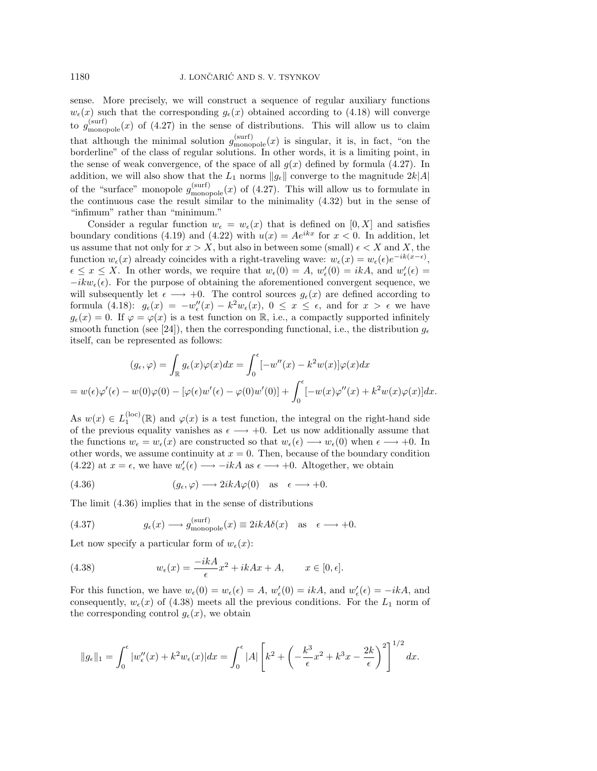sense. More precisely, we will construct a sequence of regular auxiliary functions $w_\epsilon(x)$ such that the corresponding $g_\epsilon(x)$ obtained according to (4.18) will converge to $g^{(\text{surf})}_{\text{monopole}}(x)$ of (4.27) in the sense of distributions. This will allow us to claim that although the minimal solution $g^{(\text{surf})}_{\text{monopole}}(x)$ is singular, it is, in fact, "on the borderline" of the class of regular solutions. In other words, it is a limiting point, in the sense of weak convergence, of the space of all $g(x)$ defined by formula (4.27). In addition, we will also show that the $L_1$ norms $\|g_\epsilon\|$ converge to the magnitude $2k|A|$ of the "surface" monopole $g^{(\text{surf})}_{\text{monopole}}(x)$ of (4.27). This will allow us to formulate in the continuous case the result similar to the minimality (4.32) but in the sense of "infimum" rather than "minimum."

Consider a regular function $w_\epsilon = w_\epsilon(x)$ that is defined on $[0, X]$ and satisfies boundary conditions (4.19) and (4.22) with $u(x) = Ae^{ikx}$ for $x < 0$. In addition, let us assume that not only for $x > X$, but also in between some (small) $\epsilon < X$ and $X$, the function $w_\epsilon(x)$ already coincides with a right-traveling wave: $w_\epsilon(x) = w_\epsilon(\epsilon)e^{-ik(x-\epsilon)}$, $\epsilon \le x \le X$. In other words, we require that $w_\epsilon(0) = A$, $w'_\epsilon(0) = ikA$, and $w'_\epsilon(\epsilon) = -ikw_\epsilon(\epsilon)$. For the purpose of obtaining the aforementioned convergent sequence, we will subsequently let $\epsilon \longrightarrow +0$. The control sources $g_\epsilon(x)$ are defined according to formula (4.18): $g_\epsilon(x) = -w''_\epsilon(x) - k^2 w_\epsilon(x)$, $0 \le x \le \epsilon$, and for $x > \epsilon$ we have $g_\epsilon(x) = 0$. If $\varphi = \varphi(x)$ is a test function on $\mathbb{R}$, i.e., a compactly supported infinitely smooth function (see [24]), then the corresponding functional, i.e., the distribution $g_\epsilon$ itself, can be represented as follows:

$$
(g_\epsilon, \varphi) = \int_{\mathbb{R}} g_\epsilon(x)\varphi(x)dx = \int_0^\epsilon [-w''(x) - k^2 w(x)]\varphi(x)dx
$$

$$
= w(\epsilon)\varphi'(\epsilon) - w(0)\varphi(0) - [\varphi(\epsilon)w'(\epsilon) - \varphi(0)w'(0)] + \int_0^\epsilon [-w(x)\varphi''(x) + k^2 w(x)\varphi(x)]dx.
$$

As $w(x) \in L_1^{(\text{loc})}(\mathbb{R})$ and $\varphi(x)$ is a test function, the integral on the right-hand side of the previous equality vanishes as $\epsilon \longrightarrow +0$. Let us now additionally assume that the functions $w_\epsilon = w_\epsilon(x)$ are constructed so that $w_\epsilon(\epsilon) \longrightarrow w_\epsilon(0)$ when $\epsilon \longrightarrow +0$. In other words, we assume continuity at $x = 0$. Then, because of the boundary condition (4.22) at $x = \epsilon$, we have $w'_\epsilon(\epsilon) \longrightarrow -ikA$ as $\epsilon \longrightarrow +0$. Altogether, we obtain

$$
(g_\epsilon, \varphi) \longrightarrow 2ikA\varphi(0) \quad \text{as} \quad \epsilon \longrightarrow +0. \tag{4.36}
$$

The limit (4.36) implies that in the sense of distributions

$$
g_\epsilon(x) \longrightarrow g^{(\text{surf})}_{\text{monopole}}(x) \equiv 2ikA\delta(x) \quad \text{as} \quad \epsilon \longrightarrow +0. \tag{4.37}
$$

Let now specify a particular form of $w_\epsilon(x)$:

$$
w_\epsilon(x) = \frac{-ikA}{\epsilon}x^2 + ikAx + A, \qquad x \in [0, \epsilon]. \tag{4.38}
$$

For this function, we have $w_\epsilon(0) = w_\epsilon(\epsilon) = A$, $w'_\epsilon(0) = ikA$, and $w'_\epsilon(\epsilon) = -ikA$, and consequently, $w_\epsilon(x)$ of (4.38) meets all the previous conditions. For the $L_1$ norm of the corresponding control $g_\epsilon(x)$, we obtain

$$
\|g_\epsilon\|_1 = \int_0^\epsilon |w''_\epsilon(x) + k^2 w_\epsilon(x)|dx = \int_0^\epsilon |A| \left[ k^2 + \left( -\frac{k^3}{\epsilon}x^2 + k^3 x - \frac{2k}{\epsilon} \right)^2 \right]^{1/2} dx.
$$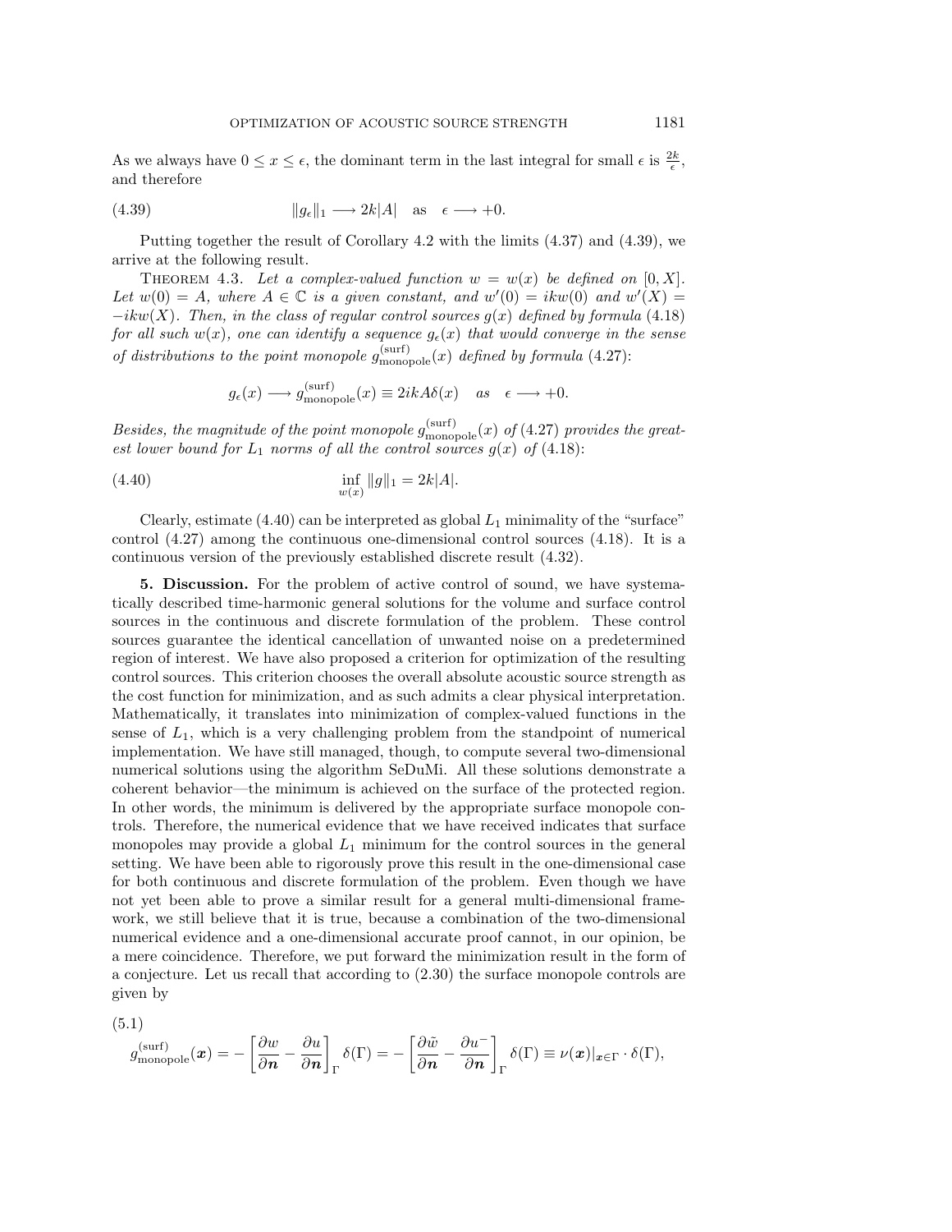As we always have $0 \leq x \leq \epsilon$, the dominant term in the last integral for small $\epsilon$ is $\frac{2k}{\epsilon}$, and therefore

$$\|g_\epsilon\|_1 \longrightarrow 2k|A| \quad \text{as} \quad \epsilon \longrightarrow +0. \tag{4.39}$$

Putting together the result of Corollary 4.2 with the limits (4.37) and (4.39), we arrive at the following result.

Theorem 4.3. *Let a complex-valued function $w = w(x)$ be defined on $[0, X]$. Let $w(0) = A$, where $A \in \mathbb{C}$ is a given constant, and $w'(0) = ikw(0)$ and $w'(X) = -ikw(X)$. Then, in the class of regular control sources $g(x)$ defined by formula (4.18) for all such $w(x)$, one can identify a sequence $g_\epsilon(x)$ that would converge in the sense of distributions to the point monopole $g^{(\text{surf})}_{\text{monopole}}(x)$ defined by formula (4.27):*

$$g_\epsilon(x) \longrightarrow g^{(\text{surf})}_{\text{monopole}}(x) \equiv 2ikA\delta(x) \quad \text{as} \quad \epsilon \longrightarrow +0.$$

*Besides, the magnitude of the point monopole $g^{(\text{surf})}_{\text{monopole}}(x)$ of (4.27) provides the greatest lower bound for $L_1$ norms of all the control sources $g(x)$ of (4.18):*

$$\inf_{w(x)} \|g\|_1 = 2k|A|. \tag{4.40}$$

Clearly, estimate (4.40) can be interpreted as global $L_1$ minimality of the "surface" control (4.27) among the continuous one-dimensional control sources (4.18). It is a continuous version of the previously established discrete result (4.32).

**5. Discussion.** For the problem of active control of sound, we have systematically described time-harmonic general solutions for the volume and surface control sources in the continuous and discrete formulation of the problem. These control sources guarantee the identical cancellation of unwanted noise on a predetermined region of interest. We have also proposed a criterion for optimization of the resulting control sources. This criterion chooses the overall absolute acoustic source strength as the cost function for minimization, and as such admits a clear physical interpretation. Mathematically, it translates into minimization of complex-valued functions in the sense of $L_1$, which is a very challenging problem from the standpoint of numerical implementation. We have still managed, though, to compute several two-dimensional numerical solutions using the algorithm SeDuMi. All these solutions demonstrate a coherent behavior—the minimum is achieved on the surface of the protected region. In other words, the minimum is delivered by the appropriate surface monopole controls. Therefore, the numerical evidence that we have received indicates that surface monopoles may provide a global $L_1$ minimum for the control sources in the general setting. We have been able to rigorously prove this result in the one-dimensional case for both continuous and discrete formulation of the problem. Even though we have not yet been able to prove a similar result for a general multi-dimensional framework, we still believe that it is true, because a combination of the two-dimensional numerical evidence and a one-dimensional accurate proof cannot, in our opinion, be a mere coincidence. Therefore, we put forward the minimization result in the form of a conjecture. Let us recall that according to (2.30) the surface monopole controls are given by

$$g^{(\text{surf})}_{\text{monopole}}(\boldsymbol{x}) = -\left[\frac{\partial w}{\partial \boldsymbol{n}} - \frac{\partial u}{\partial \boldsymbol{n}}\right]_\Gamma \delta(\Gamma) = -\left[\frac{\partial \tilde{w}}{\partial \boldsymbol{n}} - \frac{\partial u^-}{\partial \boldsymbol{n}}\right]_\Gamma \delta(\Gamma) \equiv \nu(\boldsymbol{x})|_{\boldsymbol{x}\in\Gamma} \cdot \delta(\Gamma), \tag{5.1}$$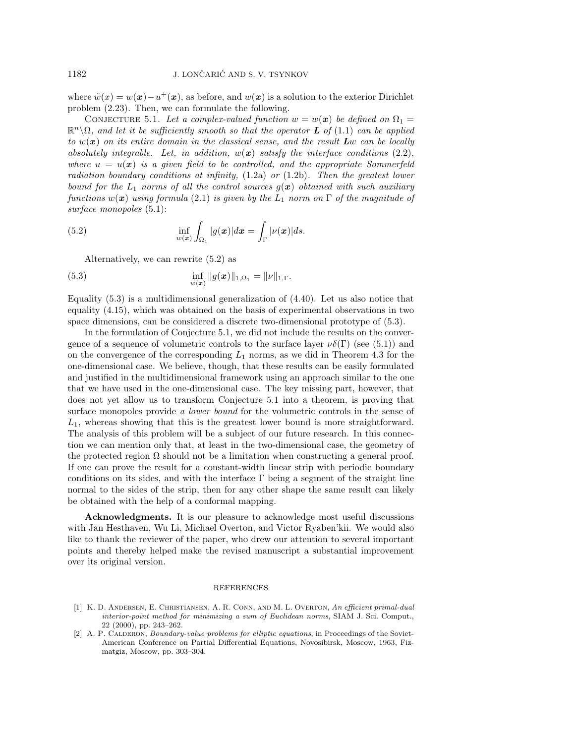where $\tilde{w}(x) = w(\boldsymbol{x}) - u^+(\boldsymbol{x})$, as before, and $w(\boldsymbol{x})$ is a solution to the exterior Dirichlet problem (2.23). Then, we can formulate the following.

Conjecture 5.1. *Let a complex-valued function $w = w(\boldsymbol{x})$ be defined on $\Omega_1 = \mathbb{R}^n \backslash \Omega$, and let it be sufficiently smooth so that the operator $\boldsymbol{L}$ of* (1.1) *can be applied to $w(\boldsymbol{x})$ on its entire domain in the classical sense, and the result $\boldsymbol{L}w$ can be locally absolutely integrable. Let, in addition, $w(\boldsymbol{x})$ satisfy the interface conditions* (2.2)*, where $u = u(\boldsymbol{x})$ is a given field to be controlled, and the appropriate Sommerfeld radiation boundary conditions at infinity,* (1.2a) *or* (1.2b)*. Then the greatest lower bound for the $L_1$ norms of all the control sources $g(\boldsymbol{x})$ obtained with such auxiliary functions $w(\boldsymbol{x})$ using formula* (2.1) *is given by the $L_1$ norm on $\Gamma$ of the magnitude of surface monopoles* (5.1):

$$\inf_{w(\boldsymbol{x})} \int_{\Omega_1} |g(\boldsymbol{x})| d\boldsymbol{x} = \int_{\Gamma} |\nu(\boldsymbol{x})| ds. \tag{5.2}$$

Alternatively, we can rewrite (5.2) as

$$\inf_{w(\boldsymbol{x})} \|g(\boldsymbol{x})\|_{1,\Omega_1} = \|\nu\|_{1,\Gamma}. \tag{5.3}$$

Equality (5.3) is a multidimensional generalization of (4.40). Let us also notice that equality (4.15), which was obtained on the basis of experimental observations in two space dimensions, can be considered a discrete two-dimensional prototype of (5.3).

In the formulation of Conjecture 5.1, we did not include the results on the convergence of a sequence of volumetric controls to the surface layer $\nu\delta(\Gamma)$ (see (5.1)) and on the convergence of the corresponding $L_1$ norms, as we did in Theorem 4.3 for the one-dimensional case. We believe, though, that these results can be easily formulated and justified in the multidimensional framework using an approach similar to the one that we have used in the one-dimensional case. The key missing part, however, that does not yet allow us to transform Conjecture 5.1 into a theorem, is proving that surface monopoles provide *a lower bound* for the volumetric controls in the sense of $L_1$, whereas showing that this is the greatest lower bound is more straightforward. The analysis of this problem will be a subject of our future research. In this connection we can mention only that, at least in the two-dimensional case, the geometry of the protected region $\Omega$ should not be a limitation when constructing a general proof. If one can prove the result for a constant-width linear strip with periodic boundary conditions on its sides, and with the interface $\Gamma$ being a segment of the straight line normal to the sides of the strip, then for any other shape the same result can likely be obtained with the help of a conformal mapping.

**Acknowledgments.** It is our pleasure to acknowledge most useful discussions with Jan Hesthaven, Wu Li, Michael Overton, and Victor Ryaben'kii. We would also like to thank the reviewer of the paper, who drew our attention to several important points and thereby helped make the revised manuscript a substantial improvement over its original version.

## REFERENCES

[1] K. D. Andersen, E. Christiansen, A. R. Conn, and M. L. Overton, *An efficient primal-dual interior-point method for minimizing a sum of Euclidean norms*, SIAM J. Sci. Comput., 22 (2000), pp. 243–262.

[2] A. P. Calderon, *Boundary-value problems for elliptic equations*, in Proceedings of the Soviet-American Conference on Partial Differential Equations, Novosibirsk, Moscow, 1963, Fizmatgiz, Moscow, pp. 303–304.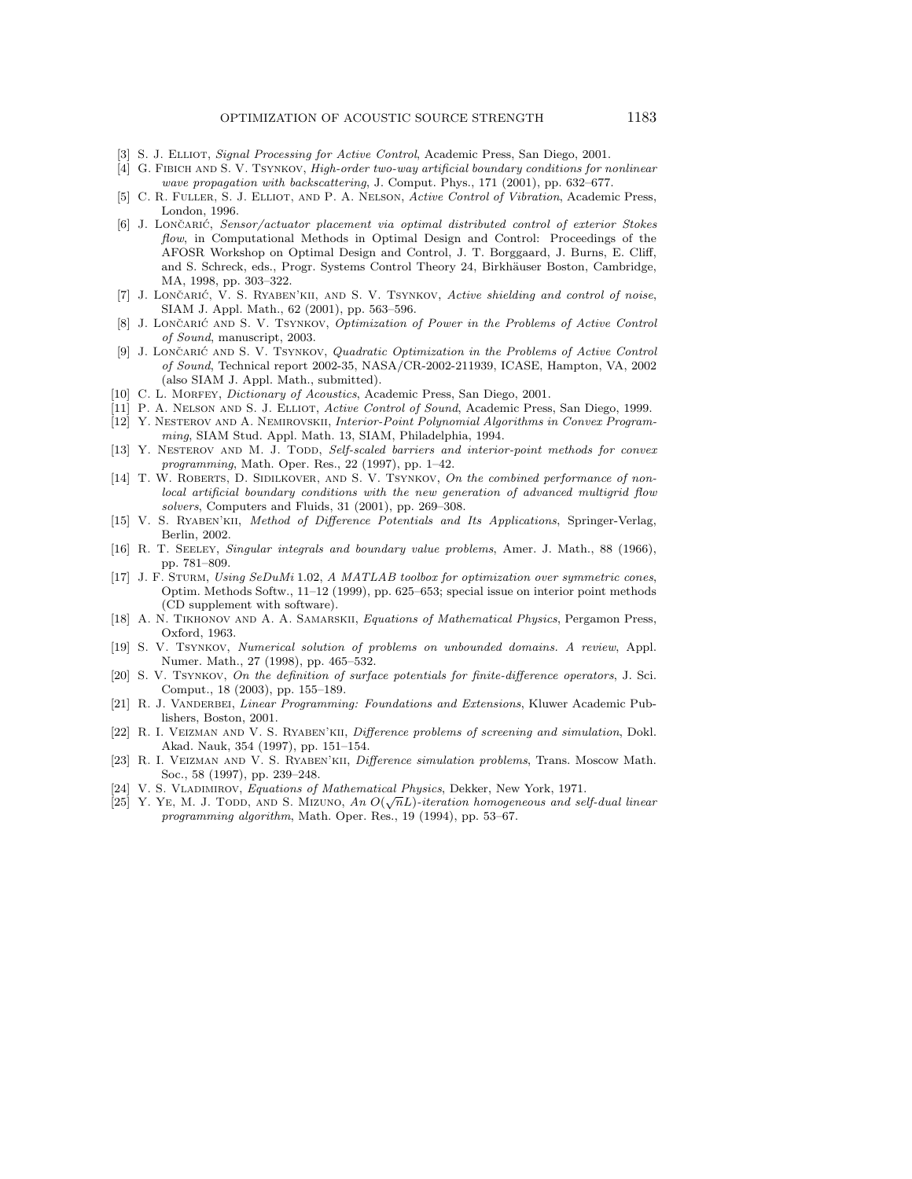[3] S. J. Elliot, *Signal Processing for Active Control*, Academic Press, San Diego, 2001.

[4] G. Fibich and S. V. Tsynkov, *High-order two-way artificial boundary conditions for nonlinear wave propagation with backscattering*, J. Comput. Phys., 171 (2001), pp. 632–677.

[5] C. R. Fuller, S. J. Elliot, and P. A. Nelson, *Active Control of Vibration*, Academic Press, London, 1996.

[6] J. Lončarić, *Sensor/actuator placement via optimal distributed control of exterior Stokes flow*, in Computational Methods in Optimal Design and Control: Proceedings of the AFOSR Workshop on Optimal Design and Control, J. T. Borggaard, J. Burns, E. Cliff, and S. Schreck, eds., Progr. Systems Control Theory 24, Birkhäuser Boston, Cambridge, MA, 1998, pp. 303–322.

[7] J. Lončarić, V. S. Ryaben'kii, and S. V. Tsynkov, *Active shielding and control of noise*, SIAM J. Appl. Math., 62 (2001), pp. 563–596.

[8] J. Lončarić and S. V. Tsynkov, *Optimization of Power in the Problems of Active Control of Sound*, manuscript, 2003.

[9] J. Lončarić and S. V. Tsynkov, *Quadratic Optimization in the Problems of Active Control of Sound*, Technical report 2002-35, NASA/CR-2002-211939, ICASE, Hampton, VA, 2002 (also SIAM J. Appl. Math., submitted).

[10] C. L. Morfey, *Dictionary of Acoustics*, Academic Press, San Diego, 2001.

[11] P. A. Nelson and S. J. Elliot, *Active Control of Sound*, Academic Press, San Diego, 1999.

[12] Y. Nesterov and A. Nemirovskii, *Interior-Point Polynomial Algorithms in Convex Programming*, SIAM Stud. Appl. Math. 13, SIAM, Philadelphia, 1994.

[13] Y. Nesterov and M. J. Todd, *Self-scaled barriers and interior-point methods for convex programming*, Math. Oper. Res., 22 (1997), pp. 1–42.

[14] T. W. Roberts, D. Sidilkover, and S. V. Tsynkov, *On the combined performance of nonlocal artificial boundary conditions with the new generation of advanced multigrid flow solvers*, Computers and Fluids, 31 (2001), pp. 269–308.

[15] V. S. Ryaben'kii, *Method of Difference Potentials and Its Applications*, Springer-Verlag, Berlin, 2002.

[16] R. T. Seeley, *Singular integrals and boundary value problems*, Amer. J. Math., 88 (1966), pp. 781–809.

[17] J. F. Sturm, *Using SeDuMi* 1.02, *A MATLAB toolbox for optimization over symmetric cones*, Optim. Methods Softw., 11–12 (1999), pp. 625–653; special issue on interior point methods (CD supplement with software).

[18] A. N. Tikhonov and A. A. Samarskii, *Equations of Mathematical Physics*, Pergamon Press, Oxford, 1963.

[19] S. V. Tsynkov, *Numerical solution of problems on unbounded domains. A review*, Appl. Numer. Math., 27 (1998), pp. 465–532.

[20] S. V. Tsynkov, *On the definition of surface potentials for finite-difference operators*, J. Sci. Comput., 18 (2003), pp. 155–189.

[21] R. J. Vanderbei, *Linear Programming: Foundations and Extensions*, Kluwer Academic Publishers, Boston, 2001.

[22] R. I. Veizman and V. S. Ryaben'kii, *Difference problems of screening and simulation*, Dokl. Akad. Nauk, 354 (1997), pp. 151–154.

[23] R. I. Veizman and V. S. Ryaben'kii, *Difference simulation problems*, Trans. Moscow Math. Soc., 58 (1997), pp. 239–248.

[24] V. S. Vladimirov, *Equations of Mathematical Physics*, Dekker, New York, 1971.

[25] Y. Ye, M. J. Todd, and S. Mizuno, *An $O(\sqrt{n}L)$-iteration homogeneous and self-dual linear programming algorithm*, Math. Oper. Res., 19 (1994), pp. 53–67.